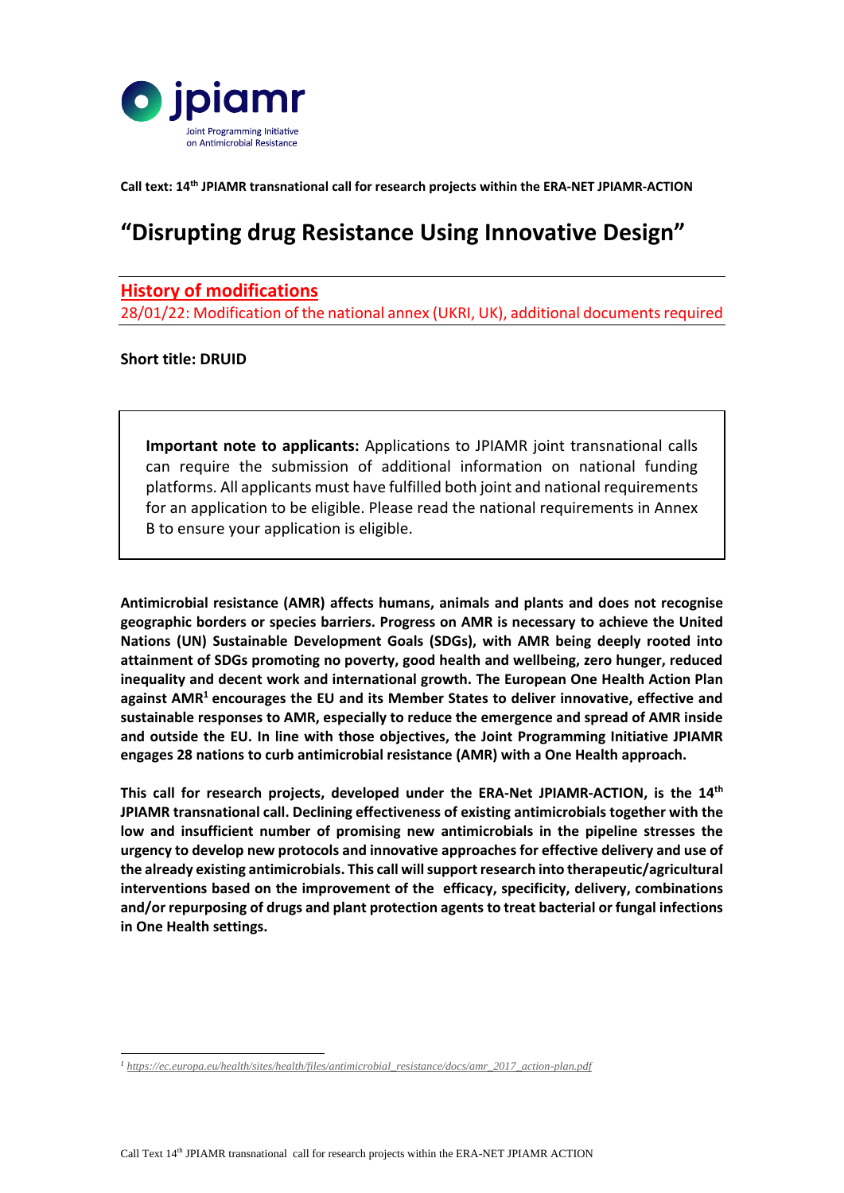**Call text: 14th JPIAMR transnational call for research projects within the ERA-NET JPIAMR-ACTION**

# "Disrupting drug Resistance Using Innovative Design"

## History of modifications

28/01/22: Modification of the national annex (UKRI, UK), additional documents required

**Short title: DRUID**

> **Important note to applicants:** Applications to JPIAMR joint transnational calls can require the submission of additional information on national funding platforms. All applicants must have fulfilled both joint and national requirements for an application to be eligible. Please read the national requirements in Annex B to ensure your application is eligible.

**Antimicrobial resistance (AMR) affects humans, animals and plants and does not recognise geographic borders or species barriers. Progress on AMR is necessary to achieve the United Nations (UN) Sustainable Development Goals (SDGs), with AMR being deeply rooted into attainment of SDGs promoting no poverty, good health and wellbeing, zero hunger, reduced inequality and decent work and international growth. The European One Health Action Plan against AMR[1] encourages the EU and its Member States to deliver innovative, effective and sustainable responses to AMR, especially to reduce the emergence and spread of AMR inside and outside the EU. In line with those objectives, the Joint Programming Initiative JPIAMR engages 28 nations to curb antimicrobial resistance (AMR) with a One Health approach.**

**This call for research projects, developed under the ERA-Net JPIAMR-ACTION, is the 14th JPIAMR transnational call. Declining effectiveness of existing antimicrobials together with the low and insufficient number of promising new antimicrobials in the pipeline stresses the urgency to develop new protocols and innovative approaches for effective delivery and use of the already existing antimicrobials. This call will support research into therapeutic/agricultural interventions based on the improvement of the efficacy, specificity, delivery, combinations and/or repurposing of drugs and plant protection agents to treat bacterial or fungal infections in One Health settings.**

[1] *https://ec.europa.eu/health/sites/health/files/antimicrobial_resistance/docs/amr_2017_action-plan.pdf*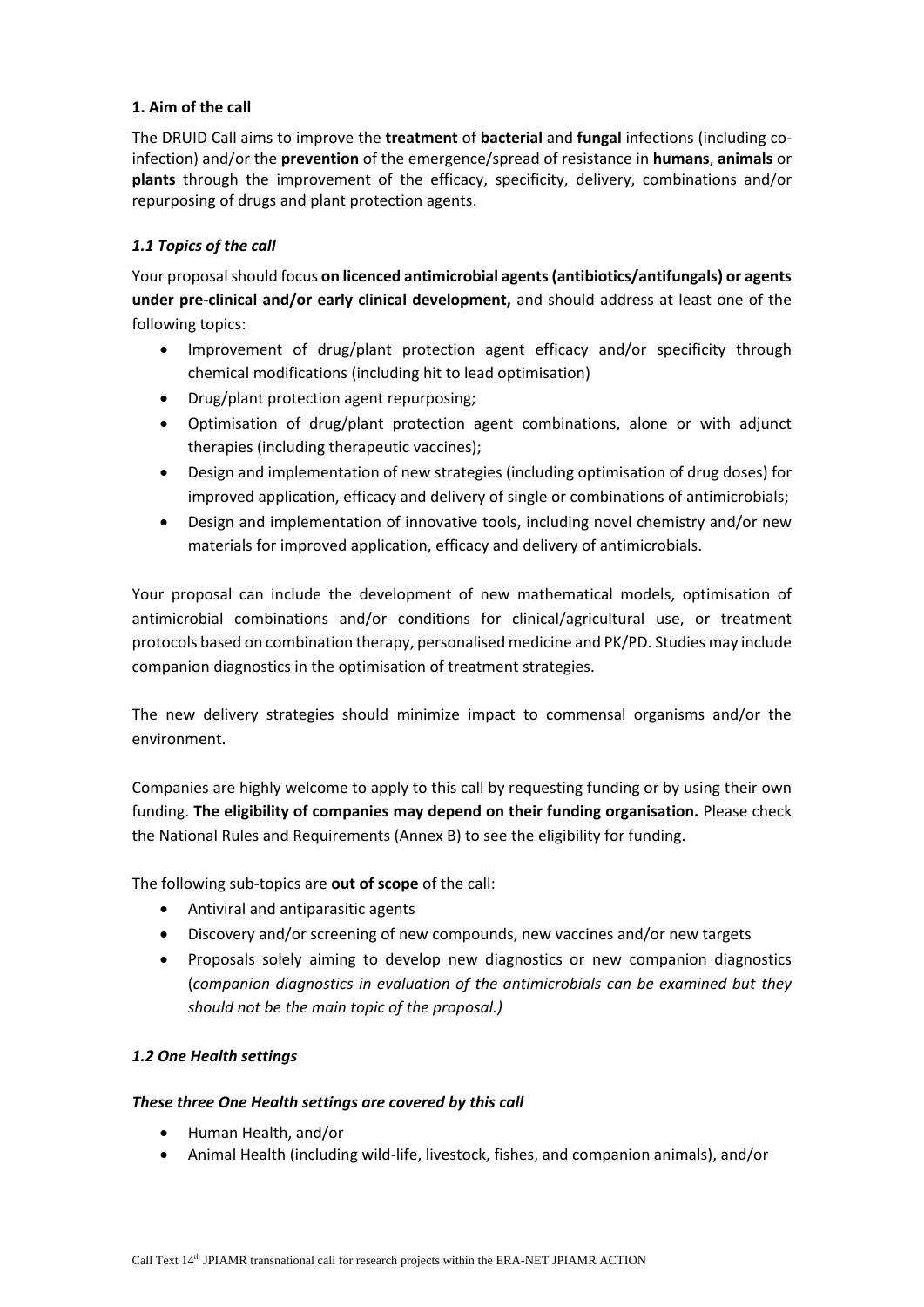### 1. Aim of the call

The DRUID Call aims to improve the **treatment** of **bacterial** and **fungal** infections (including co-infection) and/or the **prevention** of the emergence/spread of resistance in **humans**, **animals** or **plants** through the improvement of the efficacy, specificity, delivery, combinations and/or repurposing of drugs and plant protection agents.

#### *1.1 Topics of the call*

Your proposal should focus **on licenced antimicrobial agents (antibiotics/antifungals) or agents under pre-clinical and/or early clinical development,** and should address at least one of the following topics:

- Improvement of drug/plant protection agent efficacy and/or specificity through chemical modifications (including hit to lead optimisation)
- Drug/plant protection agent repurposing;
- Optimisation of drug/plant protection agent combinations, alone or with adjunct therapies (including therapeutic vaccines);
- Design and implementation of new strategies (including optimisation of drug doses) for improved application, efficacy and delivery of single or combinations of antimicrobials;
- Design and implementation of innovative tools, including novel chemistry and/or new materials for improved application, efficacy and delivery of antimicrobials.

Your proposal can include the development of new mathematical models, optimisation of antimicrobial combinations and/or conditions for clinical/agricultural use, or treatment protocols based on combination therapy, personalised medicine and PK/PD. Studies may include companion diagnostics in the optimisation of treatment strategies.

The new delivery strategies should minimize impact to commensal organisms and/or the environment.

Companies are highly welcome to apply to this call by requesting funding or by using their own funding. **The eligibility of companies may depend on their funding organisation.** Please check the National Rules and Requirements (Annex B) to see the eligibility for funding.

The following sub-topics are **out of scope** of the call:

- Antiviral and antiparasitic agents
- Discovery and/or screening of new compounds, new vaccines and/or new targets
- Proposals solely aiming to develop new diagnostics or new companion diagnostics (*companion diagnostics in evaluation of the antimicrobials can be examined but they should not be the main topic of the proposal.)*

#### *1.2 One Health settings*

***These three One Health settings are covered by this call***

- Human Health, and/or
- Animal Health (including wild-life, livestock, fishes, and companion animals), and/or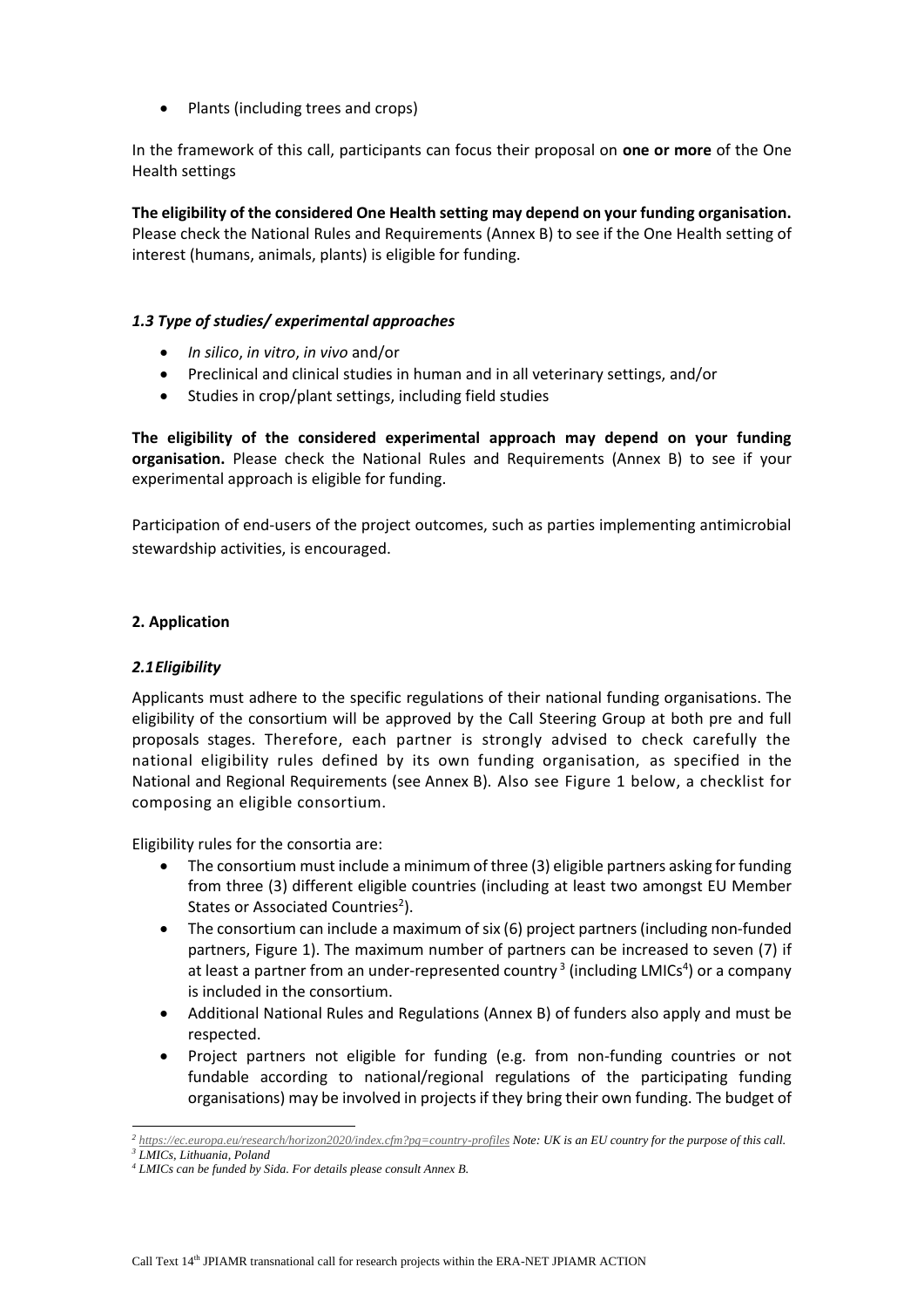- Plants (including trees and crops)

In the framework of this call, participants can focus their proposal on **one or more** of the One Health settings

**The eligibility of the considered One Health setting may depend on your funding organisation.** Please check the National Rules and Requirements (Annex B) to see if the One Health setting of interest (humans, animals, plants) is eligible for funding.

### *1.3 Type of studies/ experimental approaches*

- *In silico*, *in vitro*, *in vivo* and/or
- Preclinical and clinical studies in human and in all veterinary settings, and/or
- Studies in crop/plant settings, including field studies

**The eligibility of the considered experimental approach may depend on your funding organisation.** Please check the National Rules and Requirements (Annex B) to see if your experimental approach is eligible for funding.

Participation of end-users of the project outcomes, such as parties implementing antimicrobial stewardship activities, is encouraged.

## 2. Application

### *2.1 Eligibility*

Applicants must adhere to the specific regulations of their national funding organisations. The eligibility of the consortium will be approved by the Call Steering Group at both pre and full proposals stages. Therefore, each partner is strongly advised to check carefully the national eligibility rules defined by its own funding organisation, as specified in the National and Regional Requirements (see Annex B). Also see Figure 1 below, a checklist for composing an eligible consortium.

Eligibility rules for the consortia are:

- The consortium must include a minimum of three (3) eligible partners asking for funding from three (3) different eligible countries (including at least two amongst EU Member States or Associated Countries[2]).
- The consortium can include a maximum of six (6) project partners (including non-funded partners, Figure 1). The maximum number of partners can be increased to seven (7) if at least a partner from an under-represented country[3] (including LMICs[4]) or a company is included in the consortium.
- Additional National Rules and Regulations (Annex B) of funders also apply and must be respected.
- Project partners not eligible for funding (e.g. from non-funding countries or not fundable according to national/regional regulations of the participating funding organisations) may be involved in projects if they bring their own funding. The budget of

---

[2] https://ec.europa.eu/research/horizon2020/index.cfm?pg=country-profiles *Note: UK is an EU country for the purpose of this call.*

[3] *LMICs, Lithuania, Poland*

[4] *LMICs can be funded by Sida. For details please consult Annex B.*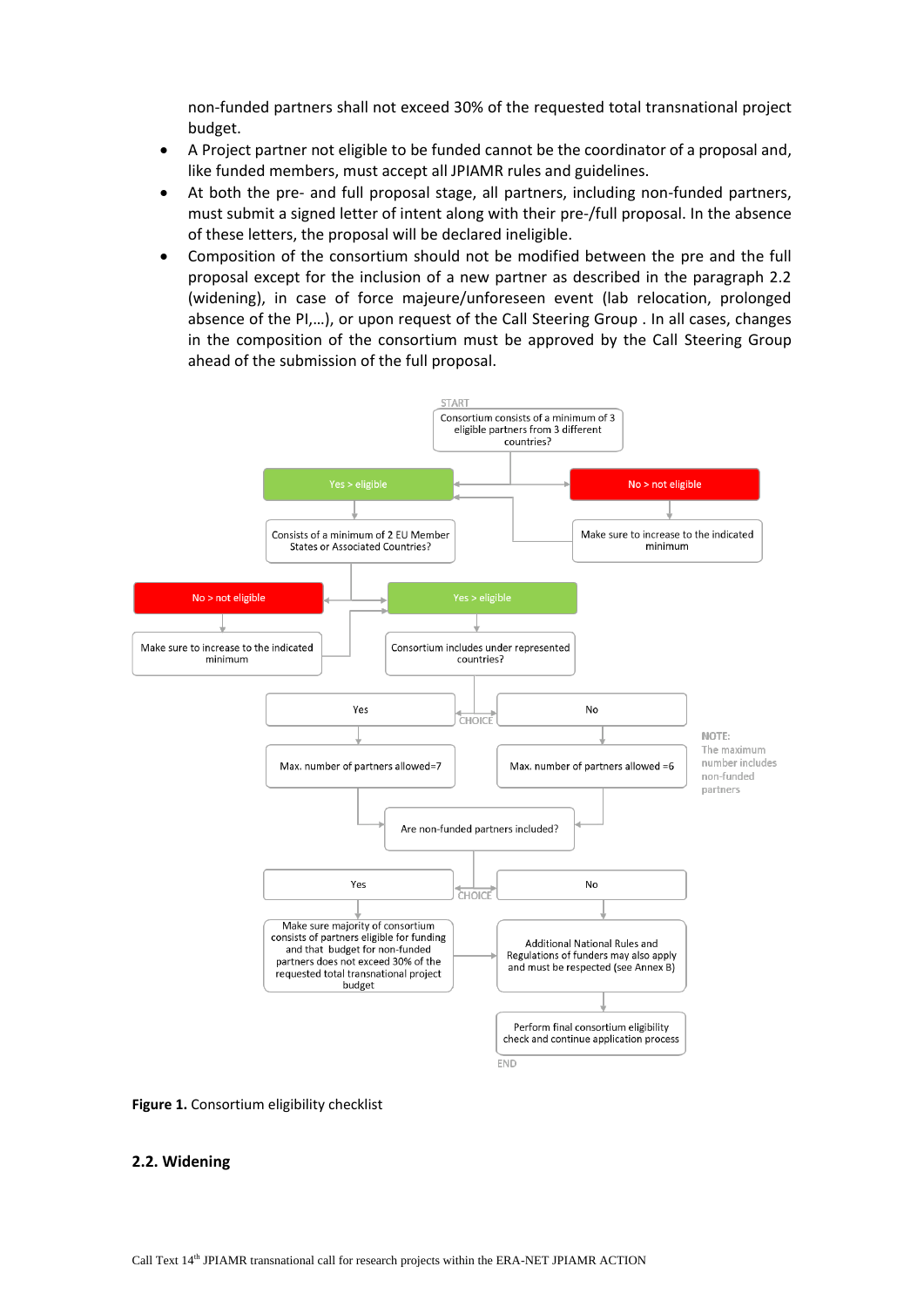non-funded partners shall not exceed 30% of the requested total transnational project budget.

- A Project partner not eligible to be funded cannot be the coordinator of a proposal and, like funded members, must accept all JPIAMR rules and guidelines.
- At both the pre- and full proposal stage, all partners, including non-funded partners, must submit a signed letter of intent along with their pre-/full proposal. In the absence of these letters, the proposal will be declared ineligible.
- Composition of the consortium should not be modified between the pre and the full proposal stage except for the inclusion of a new partner as described in the paragraph 2.2 (widening), in case of force majeure/unforeseen event (lab relocation, prolonged absence of the PI,…), or upon request of the Call Steering Group . In all cases, changes in the composition of the consortium must be approved by the Call Steering Group ahead of the submission of the full proposal.

START

Consortium consists of a minimum of 3 eligible partners from 3 different countries?

Yes > eligible

No > not eligible

Make sure to increase to the indicated minimum

Consists of a minimum of 2 EU Member States or Associated Countries?

No > not eligible

Yes > eligible

Make sure to increase to the indicated minimum

Consortium includes under represented countries?

CHOICE

Yes

No

Max. number of partners allowed=7

Max. number of partners allowed =6

NOTE: The maximum number includes non-funded partners

Are non-funded partners included?

CHOICE

Yes

No

Make sure majority of consortium consists of partners eligible for funding and that budget for non-funded partners does not exceed 30% of the requested total transnational project budget

Additional National Rules and Regulations of funders may also apply and must be respected (see Annex B)

Perform final consortium eligibility check and continue application process

END

**Figure 1.** Consortium eligibility checklist

### 2.2. Widening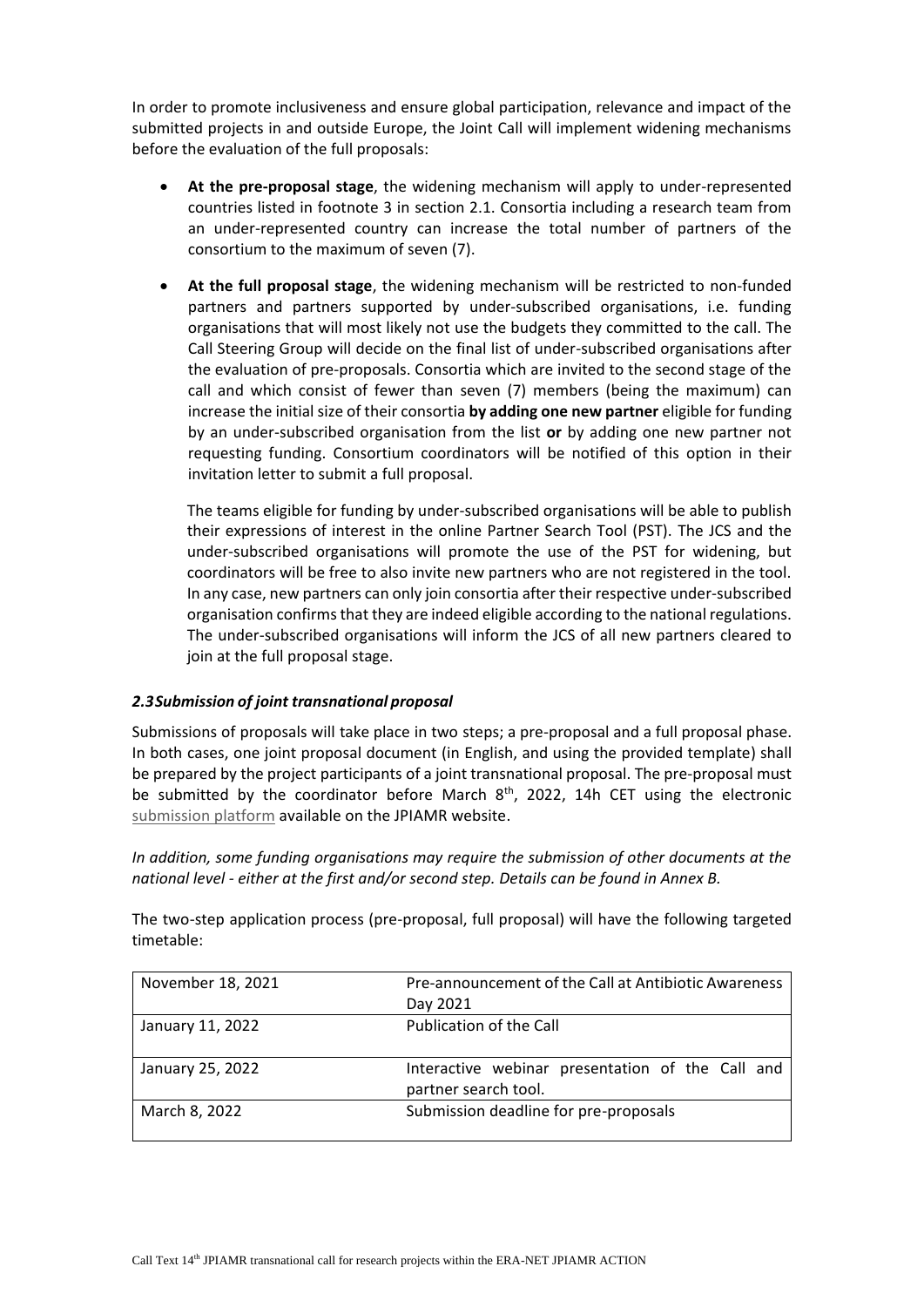In order to promote inclusiveness and ensure global participation, relevance and impact of the submitted projects in and outside Europe, the Joint Call will implement widening mechanisms before the evaluation of the full proposals:

- **At the pre-proposal stage**, the widening mechanism will apply to under-represented countries listed in footnote 3 in section 2.1. Consortia including a research team from an under-represented country can increase the total number of partners of the consortium to the maximum of seven (7).
- **At the full proposal stage**, the widening mechanism will be restricted to non-funded partners and partners supported by under-subscribed organisations, i.e. funding organisations that will most likely not use the budgets they committed to the call. The Call Steering Group will decide on the final list of under-subscribed organisations after the evaluation of pre-proposals. Consortia which are invited to the second stage of the call and which consist of fewer than seven (7) members (being the maximum) can increase the initial size of their consortia **by adding one new partner** eligible for funding by an under-subscribed organisation from the list **or** by adding one new partner not requesting funding. Consortium coordinators will be notified of this option in their invitation letter to submit a full proposal.

  The teams eligible for funding by under-subscribed organisations will be able to publish their expressions of interest in the online Partner Search Tool (PST). The JCS and the under-subscribed organisations will promote the use of the PST for widening, but coordinators will be free to also invite new partners who are not registered in the tool. In any case, new partners can only join consortia after their respective under-subscribed organisation confirms that they are indeed eligible according to the national regulations. The under-subscribed organisations will inform the JCS of all new partners cleared to join at the full proposal stage.

### *2.3 Submission of joint transnational proposal*

Submissions of proposals will take place in two steps; a pre-proposal and a full proposal phase. In both cases, one joint proposal document (in English, and using the provided template) shall be prepared by the project participants of a joint transnational proposal. The pre-proposal must be submitted by the coordinator before March 8th, 2022, 14h CET using the electronic submission platform available on the JPIAMR website.

*In addition, some funding organisations may require the submission of other documents at the national level - either at the first and/or second step. Details can be found in Annex B.*

The two-step application process (pre-proposal, full proposal) will have the following targeted timetable:

| | |
|---|---|
| November 18, 2021 | Pre-announcement of the Call at Antibiotic Awareness Day 2021 |
| January 11, 2022 | Publication of the Call |
| January 25, 2022 | Interactive webinar presentation of the Call and partner search tool. |
| March 8, 2022 | Submission deadline for pre-proposals |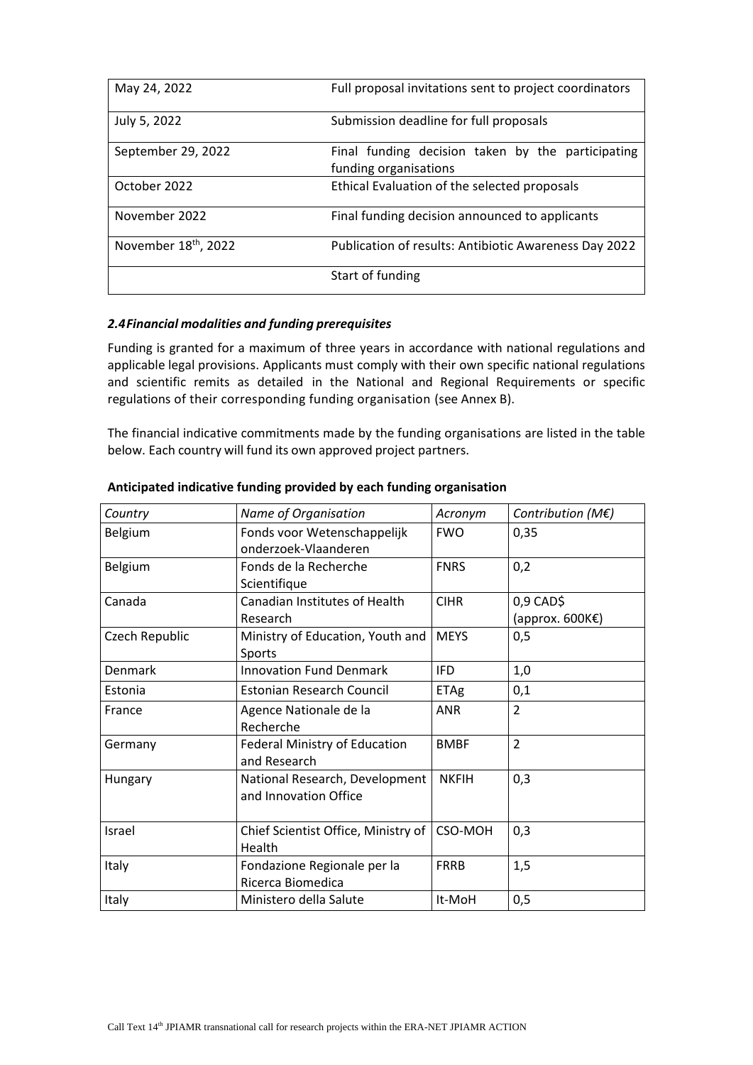| May 24, 2022 | Full proposal invitations sent to project coordinators |
|---|---|
| July 5, 2022 | Submission deadline for full proposals |
| September 29, 2022 | Final funding decision taken by the participating funding organisations |
| October 2022 | Ethical Evaluation of the selected proposals |
| November 2022 | Final funding decision announced to applicants |
| November 18th, 2022 | Publication of results: Antibiotic Awareness Day 2022 |
| | Start of funding |

### *2.4 Financial modalities and funding prerequisites*

Funding is granted for a maximum of three years in accordance with national regulations and applicable legal provisions. Applicants must comply with their own specific national regulations and scientific remits as detailed in the National and Regional Requirements or specific regulations of their corresponding funding organisation (see Annex B).

The financial indicative commitments made by the funding organisations are listed in the table below. Each country will fund its own approved project partners.

**Anticipated indicative funding provided by each funding organisation**

| *Country* | *Name of Organisation* | *Acronym* | *Contribution (M€)* |
|---|---|---|---|
| Belgium | Fonds voor Wetenschappelijk onderzoek-Vlaanderen | FWO | 0,35 |
| Belgium | Fonds de la Recherche Scientifique | FNRS | 0,2 |
| Canada | Canadian Institutes of Health Research | CIHR | 0,9 CAD$ (approx. 600K€) |
| Czech Republic | Ministry of Education, Youth and Sports | MEYS | 0,5 |
| Denmark | Innovation Fund Denmark | IFD | 1,0 |
| Estonia | Estonian Research Council | ETAg | 0,1 |
| France | Agence Nationale de la Recherche | ANR | 2 |
| Germany | Federal Ministry of Education and Research | BMBF | 2 |
| Hungary | National Research, Development and Innovation Office | NKFIH | 0,3 |
| Israel | Chief Scientist Office, Ministry of Health | CSO-MOH | 0,3 |
| Italy | Fondazione Regionale per la Ricerca Biomedica | FRRB | 1,5 |
| Italy | Ministero della Salute | It-MoH | 0,5 |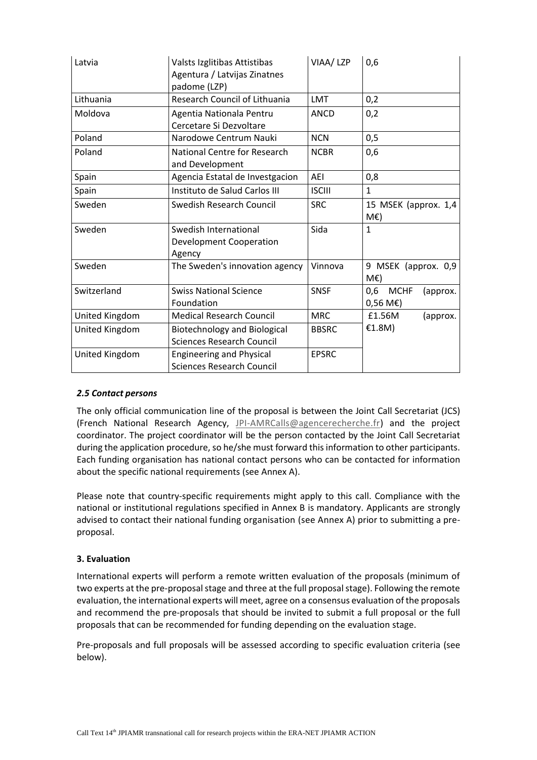| Latvia | Valsts Izglitibas Attistibas Agentura / Latvijas Zinatnes padome (LZP) | VIAA/ LZP | 0,6 |
|---|---|---|---|
| Lithuania | Research Council of Lithuania | LMT | 0,2 |
| Moldova | Agentia Nationala Pentru Cercetare Si Dezvoltare | ANCD | 0,2 |
| Poland | Narodowe Centrum Nauki | NCN | 0,5 |
| Poland | National Centre for Research and Development | NCBR | 0,6 |
| Spain | Agencia Estatal de Investgacion | AEI | 0,8 |
| Spain | Instituto de Salud Carlos III | ISCIII | 1 |
| Sweden | Swedish Research Council | SRC | 15 MSEK (approx. 1,4 M€) |
| Sweden | Swedish International Development Cooperation Agency | Sida | 1 |
| Sweden | The Sweden's innovation agency | Vinnova | 9 MSEK (approx. 0,9 M€) |
| Switzerland | Swiss National Science Foundation | SNSF | 0,6 MCHF (approx. 0,56 M€) |
| United Kingdom | Medical Research Council | MRC | £1.56M (approx. €1.8M) |
| United Kingdom | Biotechnology and Biological Sciences Research Council | BBSRC | |
| United Kingdom | Engineering and Physical Sciences Research Council | EPSRC | |

### *2.5 Contact persons*

The only official communication line of the proposal is between the Joint Call Secretariat (JCS) (French National Research Agency, JPI-AMRCalls@agencerecherche.fr) and the project coordinator. The project coordinator will be the person contacted by the Joint Call Secretariat during the application procedure, so he/she must forward this information to other participants. Each funding organisation has national contact persons who can be contacted for information about the specific national requirements (see Annex A).

Please note that country-specific requirements might apply to this call. Compliance with the national or institutional regulations specified in Annex B is mandatory. Applicants are strongly advised to contact their national funding organisation (see Annex A) prior to submitting a pre-proposal.

## 3. Evaluation

International experts will perform a remote written evaluation of the proposals (minimum of two experts at the pre-proposal stage and three at the full proposal stage). Following the remote evaluation, the international experts will meet, agree on a consensus evaluation of the proposals and recommend the pre-proposals that should be invited to submit a full proposal or the full proposals that can be recommended for funding depending on the evaluation stage.

Pre-proposals and full proposals will be assessed according to specific evaluation criteria (see below).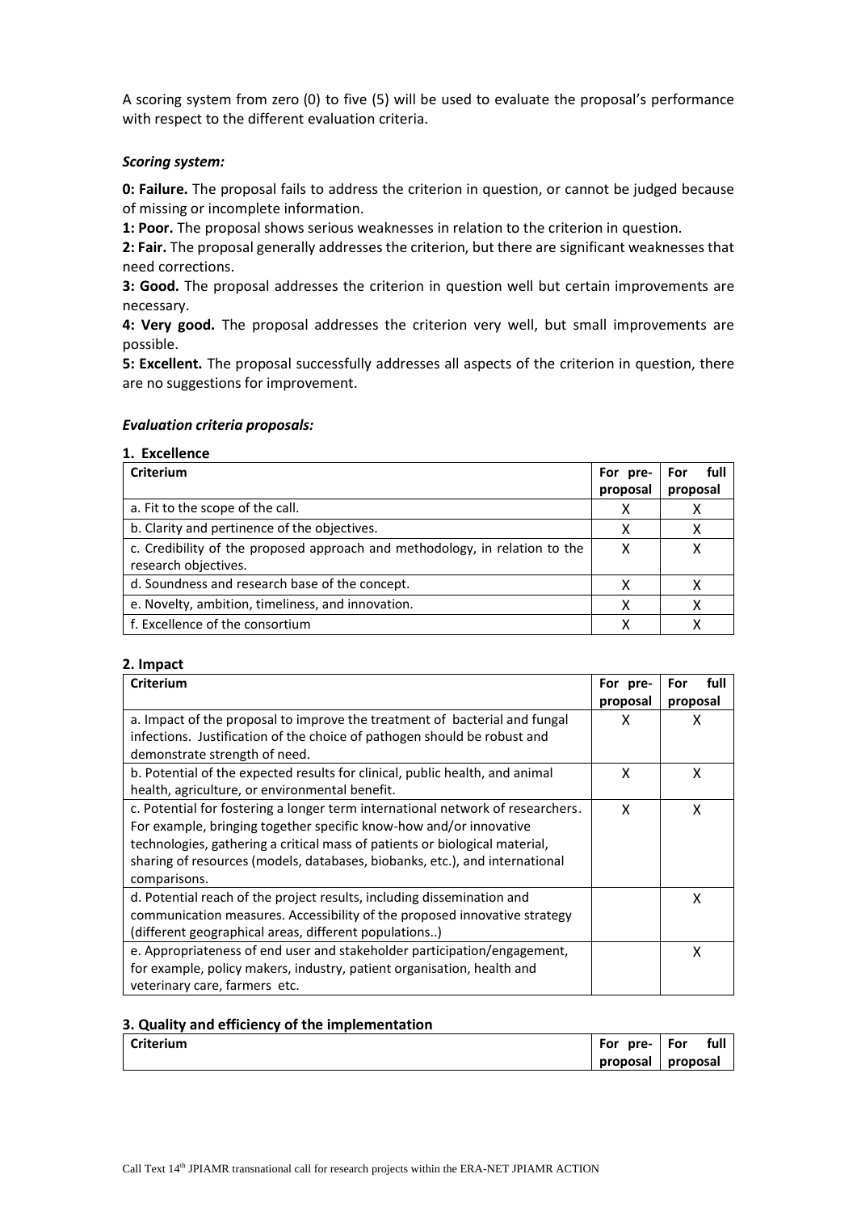A scoring system from zero (0) to five (5) will be used to evaluate the proposal's performance with respect to the different evaluation criteria.

***Scoring system:***

**0: Failure.** The proposal fails to address the criterion in question, or cannot be judged because of missing or incomplete information.

**1: Poor.** The proposal shows serious weaknesses in relation to the criterion in question.

**2: Fair.** The proposal generally addresses the criterion, but there are significant weaknesses that need corrections.

**3: Good.** The proposal addresses the criterion in question well but certain improvements are necessary.

**4: Very good.** The proposal addresses the criterion very well, but small improvements are possible.

**5: Excellent.** The proposal successfully addresses all aspects of the criterion in question, there are no suggestions for improvement.

***Evaluation criteria proposals:***

**1. Excellence**

| **Criterium** | **For pre-proposal** | **For full proposal** |
|---|---|---|
| a. Fit to the scope of the call. | X | X |
| b. Clarity and pertinence of the objectives. | X | X |
| c. Credibility of the proposed approach and methodology, in relation to the research objectives. | X | X |
| d. Soundness and research base of the concept. | X | X |
| e. Novelty, ambition, timeliness, and innovation. | X | X |
| f. Excellence of the consortium | X | X |

**2. Impact**

| **Criterium** | **For pre-proposal** | **For full proposal** |
|---|---|---|
| a. Impact of the proposal to improve the treatment of bacterial and fungal infections. Justification of the choice of pathogen should be robust and demonstrate strength of need. | X | X |
| b. Potential of the expected results for clinical, public health, and animal health, agriculture, or environmental benefit. | X | X |
| c. Potential for fostering a longer term international network of researchers. For example, bringing together specific know-how and/or innovative technologies, gathering a critical mass of patients or biological material, sharing of resources (models, databases, biobanks, etc.), and international comparisons. | X | X |
| d. Potential reach of the project results, including dissemination and communication measures. Accessibility of the proposed innovative strategy (different geographical areas, different populations..) | | X |
| e. Appropriateness of end user and stakeholder participation/engagement, for example, policy makers, industry, patient organisation, health and veterinary care, farmers etc. | | X |

**3. Quality and efficiency of the implementation**

| **Criterium** | **For pre-proposal** | **For full proposal** |
|---|---|---|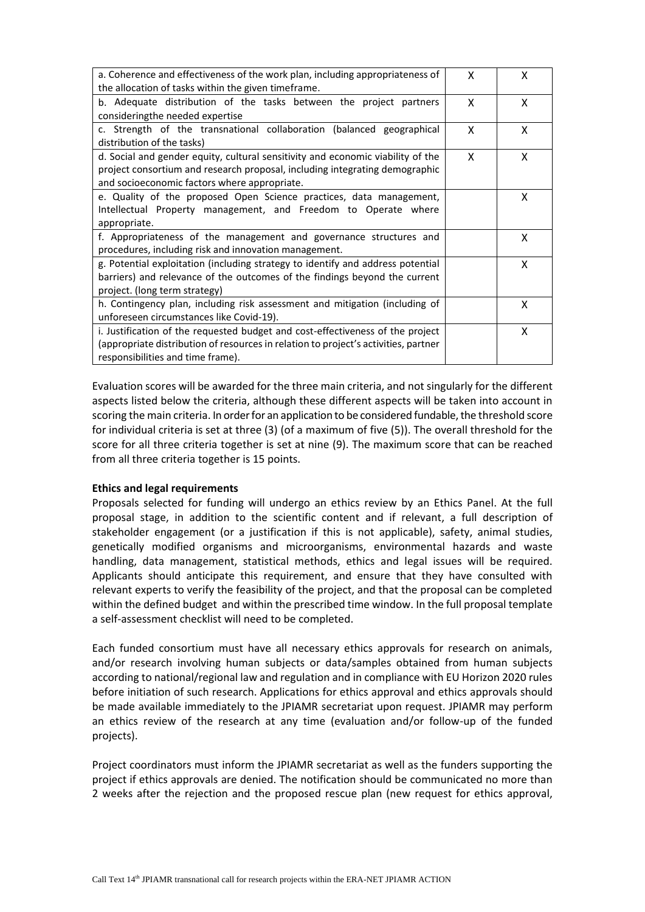| | | |
|---|---|---|
| a. Coherence and effectiveness of the work plan, including appropriateness of the allocation of tasks within the given timeframe. | X | X |
| b. Adequate distribution of the tasks between the project partners consideringthe needed expertise | X | X |
| c. Strength of the transnational collaboration (balanced geographical distribution of the tasks) | X | X |
| d. Social and gender equity, cultural sensitivity and economic viability of the project consortium and research proposal, including integrating demographic and socioeconomic factors where appropriate. | X | X |
| e. Quality of the proposed Open Science practices, data management, Intellectual Property management, and Freedom to Operate where appropriate. | | X |
| f. Appropriateness of the management and governance structures and procedures, including risk and innovation management. | | X |
| g. Potential exploitation (including strategy to identify and address potential barriers) and relevance of the outcomes of the findings beyond the current project. (long term strategy) | | X |
| h. Contingency plan, including risk assessment and mitigation (including of unforeseen circumstances like Covid-19). | | X |
| i. Justification of the requested budget and cost-effectiveness of the project (appropriate distribution of resources in relation to project's activities, partner responsibilities and time frame). | | X |

Evaluation scores will be awarded for the three main criteria, and not singularly for the different aspects listed below the criteria, although these different aspects will be taken into account in scoring the main criteria. In order for an application to be considered fundable, the threshold score for individual criteria is set at three (3) (of a maximum of five (5)). The overall threshold for the score for all three criteria together is set at nine (9). The maximum score that can be reached from all three criteria together is 15 points.

**Ethics and legal requirements**

Proposals selected for funding will undergo an ethics review by an Ethics Panel. At the full proposal stage, in addition to the scientific content and if relevant, a full description of stakeholder engagement (or a justification if this is not applicable), safety, animal studies, genetically modified organisms and microorganisms, environmental hazards and waste handling, data management, statistical methods, ethics and legal issues will be required. Applicants should anticipate this requirement, and ensure that they have consulted with relevant experts to verify the feasibility of the project, and that the proposal can be completed within the defined budget and within the prescribed time window. In the full proposal template a self-assessment checklist will need to be completed.

Each funded consortium must have all necessary ethics approvals for research on animals, and/or research involving human subjects or data/samples obtained from human subjects according to national/regional law and regulation and in compliance with EU Horizon 2020 rules before initiation of such research. Applications for ethics approval and ethics approvals should be made available immediately to the JPIAMR secretariat upon request. JPIAMR may perform an ethics review of the research at any time (evaluation and/or follow-up of the funded projects).

Project coordinators must inform the JPIAMR secretariat as well as the funders supporting the project if ethics approvals are denied. The notification should be communicated no more than 2 weeks after the rejection and the proposed rescue plan (new request for ethics approval,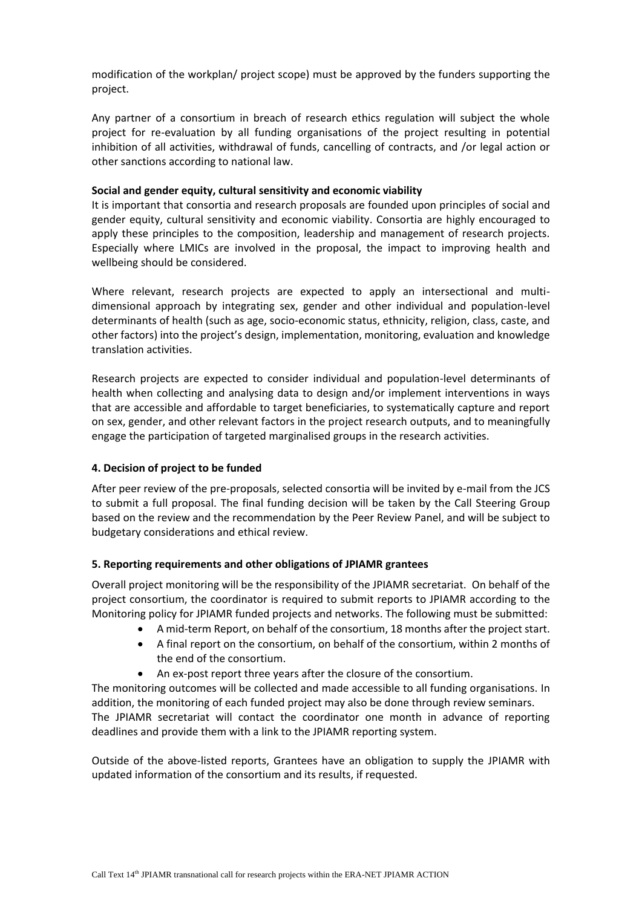modification of the workplan/ project scope) must be approved by the funders supporting the project.

Any partner of a consortium in breach of research ethics regulation will subject the whole project for re-evaluation by all funding organisations of the project resulting in potential inhibition of all activities, withdrawal of funds, cancelling of contracts, and /or legal action or other sanctions according to national law.

**Social and gender equity, cultural sensitivity and economic viability**

It is important that consortia and research proposals are founded upon principles of social and gender equity, cultural sensitivity and economic viability. Consortia are highly encouraged to apply these principles to the composition, leadership and management of research projects. Especially where LMICs are involved in the proposal, the impact to improving health and wellbeing should be considered.

Where relevant, research projects are expected to apply an intersectional and multi-dimensional approach by integrating sex, gender and other individual and population-level determinants of health (such as age, socio-economic status, ethnicity, religion, class, caste, and other factors) into the project's design, implementation, monitoring, evaluation and knowledge translation activities.

Research projects are expected to consider individual and population-level determinants of health when collecting and analysing data to design and/or implement interventions in ways that are accessible and affordable to target beneficiaries, to systematically capture and report on sex, gender, and other relevant factors in the project research outputs, and to meaningfully engage the participation of targeted marginalised groups in the research activities.

## 4. Decision of project to be funded

After peer review of the pre-proposals, selected consortia will be invited by e-mail from the JCS to submit a full proposal. The final funding decision will be taken by the Call Steering Group based on the review and the recommendation by the Peer Review Panel, and will be subject to budgetary considerations and ethical review.

## 5. Reporting requirements and other obligations of JPIAMR grantees

Overall project monitoring will be the responsibility of the JPIAMR secretariat. On behalf of the project consortium, the coordinator is required to submit reports to JPIAMR according to the Monitoring policy for JPIAMR funded projects and networks. The following must be submitted:

- A mid-term Report, on behalf of the consortium, 18 months after the project start.
- A final report on the consortium, on behalf of the consortium, within 2 months of the end of the consortium.
- An ex-post report three years after the closure of the consortium.

The monitoring outcomes will be collected and made accessible to all funding organisations. In addition, the monitoring of each funded project may also be done through review seminars.
The JPIAMR secretariat will contact the coordinator one month in advance of reporting deadlines and provide them with a link to the JPIAMR reporting system.

Outside of the above-listed reports, Grantees have an obligation to supply the JPIAMR with updated information of the consortium and its results, if requested.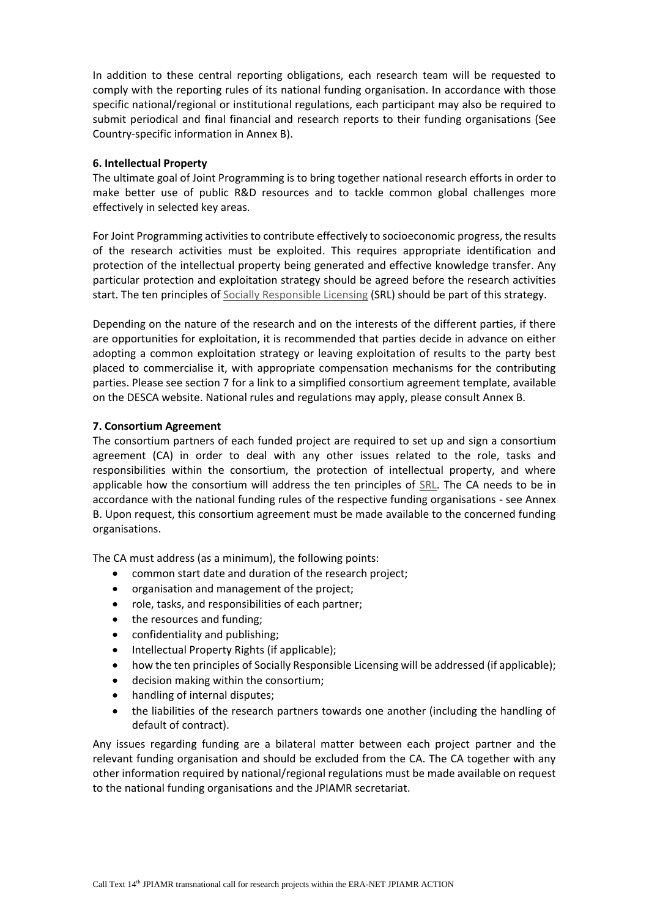In addition to these central reporting obligations, each research team will be requested to comply with the reporting rules of its national funding organisation. In accordance with those specific national/regional or institutional regulations, each participant may also be required to submit periodical and final financial and research reports to their funding organisations (See Country-specific information in Annex B).

**6. Intellectual Property**

The ultimate goal of Joint Programming is to bring together national research efforts in order to make better use of public R&D resources and to tackle common global challenges more effectively in selected key areas.

For Joint Programming activities to contribute effectively to socioeconomic progress, the results of the research activities must be exploited. This requires appropriate identification and protection of the intellectual property being generated and effective knowledge transfer. Any particular protection and exploitation strategy should be agreed before the research activities start. The ten principles of Socially Responsible Licensing (SRL) should be part of this strategy.

Depending on the nature of the research and on the interests of the different parties, if there are opportunities for exploitation, it is recommended that parties decide in advance on either adopting a common exploitation strategy or leaving exploitation of results to the party best placed to commercialise it, with appropriate compensation mechanisms for the contributing parties. Please see section 7 for a link to a simplified consortium agreement template, available on the DESCA website. National rules and regulations may apply, please consult Annex B.

**7. Consortium Agreement**

The consortium partners of each funded project are required to set up and sign a consortium agreement (CA) in order to deal with any other issues related to the role, tasks and responsibilities within the consortium, the protection of intellectual property, and where applicable how the consortium will address the ten principles of SRL. The CA needs to be in accordance with the national funding rules of the respective funding organisations - see Annex B. Upon request, this consortium agreement must be made available to the concerned funding organisations.

The CA must address (as a minimum), the following points:

- common start date and duration of the research project;
- organisation and management of the project;
- role, tasks, and responsibilities of each partner;
- the resources and funding;
- confidentiality and publishing;
- Intellectual Property Rights (if applicable);
- how the ten principles of Socially Responsible Licensing will be addressed (if applicable);
- decision making within the consortium;
- handling of internal disputes;
- the liabilities of the research partners towards one another (including the handling of default of contract).

Any issues regarding funding are a bilateral matter between each project partner and the relevant funding organisation and should be excluded from the CA. The CA together with any other information required by national/regional regulations must be made available on request to the national funding organisations and the JPIAMR secretariat.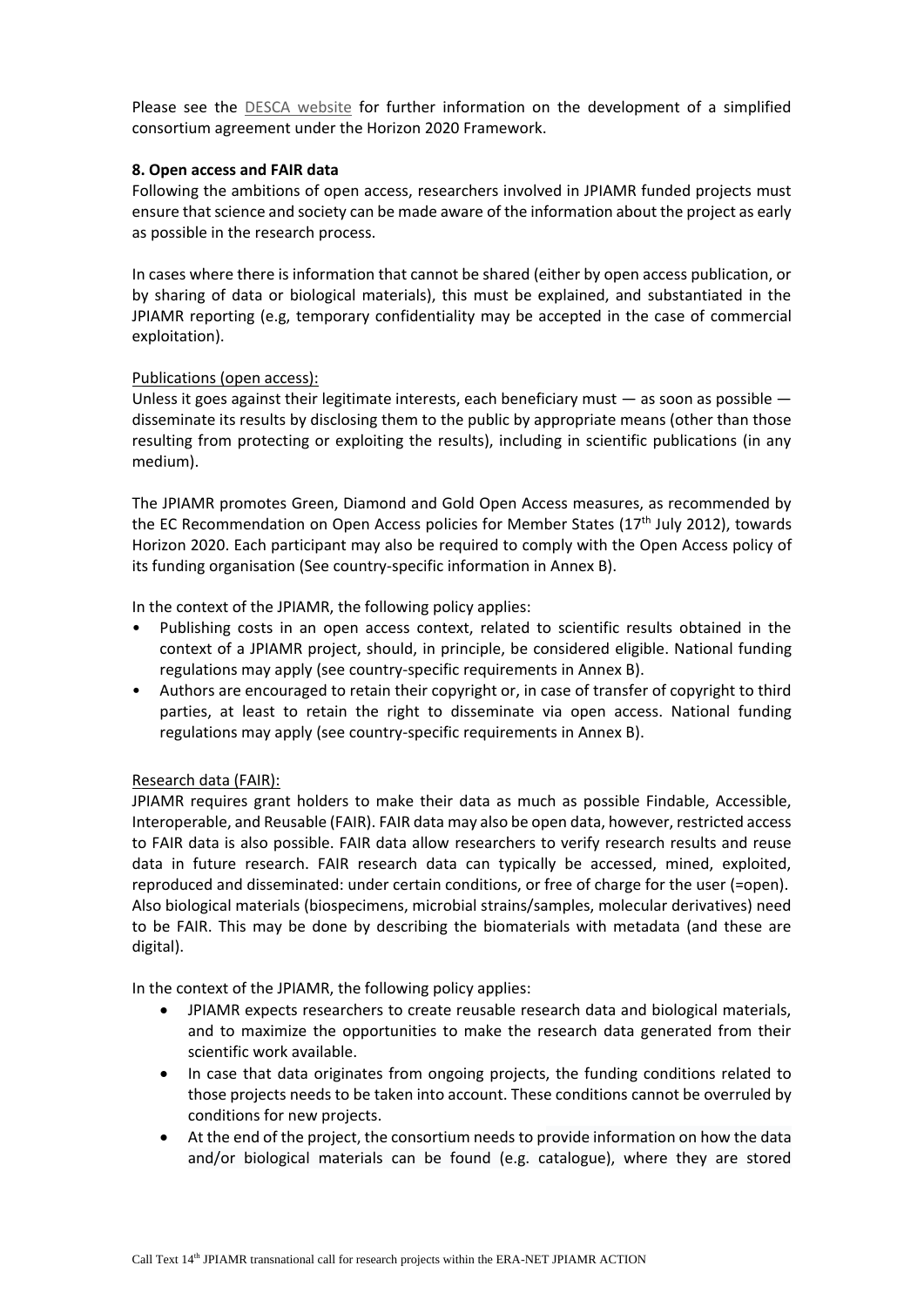Please see the DESCA website for further information on the development of a simplified consortium agreement under the Horizon 2020 Framework.

**8. Open access and FAIR data**

Following the ambitions of open access, researchers involved in JPIAMR funded projects must ensure that science and society can be made aware of the information about the project as early as possible in the research process.

In cases where there is information that cannot be shared (either by open access publication, or by sharing of data or biological materials), this must be explained, and substantiated in the JPIAMR reporting (e.g, temporary confidentiality may be accepted in the case of commercial exploitation).

Publications (open access):

Unless it goes against their legitimate interests, each beneficiary must — as soon as possible — disseminate its results by disclosing them to the public by appropriate means (other than those resulting from protecting or exploiting the results), including in scientific publications (in any medium).

The JPIAMR promotes Green, Diamond and Gold Open Access measures, as recommended by the EC Recommendation on Open Access policies for Member States (17th July 2012), towards Horizon 2020. Each participant may also be required to comply with the Open Access policy of its funding organisation (See country-specific information in Annex B).

In the context of the JPIAMR, the following policy applies:

- Publishing costs in an open access context, related to scientific results obtained in the context of a JPIAMR project, should, in principle, be considered eligible. National funding regulations may apply (see country-specific requirements in Annex B).
- Authors are encouraged to retain their copyright or, in case of transfer of copyright to third parties, at least to retain the right to disseminate via open access. National funding regulations may apply (see country-specific requirements in Annex B).

Research data (FAIR):

JPIAMR requires grant holders to make their data as much as possible Findable, Accessible, Interoperable, and Reusable (FAIR). FAIR data may also be open data, however, restricted access to FAIR data is also possible. FAIR data allow researchers to verify research results and reuse data in future research. FAIR research data can typically be accessed, mined, exploited, reproduced and disseminated: under certain conditions, or free of charge for the user (=open). Also biological materials (biospecimens, microbial strains/samples, molecular derivatives) need to be FAIR. This may be done by describing the biomaterials with metadata (and these are digital).

In the context of the JPIAMR, the following policy applies:

- JPIAMR expects researchers to create reusable research data and biological materials, and to maximize the opportunities to make the research data generated from their scientific work available.
- In case that data originates from ongoing projects, the funding conditions related to those projects needs to be taken into account. These conditions cannot be overruled by conditions for new projects.
- At the end of the project, the consortium needs to provide information on how the data and/or biological materials can be found (e.g. catalogue), where they are stored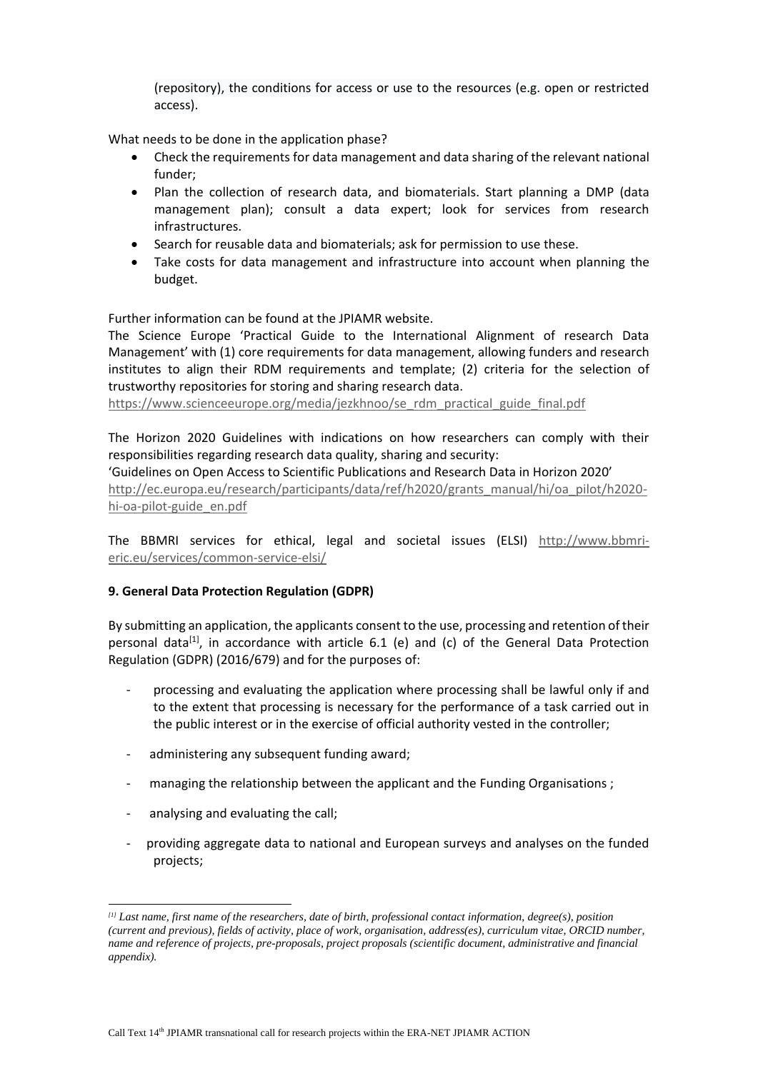(repository), the conditions for access or use to the resources (e.g. open or restricted access).

What needs to be done in the application phase?

- Check the requirements for data management and data sharing of the relevant national funder;
- Plan the collection of research data, and biomaterials. Start planning a DMP (data management plan); consult a data expert; look for services from research infrastructures.
- Search for reusable data and biomaterials; ask for permission to use these.
- Take costs for data management and infrastructure into account when planning the budget.

Further information can be found at the JPIAMR website.

The Science Europe 'Practical Guide to the International Alignment of research Data Management' with (1) core requirements for data management, allowing funders and research institutes to align their RDM requirements and template; (2) criteria for the selection of trustworthy repositories for storing and sharing research data.

https://www.scienceeurope.org/media/jezkhnoo/se_rdm_practical_guide_final.pdf

The Horizon 2020 Guidelines with indications on how researchers can comply with their responsibilities regarding research data quality, sharing and security:

'Guidelines on Open Access to Scientific Publications and Research Data in Horizon 2020'

http://ec.europa.eu/research/participants/data/ref/h2020/grants_manual/hi/oa_pilot/h2020-hi-oa-pilot-guide_en.pdf

The BBMRI services for ethical, legal and societal issues (ELSI) http://www.bbmri-eric.eu/services/common-service-elsi/

### 9. General Data Protection Regulation (GDPR)

By submitting an application, the applicants consent to the use, processing and retention of their personal data[1], in accordance with article 6.1 (e) and (c) of the General Data Protection Regulation (GDPR) (2016/679) and for the purposes of:

- processing and evaluating the application where processing shall be lawful only if and to the extent that processing is necessary for the performance of a task carried out in the public interest or in the exercise of official authority vested in the controller;
- administering any subsequent funding award;
- managing the relationship between the applicant and the Funding Organisations ;
- analysing and evaluating the call;
- providing aggregate data to national and European surveys and analyses on the funded projects;

[1] *Last name, first name of the researchers, date of birth, professional contact information, degree(s), position (current and previous), fields of activity, place of work, organisation, address(es), curriculum vitae, ORCID number, name and reference of projects, pre-proposals, project proposals (scientific document, administrative and financial appendix).*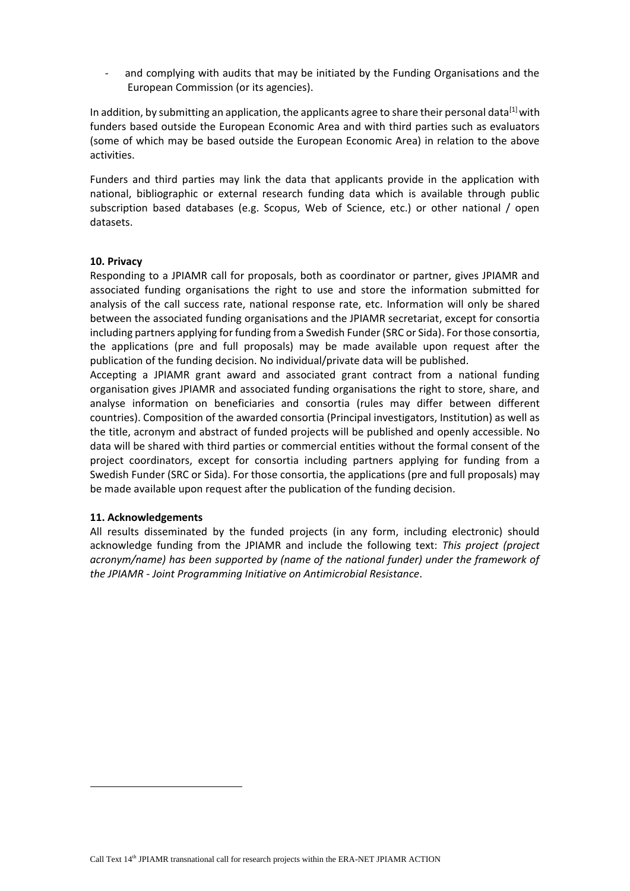- and complying with audits that may be initiated by the Funding Organisations and the European Commission (or its agencies).

In addition, by submitting an application, the applicants agree to share their personal data[1] with funders based outside the European Economic Area and with third parties such as evaluators (some of which may be based outside the European Economic Area) in relation to the above activities.

Funders and third parties may link the data that applicants provide in the application with national, bibliographic or external research funding data which is available through public subscription based databases (e.g. Scopus, Web of Science, etc.) or other national / open datasets.

**10. Privacy**

Responding to a JPIAMR call for proposals, both as coordinator or partner, gives JPIAMR and associated funding organisations the right to use and store the information submitted for analysis of the call success rate, national response rate, etc. Information will only be shared between the associated funding organisations and the JPIAMR secretariat, except for consortia including partners applying for funding from a Swedish Funder (SRC or Sida). For those consortia, the applications (pre and full proposals) may be made available upon request after the publication of the funding decision. No individual/private data will be published.

Accepting a JPIAMR grant award and associated grant contract from a national funding organisation gives JPIAMR and associated funding organisations the right to store, share, and analyse information on beneficiaries and consortia (rules may differ between different countries). Composition of the awarded consortia (Principal investigators, Institution) as well as the title, acronym and abstract of funded projects will be published and openly accessible. No data will be shared with third parties or commercial entities without the formal consent of the project coordinators, except for consortia including partners applying for funding from a Swedish Funder (SRC or Sida). For those consortia, the applications (pre and full proposals) may be made available upon request after the publication of the funding decision.

**11. Acknowledgements**

All results disseminated by the funded projects (in any form, including electronic) should acknowledge funding from the JPIAMR and include the following text: *This project (project acronym/name) has been supported by (name of the national funder) under the framework of the JPIAMR - Joint Programming Initiative on Antimicrobial Resistance*.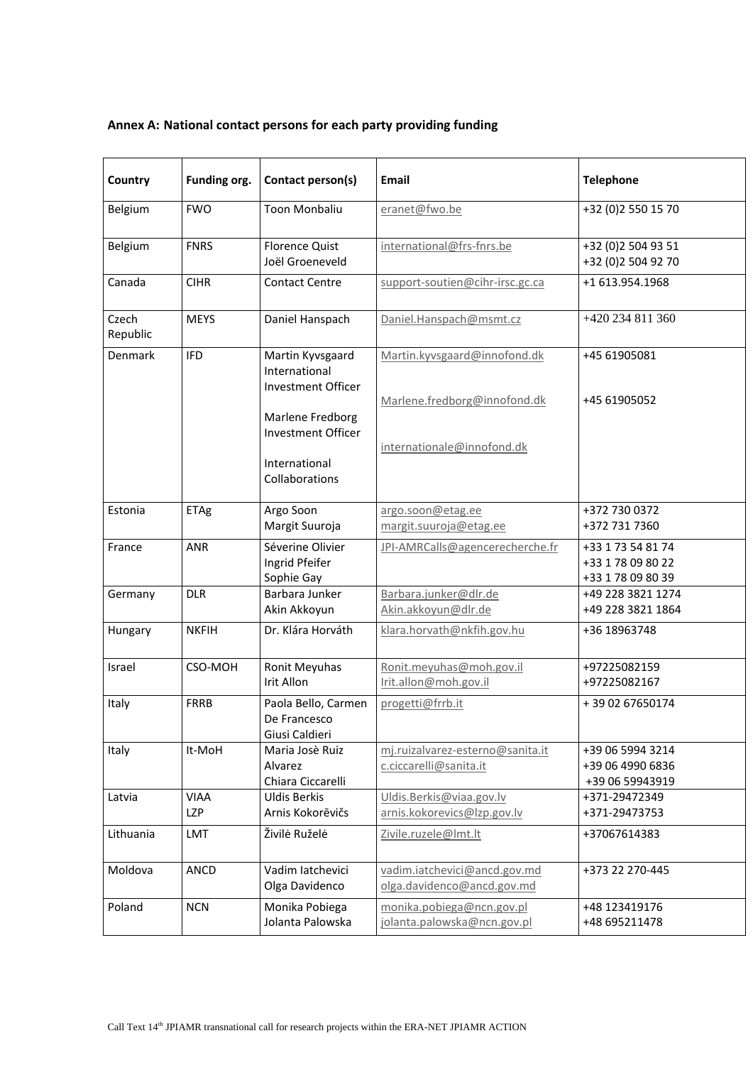**Annex A: National contact persons for each party providing funding**

| Country | Funding org. | Contact person(s) | Email | Telephone |
|---|---|---|---|---|
| Belgium | FWO | Toon Monbaliu | eranet@fwo.be | +32 (0)2 550 15 70 |
| Belgium | FNRS | Florence Quist<br>Joël Groeneveld | international@frs-fnrs.be | +32 (0)2 504 93 51<br>+32 (0)2 504 92 70 |
| Canada | CIHR | Contact Centre | support-soutien@cihr-irsc.gc.ca | +1 613.954.1968 |
| Czech Republic | MEYS | Daniel Hanspach | Daniel.Hanspach@msmt.cz | +420 234 811 360 |
| Denmark | IFD | Martin Kyvsgaard International Investment Officer<br><br>Marlene Fredborg Investment Officer<br><br>International Collaborations | Martin.kyvsgaard@innofond.dk<br><br>Marlene.fredborg@innofond.dk<br><br>internationale@innofond.dk | +45 61905081<br><br>+45 61905052 |
| Estonia | ETAg | Argo Soon<br>Margit Suuroja | argo.soon@etag.ee<br>margit.suuroja@etag.ee | +372 730 0372<br>+372 731 7360 |
| France | ANR | Séverine Olivier<br>Ingrid Pfeifer<br>Sophie Gay | JPI-AMRCalls@agencerecherche.fr | +33 1 73 54 81 74<br>+33 1 78 09 80 22<br>+33 1 78 09 80 39 |
| Germany | DLR | Barbara Junker<br>Akin Akkoyun | Barbara.junker@dlr.de<br>Akin.akkoyun@dlr.de | +49 228 3821 1274<br>+49 228 3821 1864 |
| Hungary | NKFIH | Dr. Klára Horváth | klara.horvath@nkfih.gov.hu | +36 18963748 |
| Israel | CSO-MOH | Ronit Meyuhas<br>Irit Allon | Ronit.meyuhas@moh.gov.il<br>Irit.allon@moh.gov.il | +97225082159<br>+97225082167 |
| Italy | FRRB | Paola Bello, Carmen De Francesco<br>Giusi Caldieri | progetti@frrb.it | + 39 02 67650174 |
| Italy | It-MoH | Maria Josè Ruiz Alvarez<br>Chiara Ciccarelli | mj.ruizalvarez-esterno@sanita.it<br>c.ciccarelli@sanita.it | +39 06 5994 3214<br>+39 06 4990 6836<br>+39 06 59943919 |
| Latvia | VIAA<br>LZP | Uldis Berkis<br>Arnis Kokorēvičs | Uldis.Berkis@viaa.gov.lv<br>arnis.kokorevics@lzp.gov.lv | +371-29472349<br>+371-29473753 |
| Lithuania | LMT | Živilė Ruželė | Zivile.ruzele@lmt.lt | +37067614383 |
| Moldova | ANCD | Vadim Iatchevici<br>Olga Davidenco | vadim.iatchevici@ancd.gov.md<br>olga.davidenco@ancd.gov.md | +373 22 270-445 |
| Poland | NCN | Monika Pobiega<br>Jolanta Palowska | monika.pobiega@ncn.gov.pl<br>jolanta.palowska@ncn.gov.pl | +48 123419176<br>+48 695211478 |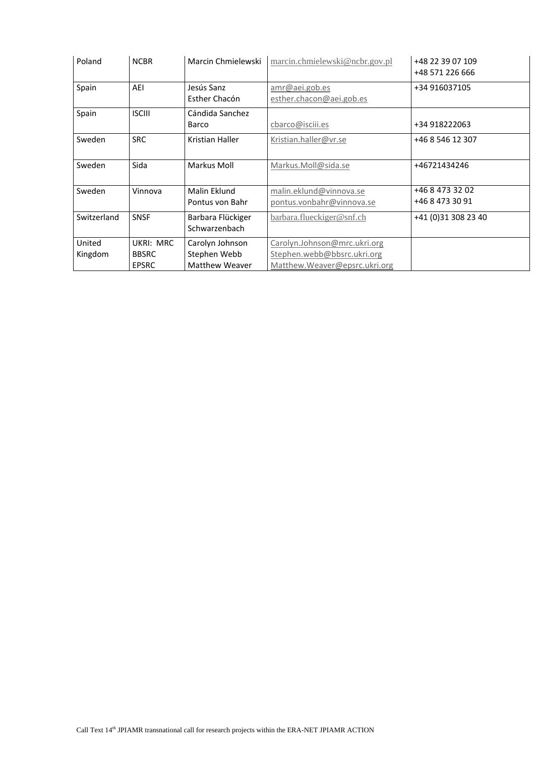| Poland | NCBR | Marcin Chmielewski | marcin.chmielewski@ncbr.gov.pl | +48 22 39 07 109<br>+48 571 226 666 |
|---|---|---|---|---|
| Spain | AEI | Jesús Sanz<br>Esther Chacón | amr@aei.gob.es<br>esther.chacon@aei.gob.es | +34 916037105 |
| Spain | ISCIII | Cándida Sanchez Barco | cbarco@isciii.es | +34 918222063 |
| Sweden | SRC | Kristian Haller | Kristian.haller@vr.se | +46 8 546 12 307 |
| Sweden | Sida | Markus Moll | Markus.Moll@sida.se | +46721434246 |
| Sweden | Vinnova | Malin Eklund<br>Pontus von Bahr | malin.eklund@vinnova.se<br>pontus.vonbahr@vinnova.se | +46 8 473 32 02<br>+46 8 473 30 91 |
| Switzerland | SNSF | Barbara Flückiger Schwarzenbach | barbara.flueckiger@snf.ch | +41 (0)31 308 23 40 |
| United Kingdom | UKRI: MRC<br>BBSRC<br>EPSRC | Carolyn Johnson<br>Stephen Webb<br>Matthew Weaver | Carolyn.Johnson@mrc.ukri.org<br>Stephen.webb@bbsrc.ukri.org<br>Matthew.Weaver@epsrc.ukri.org | |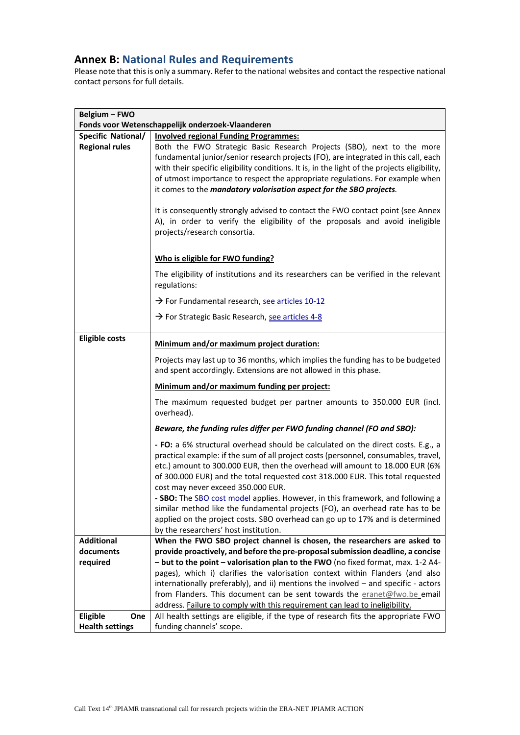## Annex B: National Rules and Requirements

Please note that this is only a summary. Refer to the national websites and contact the respective national contact persons for full details.

| **Belgium – FWO**<br>**Fonds voor Wetenschappelijk onderzoek-Vlaanderen** | |
|---|---|
| **Specific National/ Regional rules** | **Involved regional Funding Programmes:**<br>Both the FWO Strategic Basic Research Projects (SBO), next to the more fundamental junior/senior research projects (FO), are integrated in this call, each with their specific eligibility conditions. It is, in the light of the projects eligibility, of utmost importance to respect the appropriate regulations. For example when it comes to the ***mandatory valorisation aspect for the SBO projects***.<br><br>It is consequently strongly advised to contact the FWO contact point (see Annex A), in order to verify the eligibility of the proposals and avoid ineligible projects/research consortia.<br><br>**Who is eligible for FWO funding?**<br>The eligibility of institutions and its researchers can be verified in the relevant regulations:<br>→ For Fundamental research, see articles 10-12<br>→ For Strategic Basic Research, see articles 4-8 |
| **Eligible costs** | **Minimum and/or maximum project duration:**<br>Projects may last up to 36 months, which implies the funding has to be budgeted and spent accordingly. Extensions are not allowed in this phase.<br>**Minimum and/or maximum funding per project:**<br>The maximum requested budget per partner amounts to 350.000 EUR (incl. overhead).<br>***Beware, the funding rules differ per FWO funding channel (FO and SBO):***<br>**- FO:** a 6% structural overhead should be calculated on the direct costs. E.g., a practical example: if the sum of all project costs (personnel, consumables, travel, etc.) amount to 300.000 EUR, then the overhead will amount to 18.000 EUR (6% of 300.000 EUR) and the total requested cost 318.000 EUR. This total requested cost may never exceed 350.000 EUR.<br>**- SBO:** The SBO cost model applies. However, in this framework, and following a similar method like the fundamental projects (FO), an overhead rate has to be applied on the project costs. SBO overhead can go up to 17% and is determined by the researchers' host institution. |
| **Additional documents required** | **When the FWO SBO project channel is chosen, the researchers are asked to provide proactively, and before the pre-proposal submission deadline, a concise – but to the point – valorisation plan to the FWO** (no fixed format, max. 1-2 A4-pages), which i) clarifies the valorisation context within Flanders (and also internationally preferably), and ii) mentions the involved – and specific - actors from Flanders. This document can be sent towards the eranet@fwo.be email address. Failure to comply with this requirement can lead to ineligibility. |
| **Eligible One Health settings** | All health settings are eligible, if the type of research fits the appropriate FWO funding channels' scope. |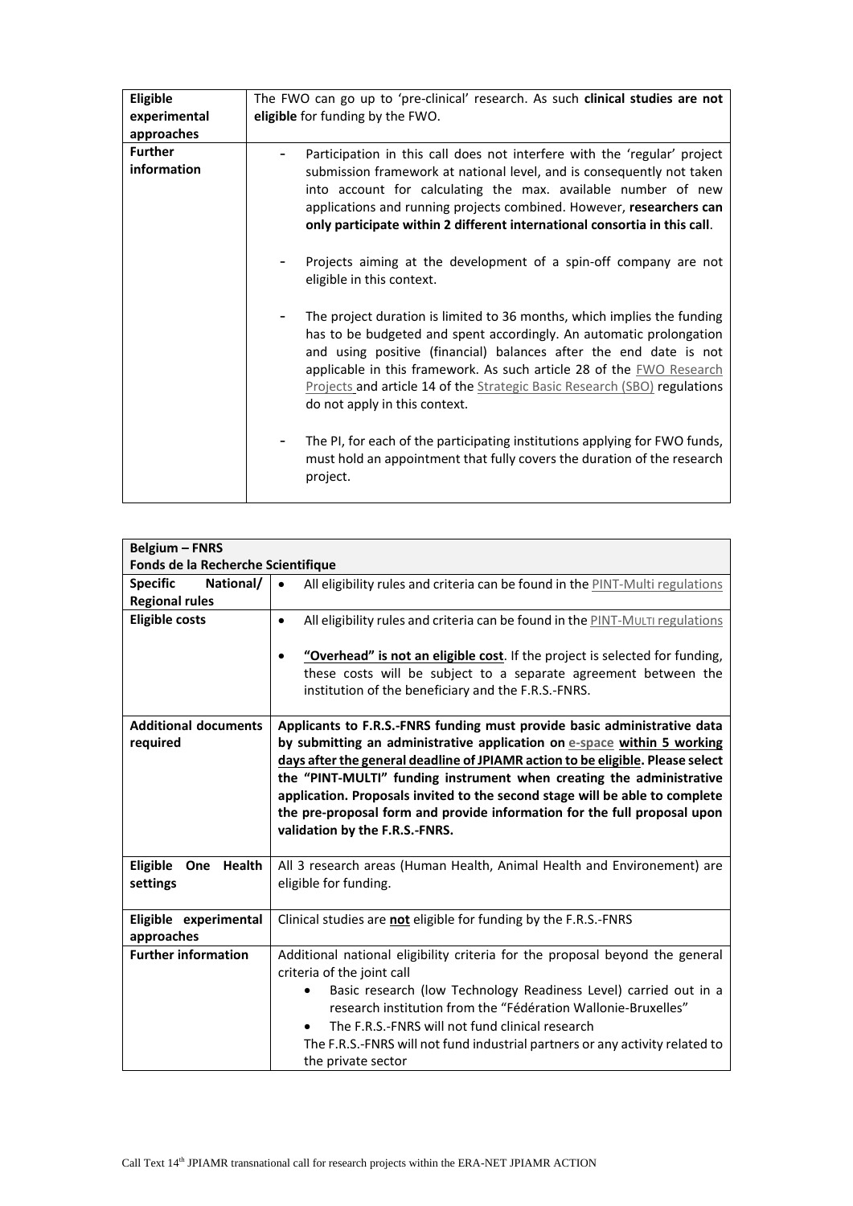| | |
|---|---|
| **Eligible experimental approaches** | The FWO can go up to 'pre-clinical' research. As such **clinical studies are not eligible** for funding by the FWO. |
| **Further information** | - Participation in this call does not interfere with the 'regular' project submission framework at national level, and is consequently not taken into account for calculating the max. available number of new applications and running projects combined. However, **researchers can only participate within 2 different international consortia in this call**.<br><br>- Projects aiming at the development of a spin-off company are not eligible in this context.<br><br>- The project duration is limited to 36 months, which implies the funding has to be budgeted and spent accordingly. An automatic prolongation and using positive (financial) balances after the end date is not applicable in this framework. As such article 28 of the FWO Research Projects and article 14 of the Strategic Basic Research (SBO) regulations do not apply in this context.<br><br>- The PI, for each of the participating institutions applying for FWO funds, must hold an appointment that fully covers the duration of the research project. |

| **Belgium – FNRS<br>Fonds de la Recherche Scientifique** | |
|---|---|
| **Specific National/ Regional rules** | • All eligibility rules and criteria can be found in the PINT-Multi regulations |
| **Eligible costs** | • All eligibility rules and criteria can be found in the PINT-MULTI regulations<br><br>• **<u>"Overhead" is not an eligible cost</u>**. If the project is selected for funding, these costs will be subject to a separate agreement between the institution of the beneficiary and the F.R.S.-FNRS. |
| **Additional documents required** | **Applicants to F.R.S.-FNRS funding must provide basic administrative data by submitting an administrative application on <u>e-space</u> <u>within 5 working days after the general deadline of JPIAMR action to be eligible</u>. Please select the "PINT-MULTI" funding instrument when creating the administrative application. Proposals invited to the second stage will be able to complete the pre-proposal form and provide information for the full proposal upon validation by the F.R.S.-FNRS.** |
| **Eligible One Health settings** | All 3 research areas (Human Health, Animal Health and Environement) are eligible for funding. |
| **Eligible experimental approaches** | Clinical studies are **<u>not</u>** eligible for funding by the F.R.S.-FNRS |
| **Further information** | Additional national eligibility criteria for the proposal beyond the general criteria of the joint call<br>• Basic research (low Technology Readiness Level) carried out in a research institution from the "Fédération Wallonie-Bruxelles"<br>• The F.R.S.-FNRS will not fund clinical research<br>The F.R.S.-FNRS will not fund industrial partners or any activity related to the private sector |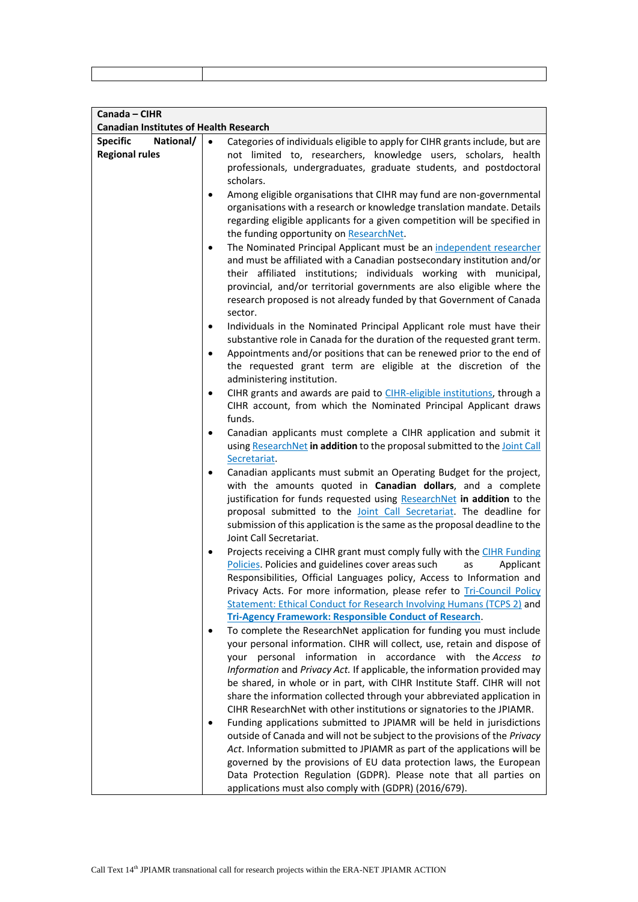| | |
|---|---|
| | |

| **Canada – CIHR**<br>**Canadian Institutes of Health Research** | |
|---|---|
| **Specific National/ Regional rules** | • Categories of individuals eligible to apply for CIHR grants include, but are not limited to, researchers, knowledge users, scholars, health professionals, undergraduates, graduate students, and postdoctoral scholars.<br>• Among eligible organisations that CIHR may fund are non-governmental organisations with a research or knowledge translation mandate. Details regarding eligible applicants for a given competition will be specified in the funding opportunity on ResearchNet.<br>• The Nominated Principal Applicant must be an independent researcher and must be affiliated with a Canadian postsecondary institution and/or their affiliated institutions; individuals working with municipal, provincial, and/or territorial governments are also eligible where the research proposed is not already funded by that Government of Canada sector.<br>• Individuals in the Nominated Principal Applicant role must have their substantive role in Canada for the duration of the requested grant term.<br>• Appointments and/or positions that can be renewed prior to the end of the requested grant term are eligible at the discretion of the administering institution.<br>• CIHR grants and awards are paid to CIHR-eligible institutions, through a CIHR account, from which the Nominated Principal Applicant draws funds.<br>• Canadian applicants must complete a CIHR application and submit it using ResearchNet **in addition** to the proposal submitted to the Joint Call Secretariat.<br>• Canadian applicants must submit an Operating Budget for the project, with the amounts quoted in **Canadian dollars**, and a complete justification for funds requested using ResearchNet **in addition** to the proposal submitted to the Joint Call Secretariat. The deadline for submission of this application is the same as the proposal deadline to the Joint Call Secretariat.<br>• Projects receiving a CIHR grant must comply fully with the CIHR Funding Policies. Policies and guidelines cover areas such as Applicant Responsibilities, Official Languages policy, Access to Information and Privacy Acts. For more information, please refer to Tri-Council Policy Statement: Ethical Conduct for Research Involving Humans (TCPS 2) and **Tri-Agency Framework: Responsible Conduct of Research**.<br>• To complete the ResearchNet application for funding you must include your personal information. CIHR will collect, use, retain and dispose of your personal information in accordance with the *Access to Information* and *Privacy Act.* If applicable, the information provided may be shared, in whole or in part, with CIHR Institute Staff. CIHR will not share the information collected through your abbreviated application in CIHR ResearchNet with other institutions or signatories to the JPIAMR.<br>• Funding applications submitted to JPIAMR will be held in jurisdictions outside of Canada and will not be subject to the provisions of the *Privacy Act*. Information submitted to JPIAMR as part of the applications will be governed by the provisions of EU data protection laws, the European Data Protection Regulation (GDPR). Please note that all parties on applications must also comply with (GDPR) (2016/679). |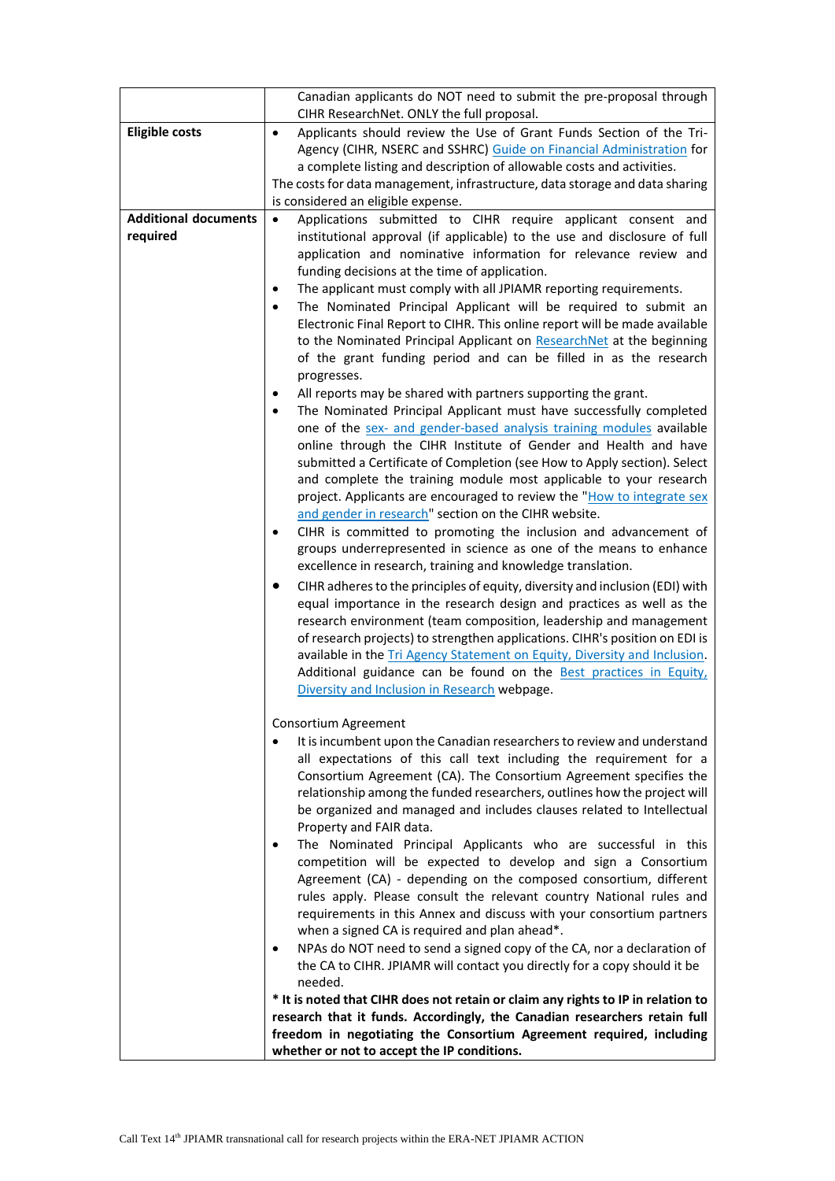| | |
|---|---|
| | Canadian applicants do NOT need to submit the pre-proposal through CIHR ResearchNet. ONLY the full proposal. |
| **Eligible costs** | • Applicants should review the Use of Grant Funds Section of the Tri-Agency (CIHR, NSERC and SSHRC) Guide on Financial Administration for a complete listing and description of allowable costs and activities.<br>The costs for data management, infrastructure, data storage and data sharing is considered an eligible expense. |
| **Additional documents required** | • Applications submitted to CIHR require applicant consent and institutional approval (if applicable) to the use and disclosure of full application and nominative information for relevance review and funding decisions at the time of application.<br>• The applicant must comply with all JPIAMR reporting requirements.<br>• The Nominated Principal Applicant will be required to submit an Electronic Final Report to CIHR. This online report will be made available to the Nominated Principal Applicant on ResearchNet at the beginning of the grant funding period and can be filled in as the research progresses.<br>• All reports may be shared with partners supporting the grant.<br>• The Nominated Principal Applicant must have successfully completed one of the sex- and gender-based analysis training modules available online through the CIHR Institute of Gender and Health and have submitted a Certificate of Completion (see How to Apply section). Select and complete the training module most applicable to your research project. Applicants are encouraged to review the "How to integrate sex and gender in research" section on the CIHR website.<br>• CIHR is committed to promoting the inclusion and advancement of groups underrepresented in science as one of the means to enhance excellence in research, training and knowledge translation.<br>• CIHR adheres to the principles of equity, diversity and inclusion (EDI) with equal importance in the research design and practices as well as the research environment (team composition, leadership and management of research projects) to strengthen applications. CIHR's position on EDI is available in the Tri Agency Statement on Equity, Diversity and Inclusion. Additional guidance can be found on the Best practices in Equity, Diversity and Inclusion in Research webpage.<br><br>Consortium Agreement<br>• It is incumbent upon the Canadian researchers to review and understand all expectations of this call text including the requirement for a Consortium Agreement (CA). The Consortium Agreement specifies the relationship among the funded researchers, outlines how the project will be organized and managed and includes clauses related to Intellectual Property and FAIR data.<br>• The Nominated Principal Applicants who are successful in this competition will be expected to develop and sign a Consortium Agreement (CA) - depending on the composed consortium, different rules apply. Please consult the relevant country National rules and requirements in this Annex and discuss with your consortium partners when a signed CA is required and plan ahead*.<br>• NPAs do NOT need to send a signed copy of the CA, nor a declaration of the CA to CIHR. JPIAMR will contact you directly for a copy should it be needed.<br>**\* It is noted that CIHR does not retain or claim any rights to IP in relation to research that it funds. Accordingly, the Canadian researchers retain full freedom in negotiating the Consortium Agreement required, including whether or not to accept the IP conditions.** |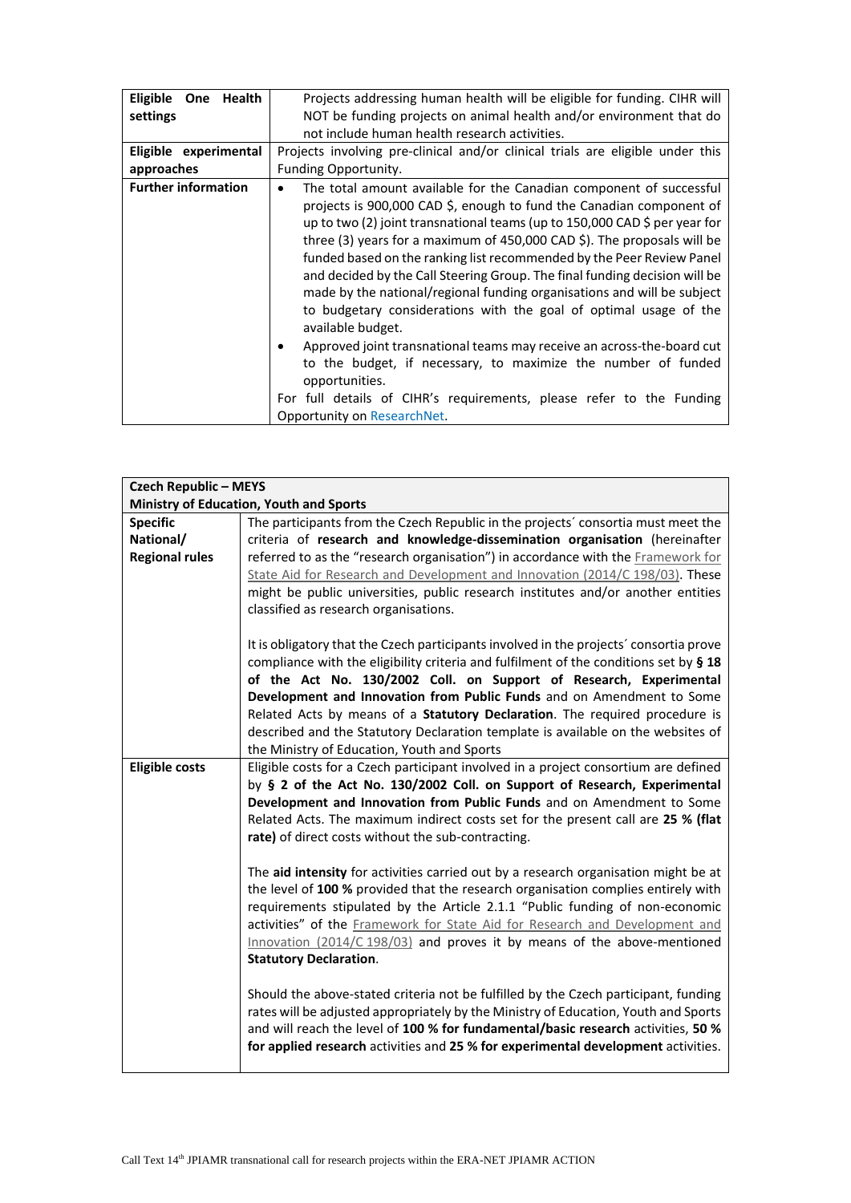| | |
|---|---|
| **Eligible One Health settings** | Projects addressing human health will be eligible for funding. CIHR will NOT be funding projects on animal health and/or environment that do not include human health research activities. |
| **Eligible experimental approaches** | Projects involving pre-clinical and/or clinical trials are eligible under this Funding Opportunity. |
| **Further information** | • The total amount available for the Canadian component of successful projects is 900,000 CAD $, enough to fund the Canadian component of up to two (2) joint transnational teams (up to 150,000 CAD $ per year for three (3) years for a maximum of 450,000 CAD $). The proposals will be funded based on the ranking list recommended by the Peer Review Panel and decided by the Call Steering Group. The final funding decision will be made by the national/regional funding organisations and will be subject to budgetary considerations with the goal of optimal usage of the available budget.<br>• Approved joint transnational teams may receive an across-the-board cut to the budget, if necessary, to maximize the number of funded opportunities.<br>For full details of CIHR's requirements, please refer to the Funding Opportunity on ResearchNet. |

| **Czech Republic – MEYS**<br>**Ministry of Education, Youth and Sports** | |
|---|---|
| **Specific National/ Regional rules** | The participants from the Czech Republic in the projects´ consortia must meet the criteria of **research and knowledge-dissemination organisation** (hereinafter referred to as the "research organisation") in accordance with the Framework for State Aid for Research and Development and Innovation (2014/C 198/03). These might be public universities, public research institutes and/or another entities classified as research organisations.<br><br>It is obligatory that the Czech participants involved in the projects´ consortia prove compliance with the eligibility criteria and fulfilment of the conditions set by **§ 18 of the Act No. 130/2002 Coll. on Support of Research, Experimental Development and Innovation from Public Funds** and on Amendment to Some Related Acts by means of a **Statutory Declaration**. The required procedure is described and the Statutory Declaration template is available on the websites of the Ministry of Education, Youth and Sports |
| **Eligible costs** | Eligible costs for a Czech participant involved in a project consortium are defined by **§ 2 of the Act No. 130/2002 Coll. on Support of Research, Experimental Development and Innovation from Public Funds** and on Amendment to Some Related Acts. The maximum indirect costs set for the present call are **25 % (flat rate)** of direct costs without the sub-contracting.<br><br>The **aid intensity** for activities carried out by a research organisation might be at the level of **100 %** provided that the research organisation complies entirely with requirements stipulated by the Article 2.1.1 "Public funding of non-economic activities" of the Framework for State Aid for Research and Development and Innovation (2014/C 198/03) and proves it by means of the above-mentioned **Statutory Declaration**.<br><br>Should the above-stated criteria not be fulfilled by the Czech participant, funding rates will be adjusted appropriately by the Ministry of Education, Youth and Sports and will reach the level of **100 % for fundamental/basic research** activities, **50 % for applied research** activities and **25 % for experimental development** activities. |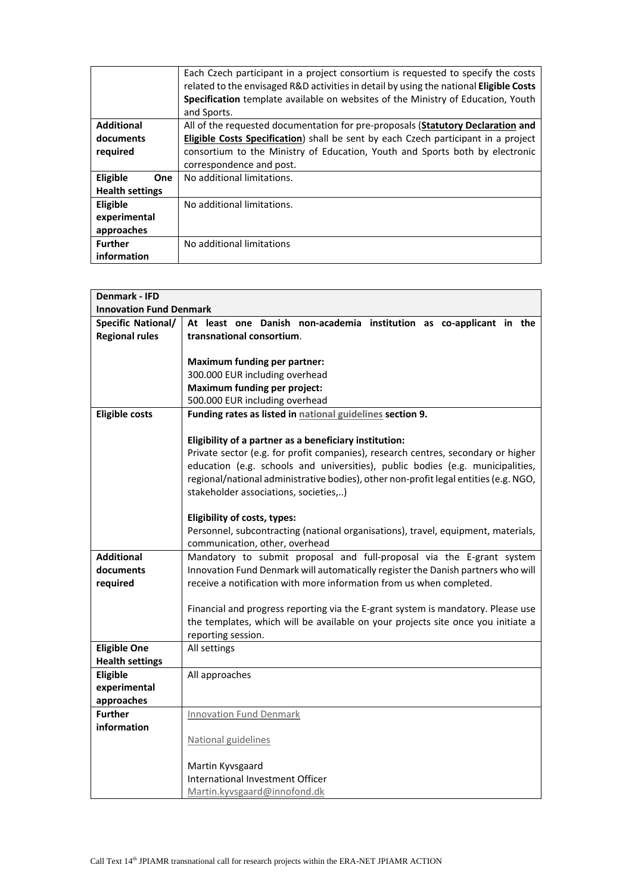| | |
|---|---|
| | Each Czech participant in a project consortium is requested to specify the costs related to the envisaged R&D activities in detail by using the national **Eligible Costs Specification** template available on websites of the Ministry of Education, Youth and Sports. |
| **Additional documents required** | All of the requested documentation for pre-proposals (**Statutory Declaration and Eligible Costs Specification**) shall be sent by each Czech participant in a project consortium to the Ministry of Education, Youth and Sports both by electronic correspondence and post. |
| **Eligible One Health settings** | No additional limitations. |
| **Eligible experimental approaches** | No additional limitations. |
| **Further information** | No additional limitations |

| **Denmark - IFD Innovation Fund Denmark** | |
|---|---|
| **Specific National/ Regional rules** | **At least one Danish non-academia institution as co-applicant in the transnational consortium**.<br><br>**Maximum funding per partner:**<br>300.000 EUR including overhead<br>**Maximum funding per project:**<br>500.000 EUR including overhead |
| **Eligible costs** | **Funding rates as listed in national guidelines section 9.**<br><br>**Eligibility of a partner as a beneficiary institution:**<br>Private sector (e.g. for profit companies), research centres, secondary or higher education (e.g. schools and universities), public bodies (e.g. municipalities, regional/national administrative bodies), other non-profit legal entities (e.g. NGO, stakeholder associations, societies,..)<br><br>**Eligibility of costs, types:**<br>Personnel, subcontracting (national organisations), travel, equipment, materials, communication, other, overhead |
| **Additional documents required** | Mandatory to submit proposal and full-proposal via the E-grant system Innovation Fund Denmark will automatically register the Danish partners who will receive a notification with more information from us when completed.<br><br>Financial and progress reporting via the E-grant system is mandatory. Please use the templates, which will be available on your projects site once you initiate a reporting session. |
| **Eligible One Health settings** | All settings |
| **Eligible experimental approaches** | All approaches |
| **Further information** | Innovation Fund Denmark<br><br>National guidelines<br><br>Martin Kyvsgaard<br>International Investment Officer<br>Martin.kyvsgaard@innofond.dk |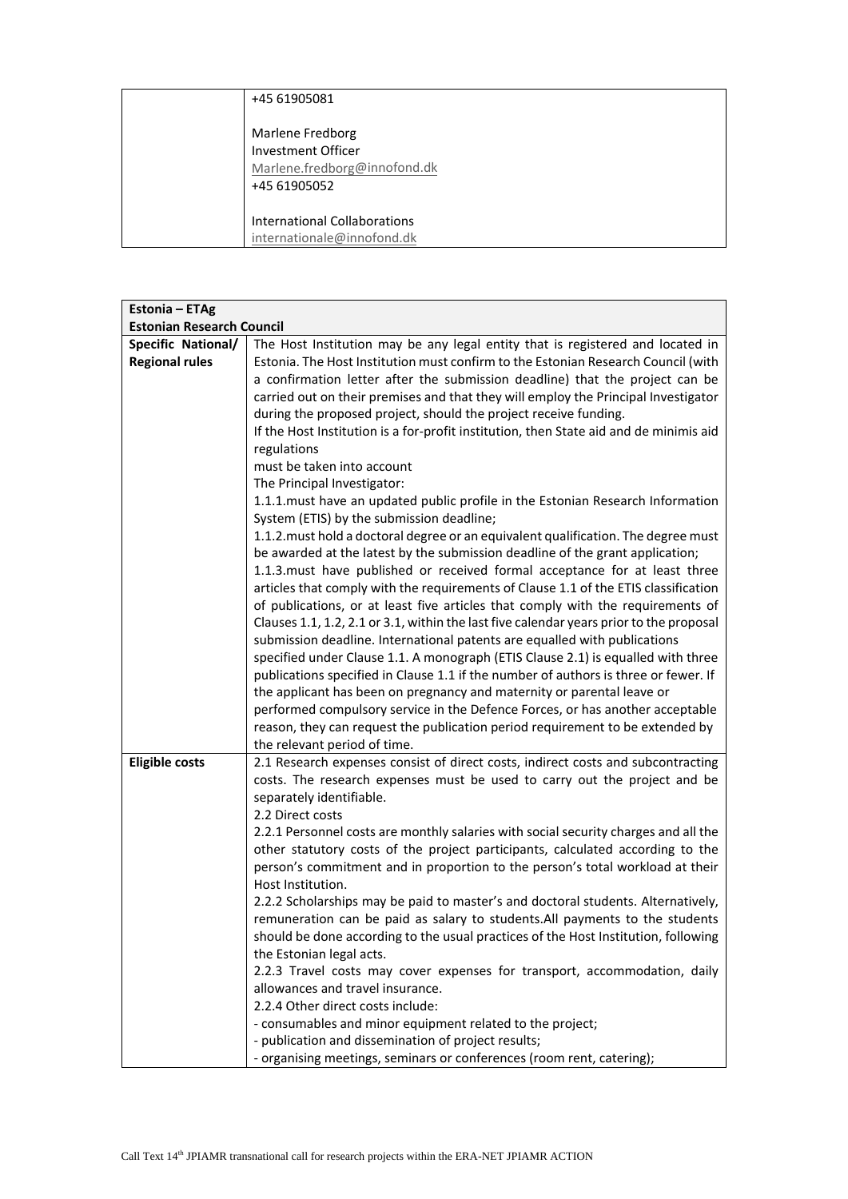| | +45 61905081<br><br>Marlene Fredborg<br>Investment Officer<br>Marlene.fredborg@innofond.dk<br>+45 61905052<br><br>International Collaborations<br>internationale@innofond.dk |
|---|---|

| **Estonia – ETAg**<br>**Estonian Research Council** | |
|---|---|
| **Specific National/ Regional rules** | The Host Institution may be any legal entity that is registered and located in Estonia. The Host Institution must confirm to the Estonian Research Council (with a confirmation letter after the submission deadline) that the project can be carried out on their premises and that they will employ the Principal Investigator during the proposed project, should the project receive funding.<br>If the Host Institution is a for-profit institution, then State aid and de minimis aid regulations<br>must be taken into account<br>The Principal Investigator:<br>1.1.1.must have an updated public profile in the Estonian Research Information System (ETIS) by the submission deadline;<br>1.1.2.must hold a doctoral degree or an equivalent qualification. The degree must be awarded at the latest by the submission deadline of the grant application;<br>1.1.3.must have published or received formal acceptance for at least three articles that comply with the requirements of Clause 1.1 of the ETIS classification of publications, or at least five articles that comply with the requirements of Clauses 1.1, 1.2, 2.1 or 3.1, within the last five calendar years prior to the proposal submission deadline. International patents are equalled with publications specified under Clause 1.1. A monograph (ETIS Clause 2.1) is equalled with three publications specified in Clause 1.1 if the number of authors is three or fewer. If the applicant has been on pregnancy and maternity or parental leave or performed compulsory service in the Defence Forces, or has another acceptable reason, they can request the publication period requirement to be extended by the relevant period of time. |
| **Eligible costs** | 2.1 Research expenses consist of direct costs, indirect costs and subcontracting costs. The research expenses must be used to carry out the project and be separately identifiable.<br>2.2 Direct costs<br>2.2.1 Personnel costs are monthly salaries with social security charges and all the other statutory costs of the project participants, calculated according to the person's commitment and in proportion to the person's total workload at their Host Institution.<br>2.2.2 Scholarships may be paid to master's and doctoral students. Alternatively, remuneration can be paid as salary to students.All payments to the students should be done according to the usual practices of the Host Institution, following the Estonian legal acts.<br>2.2.3 Travel costs may cover expenses for transport, accommodation, daily allowances and travel insurance.<br>2.2.4 Other direct costs include:<br>- consumables and minor equipment related to the project;<br>- publication and dissemination of project results;<br>- organising meetings, seminars or conferences (room rent, catering); |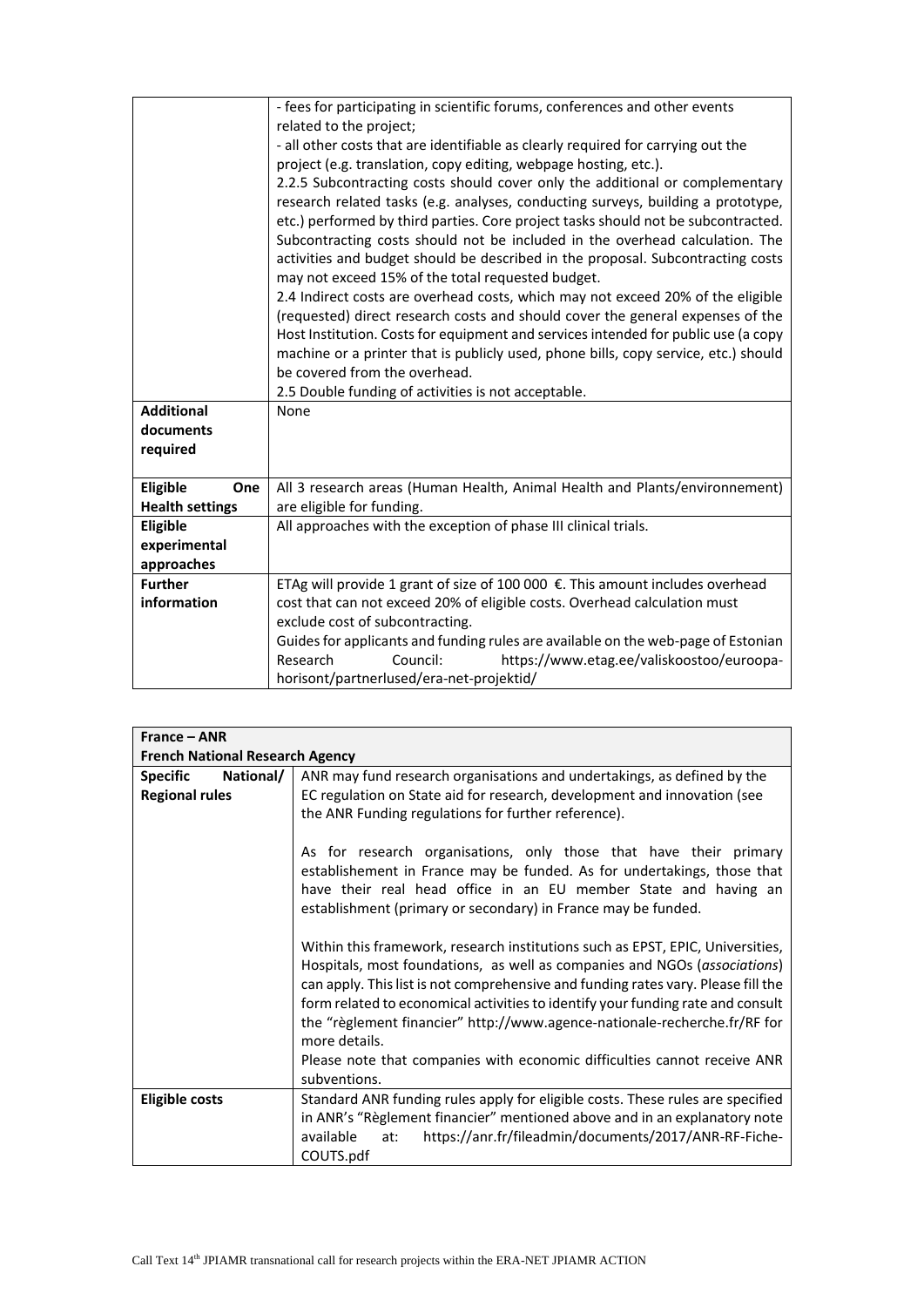| | |
|---|---|
| | - fees for participating in scientific forums, conferences and other events related to the project;<br>- all other costs that are identifiable as clearly required for carrying out the project (e.g. translation, copy editing, webpage hosting, etc.).<br>2.2.5 Subcontracting costs should cover only the additional or complementary research related tasks (e.g. analyses, conducting surveys, building a prototype, etc.) performed by third parties. Core project tasks should not be subcontracted. Subcontracting costs should not be included in the overhead calculation. The activities and budget should be described in the proposal. Subcontracting costs may not exceed 15% of the total requested budget.<br>2.4 Indirect costs are overhead costs, which may not exceed 20% of the eligible (requested) direct research costs and should cover the general expenses of the Host Institution. Costs for equipment and services intended for public use (a copy machine or a printer that is publicly used, phone bills, copy service, etc.) should be covered from the overhead.<br>2.5 Double funding of activities is not acceptable. |
| **Additional documents required** | None |
| **Eligible One Health settings** | All 3 research areas (Human Health, Animal Health and Plants/environnement) are eligible for funding. |
| **Eligible experimental approaches** | All approaches with the exception of phase III clinical trials. |
| **Further information** | ETAg will provide 1 grant of size of 100 000 €. This amount includes overhead cost that can not exceed 20% of eligible costs. Overhead calculation must exclude cost of subcontracting.<br>Guides for applicants and funding rules are available on the web-page of Estonian Research Council: https://www.etag.ee/valiskoostoo/euroopa-horisont/partnerlused/era-net-projektid/ |

| **France – ANR**<br>**French National Research Agency** | |
|---|---|
| **Specific National/ Regional rules** | ANR may fund research organisations and undertakings, as defined by the EC regulation on State aid for research, development and innovation (see the ANR Funding regulations for further reference).<br><br>As for research organisations, only those that have their primary establishement in France may be funded. As for undertakings, those that have their real head office in an EU member State and having an establishment (primary or secondary) in France may be funded.<br><br>Within this framework, research institutions such as EPST, EPIC, Universities, Hospitals, most foundations, as well as companies and NGOs (*associations*) can apply. This list is not comprehensive and funding rates vary. Please fill the form related to economical activities to identify your funding rate and consult the "règlement financier" http://www.agence-nationale-recherche.fr/RF for more details.<br>Please note that companies with economic difficulties cannot receive ANR subventions. |
| **Eligible costs** | Standard ANR funding rules apply for eligible costs. These rules are specified in ANR's "Règlement financier" mentioned above and in an explanatory note available at: https://anr.fr/fileadmin/documents/2017/ANR-RF-Fiche-COUTS.pdf |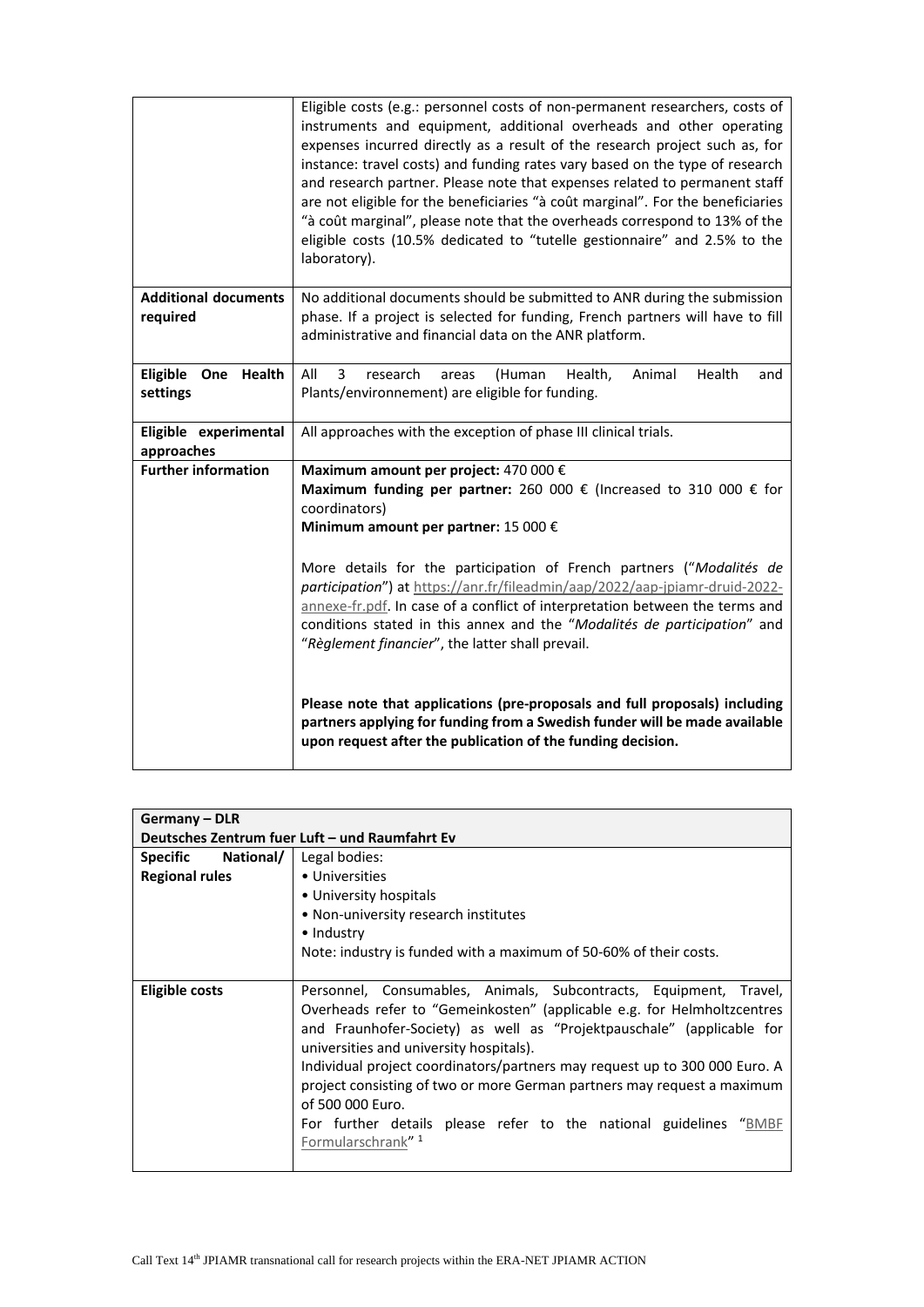|  |  |
|---|---|
|  | Eligible costs (e.g.: personnel costs of non-permanent researchers, costs of instruments and equipment, additional overheads and other operating expenses incurred directly as a result of the research project such as, for instance: travel costs) and funding rates vary based on the type of research and research partner. Please note that expenses related to permanent staff are not eligible for the beneficiaries "à coût marginal". For the beneficiaries "à coût marginal", please note that the overheads correspond to 13% of the eligible costs (10.5% dedicated to "tutelle gestionnaire" and 2.5% to the laboratory). |
| **Additional documents required** | No additional documents should be submitted to ANR during the submission phase. If a project is selected for funding, French partners will have to fill administrative and financial data on the ANR platform. |
| **Eligible One Health settings** | All 3 research areas (Human Health, Animal Health and Plants/environnement) are eligible for funding. |
| **Eligible experimental approaches** | All approaches with the exception of phase III clinical trials. |
| **Further information** | **Maximum amount per project:** 470 000 € <br> **Maximum funding per partner:** 260 000 € (Increased to 310 000 € for coordinators) <br> **Minimum amount per partner:** 15 000 € <br><br> More details for the participation of French partners ("*Modalités de participation*") at https://anr.fr/fileadmin/aap/2022/aap-jpiamr-druid-2022-annexe-fr.pdf. In case of a conflict of interpretation between the terms and conditions stated in this annex and the "*Modalités de participation*" and "*Règlement financier*", the latter shall prevail. <br><br> **Please note that applications (pre-proposals and full proposals) including partners applying for funding from a Swedish funder will be made available upon request after the publication of the funding decision.** |

| **Germany – DLR Deutsches Zentrum fuer Luft – und Raumfahrt Ev** |  |
|---|---|
| **Specific National/ Regional rules** | Legal bodies: <br> • Universities <br> • University hospitals <br> • Non-university research institutes <br> • Industry <br> Note: industry is funded with a maximum of 50-60% of their costs. |
| **Eligible costs** | Personnel, Consumables, Animals, Subcontracts, Equipment, Travel, Overheads refer to "Gemeinkosten" (applicable e.g. for Helmholtzcentres and Fraunhofer-Society) as well as "Projektpauschale" (applicable for universities and university hospitals). <br> Individual project coordinators/partners may request up to 300 000 Euro. A project consisting of two or more German partners may request a maximum of 500 000 Euro. <br> For further details please refer to the national guidelines "BMBF Formularschrank" [1] |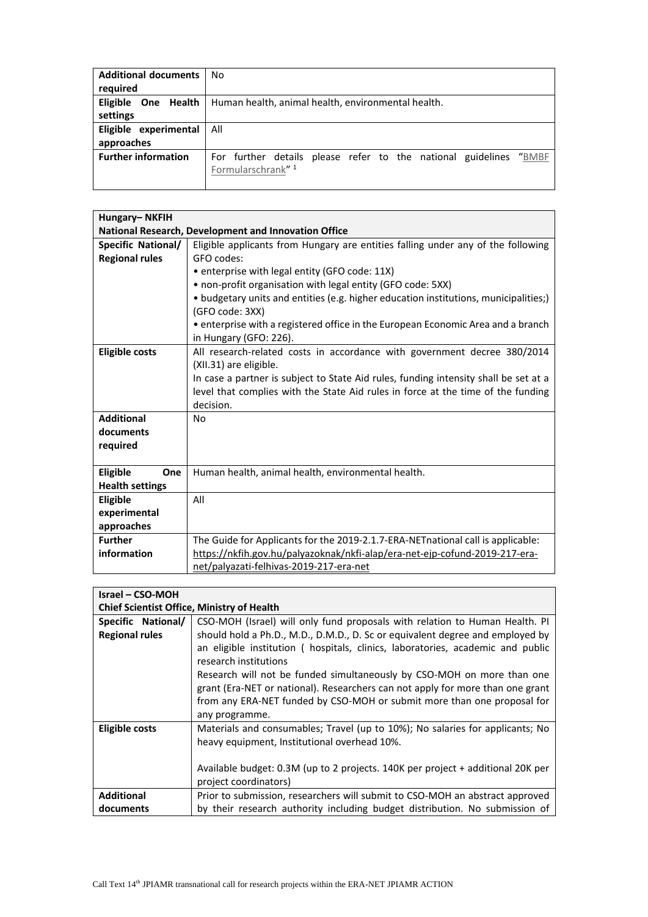| Additional documents required | No |
|---|---|
| Eligible One Health settings | Human health, animal health, environmental health. |
| Eligible experimental approaches | All |
| Further information | For further details please refer to the national guidelines "BMBF Formularschrank" [1] |

| Hungary– NKFIH<br>National Research, Development and Innovation Office | |
|---|---|
| Specific National/ Regional rules | Eligible applicants from Hungary are entities falling under any of the following GFO codes:<br>• enterprise with legal entity (GFO code: 11X)<br>• non-profit organisation with legal entity (GFO code: 5XX)<br>• budgetary units and entities (e.g. higher education institutions, municipalities;) (GFO code: 3XX)<br>• enterprise with a registered office in the European Economic Area and a branch in Hungary (GFO: 226). |
| Eligible costs | All research-related costs in accordance with government decree 380/2014 (XII.31) are eligible.<br>In case a partner is subject to State Aid rules, funding intensity shall be set at a level that complies with the State Aid rules in force at the time of the funding decision. |
| Additional documents required | No |
| Eligible One Health settings | Human health, animal health, environmental health. |
| Eligible experimental approaches | All |
| Further information | The Guide for Applicants for the 2019-2.1.7-ERA-NETnational call is applicable: https://nkfih.gov.hu/palyazoknak/nkfi-alap/era-net-ejp-cofund-2019-217-era-net/palyazati-felhivas-2019-217-era-net |

| Israel – CSO-MOH<br>Chief Scientist Office, Ministry of Health | |
|---|---|
| Specific National/ Regional rules | CSO-MOH (Israel) will only fund proposals with relation to Human Health. PI should hold a Ph.D., M.D., D.M.D., D. Sc or equivalent degree and employed by an eligible institution ( hospitals, clinics, laboratories, academic and public research institutions<br>Research will not be funded simultaneously by CSO-MOH on more than one grant (Era-NET or national). Researchers can not apply for more than one grant from any ERA-NET funded by CSO-MOH or submit more than one proposal for any programme. |
| Eligible costs | Materials and consumables; Travel (up to 10%); No salaries for applicants; No heavy equipment, Institutional overhead 10%.<br><br>Available budget: 0.3M (up to 2 projects. 140K per project + additional 20K per project coordinators) |
| Additional documents | Prior to submission, researchers will submit to CSO-MOH an abstract approved by their research authority including budget distribution. No submission of |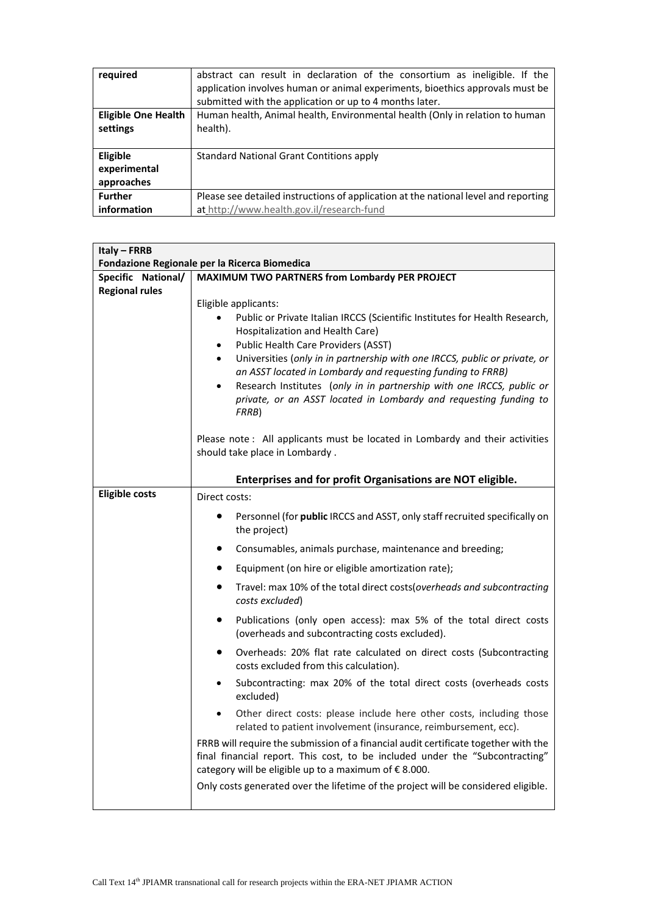| required | abstract can result in declaration of the consortium as ineligible. If the application involves human or animal experiments, bioethics approvals must be submitted with the application or up to 4 months later. |
|---|---|
| **Eligible One Health settings** | Human health, Animal health, Environmental health (Only in relation to human health). |
| **Eligible experimental approaches** | Standard National Grant Contitions apply |
| **Further information** | Please see detailed instructions of application at the national level and reporting at http://www.health.gov.il/research-fund |

| **Italy – FRRB**<br>**Fondazione Regionale per la Ricerca Biomedica** | |
|---|---|
| **Specific National/ Regional rules** | **MAXIMUM TWO PARTNERS from Lombardy PER PROJECT**<br><br>Eligible applicants:<br>• Public or Private Italian IRCCS (Scientific Institutes for Health Research, Hospitalization and Health Care)<br>• Public Health Care Providers (ASST)<br>• Universities (*only in in partnership with one IRCCS, public or private, or an ASST located in Lombardy and requesting funding to FRRB)*<br>• Research Institutes (*only in in partnership with one IRCCS, public or private, or an ASST located in Lombardy and requesting funding to FRRB*)<br><br>Please note : All applicants must be located in Lombardy and their activities should take place in Lombardy .<br><br>**Enterprises and for profit Organisations are NOT eligible.** |
| **Eligible costs** | Direct costs:<br>• Personnel (for **public** IRCCS and ASST, only staff recruited specifically on the project)<br>• Consumables, animals purchase, maintenance and breeding;<br>• Equipment (on hire or eligible amortization rate);<br>• Travel: max 10% of the total direct costs(*overheads and subcontracting costs excluded*)<br>• Publications (only open access): max 5% of the total direct costs (overheads and subcontracting costs excluded).<br>• Overheads: 20% flat rate calculated on direct costs (Subcontracting costs excluded from this calculation).<br>• Subcontracting: max 20% of the total direct costs (overheads costs excluded)<br>• Other direct costs: please include here other costs, including those related to patient involvement (insurance, reimbursement, ecc).<br><br>FRRB will require the submission of a financial audit certificate together with the final financial report. This cost, to be included under the "Subcontracting" category will be eligible up to a maximum of € 8.000.<br><br>Only costs generated over the lifetime of the project will be considered eligible. |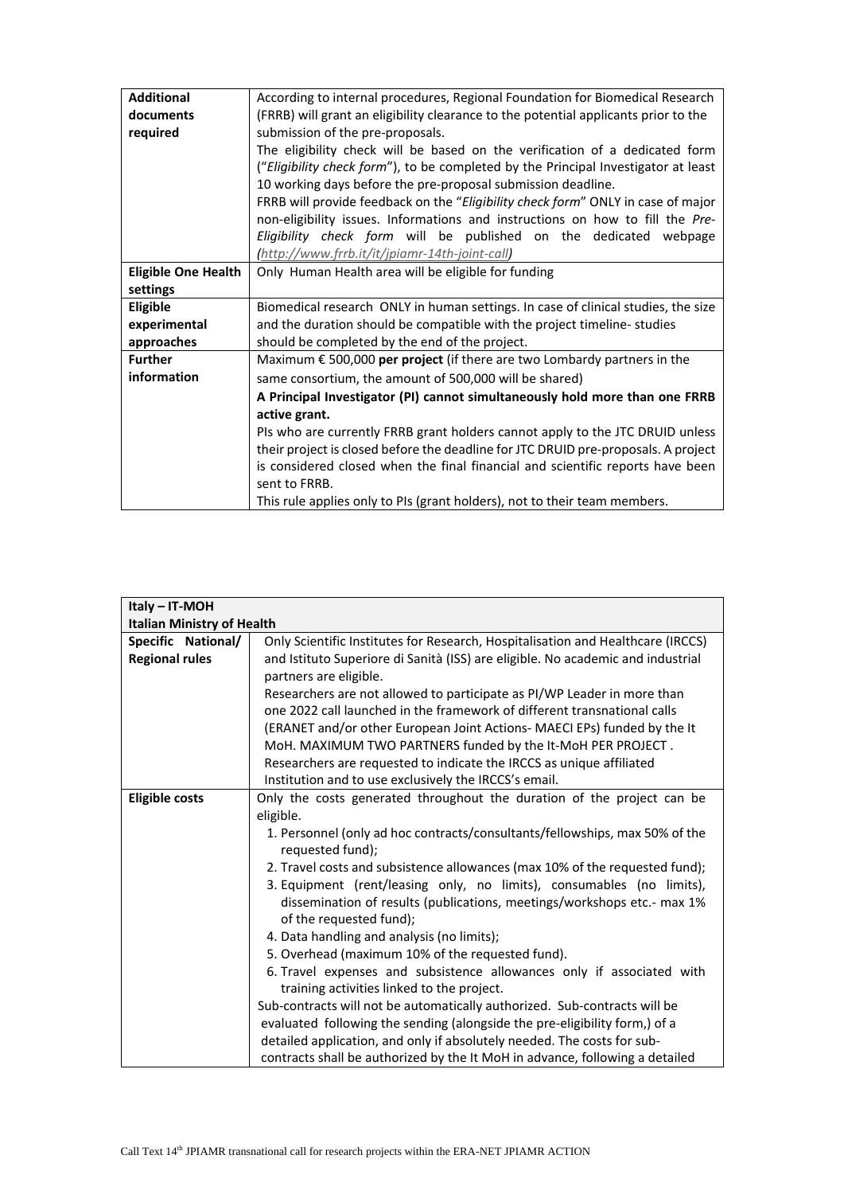| | |
|---|---|
| **Additional documents required** | According to internal procedures, Regional Foundation for Biomedical Research (FRRB) will grant an eligibility clearance to the potential applicants prior to the submission of the pre-proposals.<br>The eligibility check will be based on the verification of a dedicated form ("*Eligibility check form*"), to be completed by the Principal Investigator at least 10 working days before the pre-proposal submission deadline.<br>FRRB will provide feedback on the "*Eligibility check form*" ONLY in case of major non-eligibility issues. Informations and instructions on how to fill the *Pre-Eligibility check form* will be published on the dedicated webpage *(http://www.frrb.it/it/jpiamr-14th-joint-call)* |
| **Eligible One Health settings** | Only Human Health area will be eligible for funding |
| **Eligible experimental approaches** | Biomedical research ONLY in human settings. In case of clinical studies, the size and the duration should be compatible with the project timeline- studies should be completed by the end of the project. |
| **Further information** | Maximum € 500,000 **per project** (if there are two Lombardy partners in the same consortium, the amount of 500,000 will be shared)<br>**A Principal Investigator (PI) cannot simultaneously hold more than one FRRB active grant.**<br>PIs who are currently FRRB grant holders cannot apply to the JTC DRUID unless their project is closed before the deadline for JTC DRUID pre-proposals. A project is considered closed when the final financial and scientific reports have been sent to FRRB.<br>This rule applies only to PIs (grant holders), not to their team members. |

| **Italy – IT-MOH**<br>**Italian Ministry of Health** | |
|---|---|
| **Specific National/ Regional rules** | Only Scientific Institutes for Research, Hospitalisation and Healthcare (IRCCS) and Istituto Superiore di Sanità (ISS) are eligible. No academic and industrial partners are eligible.<br>Researchers are not allowed to participate as PI/WP Leader in more than one 2022 call launched in the framework of different transnational calls (ERANET and/or other European Joint Actions- MAECI EPs) funded by the It MoH. MAXIMUM TWO PARTNERS funded by the It-MoH PER PROJECT .<br>Researchers are requested to indicate the IRCCS as unique affiliated Institution and to use exclusively the IRCCS's email. |
| **Eligible costs** | Only the costs generated throughout the duration of the project can be eligible.<br>1. Personnel (only ad hoc contracts/consultants/fellowships, max 50% of the requested fund);<br>2. Travel costs and subsistence allowances (max 10% of the requested fund);<br>3. Equipment (rent/leasing only, no limits), consumables (no limits), dissemination of results (publications, meetings/workshops etc.- max 1% of the requested fund);<br>4. Data handling and analysis (no limits);<br>5. Overhead (maximum 10% of the requested fund).<br>6. Travel expenses and subsistence allowances only if associated with training activities linked to the project.<br>Sub-contracts will not be automatically authorized. Sub-contracts will be evaluated following the sending (alongside the pre-eligibility form,) of a detailed application, and only if absolutely needed. The costs for sub-contracts shall be authorized by the It MoH in advance, following a detailed |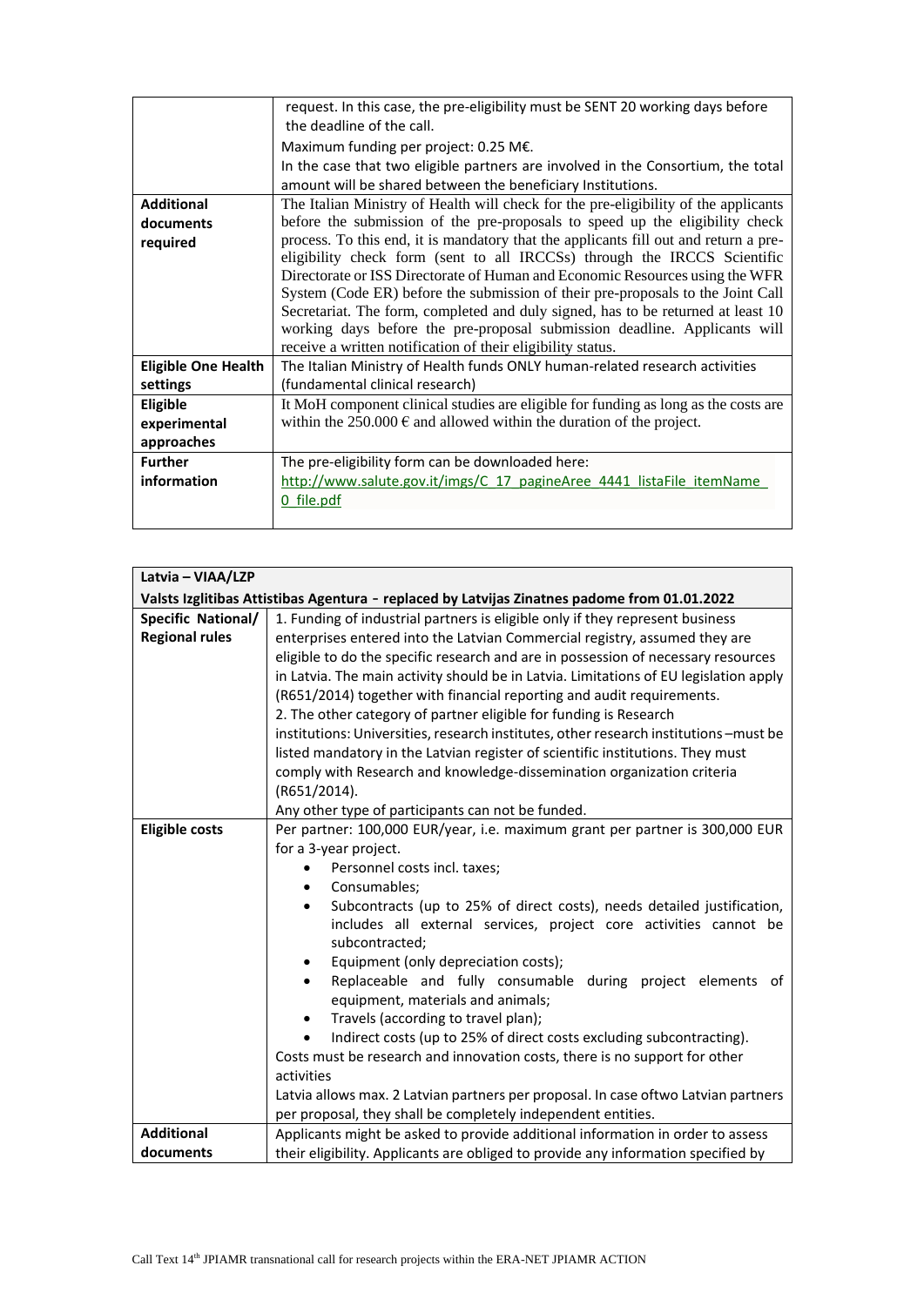| | |
|---|---|
| | request. In this case, the pre-eligibility must be SENT 20 working days before the deadline of the call.<br>Maximum funding per project: 0.25 M€.<br>In the case that two eligible partners are involved in the Consortium, the total amount will be shared between the beneficiary Institutions. |
| **Additional documents required** | The Italian Ministry of Health will check for the pre-eligibility of the applicants before the submission of the pre-proposals to speed up the eligibility check process. To this end, it is mandatory that the applicants fill out and return a pre-eligibility check form (sent to all IRCCSs) through the IRCCS Scientific Directorate or ISS Directorate of Human and Economic Resources using the WFR System (Code ER) before the submission of their pre-proposals to the Joint Call Secretariat. The form, completed and duly signed, has to be returned at least 10 working days before the pre-proposal submission deadline. Applicants will receive a written notification of their eligibility status. |
| **Eligible One Health settings** | The Italian Ministry of Health funds ONLY human-related research activities (fundamental clinical research) |
| **Eligible experimental approaches** | It MoH component clinical studies are eligible for funding as long as the costs are within the 250.000 € and allowed within the duration of the project. |
| **Further information** | The pre-eligibility form can be downloaded here:<br>http://www.salute.gov.it/imgs/C_17_pagineAree_4441_listaFile_itemName_0_file.pdf |

| **Latvia – VIAA/LZP** | |
|---|---|
| **Valsts Izglitibas Attistibas Agentura - replaced by Latvijas Zinatnes padome from 01.01.2022** | |
| **Specific National/ Regional rules** | 1. Funding of industrial partners is eligible only if they represent business enterprises entered into the Latvian Commercial registry, assumed they are eligible to do the specific research and are in possession of necessary resources in Latvia. The main activity should be in Latvia. Limitations of EU legislation apply (R651/2014) together with financial reporting and audit requirements.<br>2. The other category of partner eligible for funding is Research institutions: Universities, research institutes, other research institutions –must be listed mandatory in the Latvian register of scientific institutions. They must comply with Research and knowledge-dissemination organization criteria (R651/2014).<br>Any other type of participants can not be funded. |
| **Eligible costs** | Per partner: 100,000 EUR/year, i.e. maximum grant per partner is 300,000 EUR for a 3-year project.<br>• Personnel costs incl. taxes;<br>• Consumables;<br>• Subcontracts (up to 25% of direct costs), needs detailed justification, includes all external services, project core activities cannot be subcontracted;<br>• Equipment (only depreciation costs);<br>• Replaceable and fully consumable during project elements of equipment, materials and animals;<br>• Travels (according to travel plan);<br>• Indirect costs (up to 25% of direct costs excluding subcontracting).<br>Costs must be research and innovation costs, there is no support for other activities<br>Latvia allows max. 2 Latvian partners per proposal. In case oftwo Latvian partners per proposal, they shall be completely independent entities. |
| **Additional documents** | Applicants might be asked to provide additional information in order to assess their eligibility. Applicants are obliged to provide any information specified by |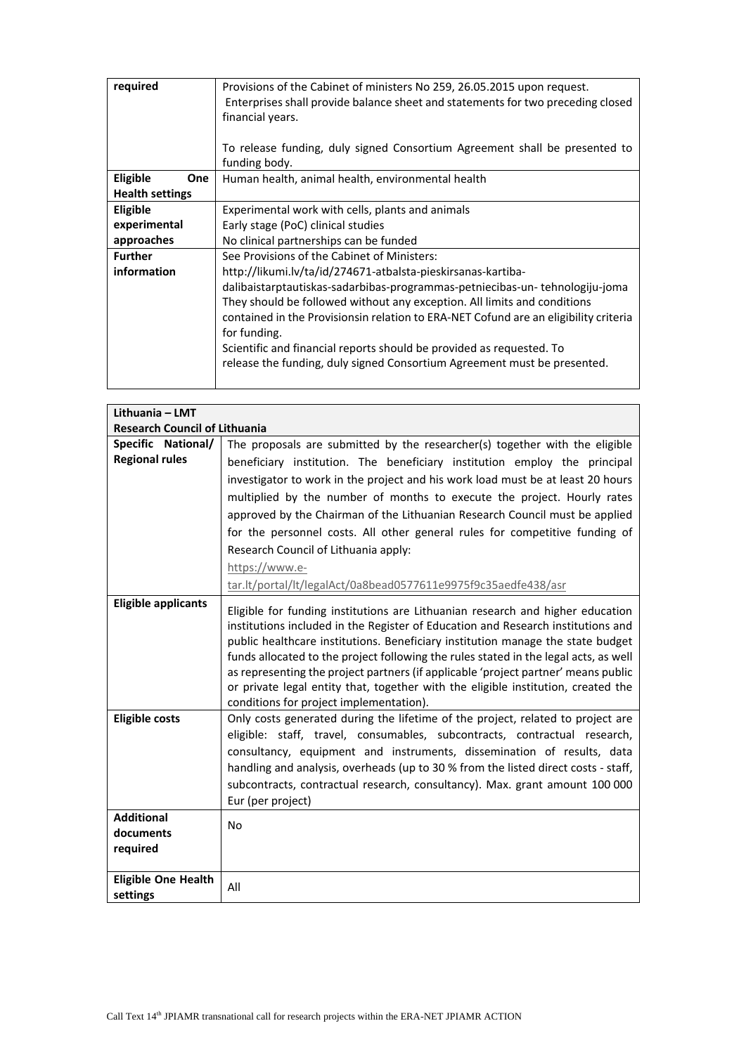| required | Provisions of the Cabinet of ministers No 259, 26.05.2015 upon request. Enterprises shall provide balance sheet and statements for two preceding closed financial years. To release funding, duly signed Consortium Agreement shall be presented to funding body. |
|---|---|
| **Eligible One Health settings** | Human health, animal health, environmental health |
| **Eligible experimental approaches** | Experimental work with cells, plants and animals<br>Early stage (PoC) clinical studies<br>No clinical partnerships can be funded |
| **Further information** | See Provisions of the Cabinet of Ministers:<br>http://likumi.lv/ta/id/274671-atbalsta-pieskirsanas-kartiba-dalibaistarptautiskas-sadarbibas-programmas-petniecibas-un- tehnologiju-joma<br>They should be followed without any exception. All limits and conditions contained in the Provisionsin relation to ERA-NET Cofund are an eligibility criteria for funding.<br>Scientific and financial reports should be provided as requested. To release the funding, duly signed Consortium Agreement must be presented. |

| **Lithuania – LMT Research Council of Lithuania** | |
|---|---|
| **Specific National/ Regional rules** | The proposals are submitted by the researcher(s) together with the eligible beneficiary institution. The beneficiary institution employ the principal investigator to work in the project and his work load must be at least 20 hours multiplied by the number of months to execute the project. Hourly rates approved by the Chairman of the Lithuanian Research Council must be applied for the personnel costs. All other general rules for competitive funding of Research Council of Lithuania apply:<br>https://www.e-tar.lt/portal/lt/legalAct/0a8bead0577611e9975f9c35aedfe438/asr |
| **Eligible applicants** | Eligible for funding institutions are Lithuanian research and higher education institutions included in the Register of Education and Research institutions and public healthcare institutions. Beneficiary institution manage the state budget funds allocated to the project following the rules stated in the legal acts, as well as representing the project partners (if applicable 'project partner' means public or private legal entity that, together with the eligible institution, created the conditions for project implementation). |
| **Eligible costs** | Only costs generated during the lifetime of the project, related to project are eligible: staff, travel, consumables, subcontracts, contractual research, consultancy, equipment and instruments, dissemination of results, data handling and analysis, overheads (up to 30 % from the listed direct costs - staff, subcontracts, contractual research, consultancy). Max. grant amount 100 000 Eur (per project) |
| **Additional documents required** | No |
| **Eligible One Health settings** | All |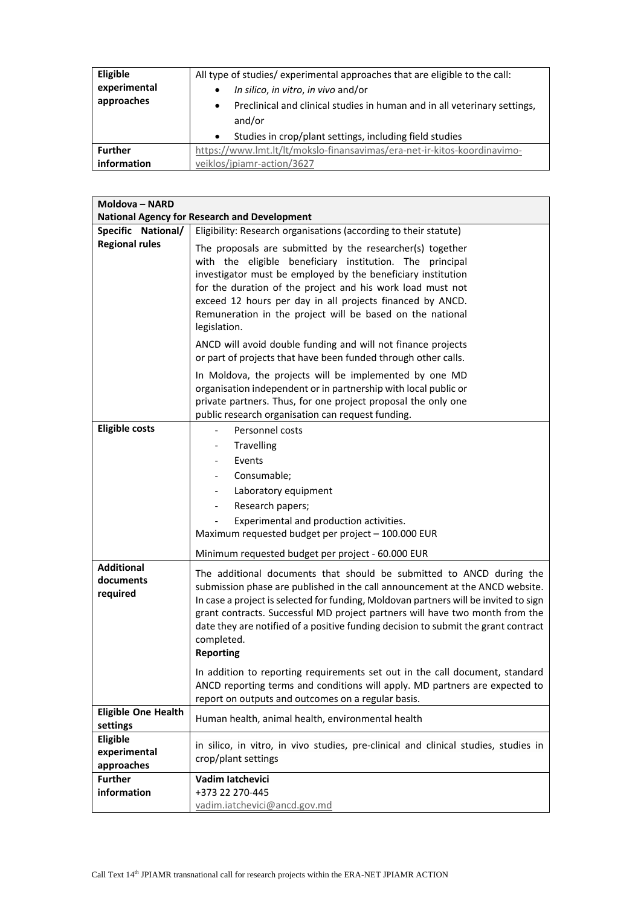| Eligible experimental approaches | All type of studies/ experimental approaches that are eligible to the call:<br>• *In silico*, *in vitro*, *in vivo* and/or<br>• Preclinical and clinical studies in human and in all veterinary settings, and/or<br>• Studies in crop/plant settings, including field studies |
|---|---|
| **Further information** | https://www.lmt.lt/lt/mokslo-finansavimas/era-net-ir-kitos-koordinavimo-veiklos/jpiamr-action/3627 |

| **Moldova – NARD**<br>**National Agency for Research and Development** | |
|---|---|
| **Specific National/ Regional rules** | Eligibility: Research organisations (according to their statute)<br><br>The proposals are submitted by the researcher(s) together with the eligible beneficiary institution. The principal investigator must be employed by the beneficiary institution for the duration of the project and his work load must not exceed 12 hours per day in all projects financed by ANCD. Remuneration in the project will be based on the national legislation.<br><br>ANCD will avoid double funding and will not finance projects or part of projects that have been funded through other calls.<br><br>In Moldova, the projects will be implemented by one MD organisation independent or in partnership with local public or private partners. Thus, for one project proposal the only one public research organisation can request funding. |
| **Eligible costs** | - Personnel costs<br>- Travelling<br>- Events<br>- Consumable;<br>- Laboratory equipment<br>- Research papers;<br>- Experimental and production activities.<br>Maximum requested budget per project – 100.000 EUR<br><br>Minimum requested budget per project - 60.000 EUR |
| **Additional documents required** | The additional documents that should be submitted to ANCD during the submission phase are published in the call announcement at the ANCD website. In case a project is selected for funding, Moldovan partners will be invited to sign grant contracts. Successful MD project partners will have two month from the date they are notified of a positive funding decision to submit the grant contract completed.<br>**Reporting**<br><br>In addition to reporting requirements set out in the call document, standard ANCD reporting terms and conditions will apply. MD partners are expected to report on outputs and outcomes on a regular basis. |
| **Eligible One Health settings** | Human health, animal health, environmental health |
| **Eligible experimental approaches** | in silico, in vitro, in vivo studies, pre-clinical and clinical studies, studies in crop/plant settings |
| **Further information** | **Vadim Iatchevici**<br>+373 22 270-445<br>vadim.iatchevici@ancd.gov.md |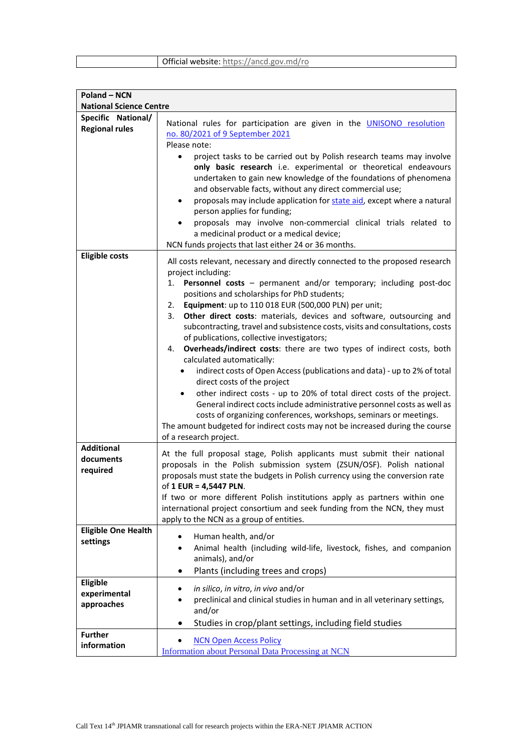| | Official website: https://ancd.gov.md/ro |
|---|---|

| **Poland – NCN National Science Centre** | |
|---|---|
| **Specific National/ Regional rules** | National rules for participation are given in the UNISONO resolution no. 80/2021 of 9 September 2021<br>Please note:<br>• project tasks to be carried out by Polish research teams may involve **only basic research** i.e. experimental or theoretical endeavours undertaken to gain new knowledge of the foundations of phenomena and observable facts, without any direct commercial use;<br>• proposals may include application for state aid, except where a natural person applies for funding;<br>• proposals may involve non-commercial clinical trials related to a medicinal product or a medical device;<br>NCN funds projects that last either 24 or 36 months. |
| **Eligible costs** | All costs relevant, necessary and directly connected to the proposed research project including:<br>1. **Personnel costs** – permanent and/or temporary; including post-doc positions and scholarships for PhD students;<br>2. **Equipment**: up to 110 018 EUR (500,000 PLN) per unit;<br>3. **Other direct costs**: materials, devices and software, outsourcing and subcontracting, travel and subsistence costs, visits and consultations, costs of publications, collective investigators;<br>4. **Overheads/indirect costs**: there are two types of indirect costs, both calculated automatically:<br>• indirect costs of Open Access (publications and data) - up to 2% of total direct costs of the project<br>• other indirect costs - up to 20% of total direct costs of the project. General indirect cocts include administrative personnel costs as well as costs of organizing conferences, workshops, seminars or meetings.<br>The amount budgeted for indirect costs may not be increased during the course of a research project. |
| **Additional documents required** | At the full proposal stage, Polish applicants must submit their national proposals in the Polish submission system (ZSUN/OSF). Polish national proposals must state the budgets in Polish currency using the conversion rate of **1 EUR = 4,5447 PLN**.<br>If two or more different Polish institutions apply as partners within one international project consortium and seek funding from the NCN, they must apply to the NCN as a group of entities. |
| **Eligible One Health settings** | • Human health, and/or<br>• Animal health (including wild-life, livestock, fishes, and companion animals), and/or<br>• Plants (including trees and crops) |
| **Eligible experimental approaches** | • *in silico*, *in vitro*, *in vivo* and/or<br>• preclinical and clinical studies in human and in all veterinary settings, and/or<br>• Studies in crop/plant settings, including field studies |
| **Further information** | • NCN Open Access Policy<br>Information about Personal Data Processing at NCN |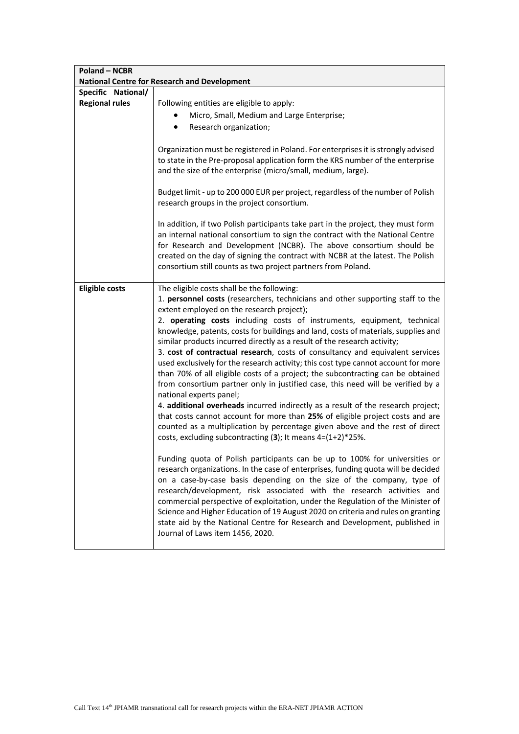| **Poland – NCBR**<br>**National Centre for Research and Development** | |
|---|---|
| **Specific National/ Regional rules** | Following entities are eligible to apply:<br>• Micro, Small, Medium and Large Enterprise;<br>• Research organization;<br><br>Organization must be registered in Poland. For enterprises it is strongly advised to state in the Pre-proposal application form the KRS number of the enterprise and the size of the enterprise (micro/small, medium, large).<br><br>Budget limit - up to 200 000 EUR per project, regardless of the number of Polish research groups in the project consortium.<br><br>In addition, if two Polish participants take part in the project, they must form an internal national consortium to sign the contract with the National Centre for Research and Development (NCBR). The above consortium should be created on the day of signing the contract with NCBR at the latest. The Polish consortium still counts as two project partners from Poland. |
| **Eligible costs** | The eligible costs shall be the following:<br>1. **personnel costs** (researchers, technicians and other supporting staff to the extent employed on the research project);<br>2. **operating costs** including costs of instruments, equipment, technical knowledge, patents, costs for buildings and land, costs of materials, supplies and similar products incurred directly as a result of the research activity;<br>3. **cost of contractual research**, costs of consultancy and equivalent services used exclusively for the research activity; this cost type cannot account for more than 70% of all eligible costs of a project; the subcontracting can be obtained from consortium partner only in justified case, this need will be verified by a national experts panel;<br>4. **additional overheads** incurred indirectly as a result of the research project; that costs cannot account for more than **25%** of eligible project costs and are counted as a multiplication by percentage given above and the rest of direct costs, excluding subcontracting (**3**); It means 4=(1+2)*25%.<br><br>Funding quota of Polish participants can be up to 100% for universities or research organizations. In the case of enterprises, funding quota will be decided on a case-by-case basis depending on the size of the company, type of research/development, risk associated with the research activities and commercial perspective of exploitation, under the Regulation of the Minister of Science and Higher Education of 19 August 2020 on criteria and rules on granting state aid by the National Centre for Research and Development, published in Journal of Laws item 1456, 2020. |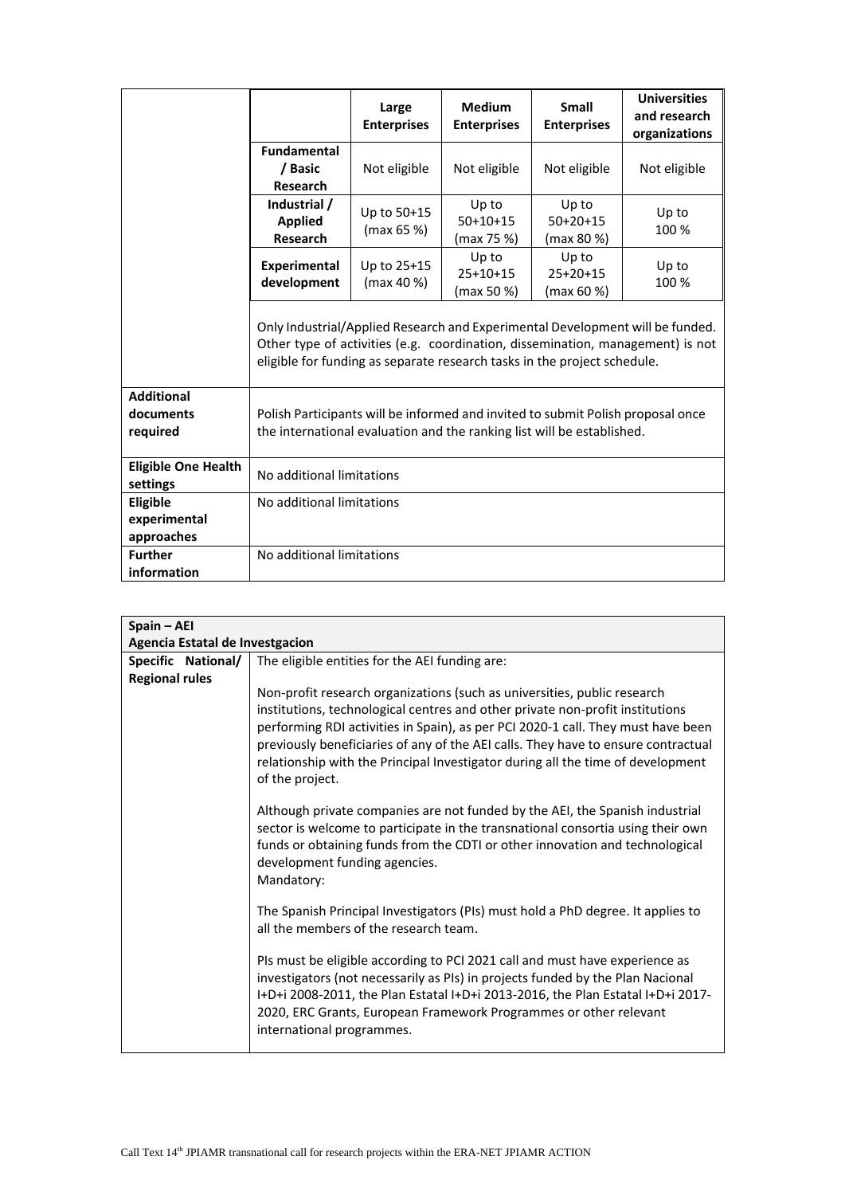| | | Large Enterprises | Medium Enterprises | Small Enterprises | Universities and research organizations |
|---|---|---|---|---|---|
| | **Fundamental / Basic Research** | Not eligible | Not eligible | Not eligible | Not eligible |
| | **Industrial / Applied Research** | Up to 50+15 (max 65 %) | Up to 50+10+15 (max 75 %) | Up to 50+20+15 (max 80 %) | Up to 100 % |
| | **Experimental development** | Up to 25+15 (max 40 %) | Up to 25+10+15 (max 50 %) | Up to 25+20+15 (max 60 %) | Up to 100 % |
| | Only Industrial/Applied Research and Experimental Development will be funded. Other type of activities (e.g. coordination, dissemination, management) is not eligible for funding as separate research tasks in the project schedule. | | | | |
| **Additional documents required** | Polish Participants will be informed and invited to submit Polish proposal once the international evaluation and the ranking list will be established. | | | | |
| **Eligible One Health settings** | No additional limitations | | | | |
| **Eligible experimental approaches** | No additional limitations | | | | |
| **Further information** | No additional limitations | | | | |

| **Spain – AEI Agencia Estatal de Investgacion** | |
|---|---|
| **Specific National/ Regional rules** | The eligible entities for the AEI funding are:<br><br>Non-profit research organizations (such as universities, public research institutions, technological centres and other private non-profit institutions performing RDI activities in Spain), as per PCI 2020-1 call. They must have been previously beneficiaries of any of the AEI calls. They have to ensure contractual relationship with the Principal Investigator during all the time of development of the project.<br><br>Although private companies are not funded by the AEI, the Spanish industrial sector is welcome to participate in the transnational consortia using their own funds or obtaining funds from the CDTI or other innovation and technological development funding agencies.<br>Mandatory:<br><br>The Spanish Principal Investigators (PIs) must hold a PhD degree. It applies to all the members of the research team.<br><br>PIs must be eligible according to PCI 2021 call and must have experience as investigators (not necessarily as PIs) in projects funded by the Plan Nacional I+D+i 2008-2011, the Plan Estatal I+D+i 2013-2016, the Plan Estatal I+D+i 2017-2020, ERC Grants, European Framework Programmes or other relevant international programmes. |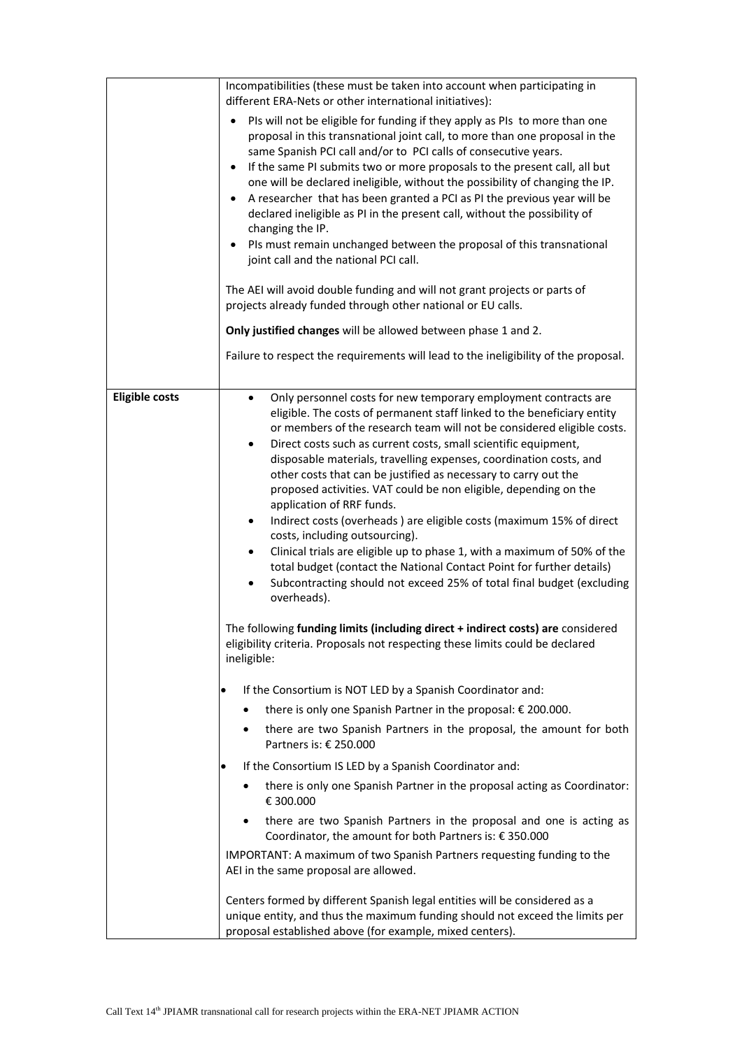| | |
|---|---|
| | Incompatibilities (these must be taken into account when participating in different ERA-Nets or other international initiatives):<br><br>• PIs will not be eligible for funding if they apply as PIs to more than one proposal in this transnational joint call, to more than one proposal in the same Spanish PCI call and/or to PCI calls of consecutive years.<br>• If the same PI submits two or more proposals to the present call, all but one will be declared ineligible, without the possibility of changing the IP.<br>• A researcher that has been granted a PCI as PI the previous year will be declared ineligible as PI in the present call, without the possibility of changing the IP.<br>• PIs must remain unchanged between the proposal of this transnational joint call and the national PCI call.<br><br>The AEI will avoid double funding and will not grant projects or parts of projects already funded through other national or EU calls.<br><br>**Only justified changes** will be allowed between phase 1 and 2.<br><br>Failure to respect the requirements will lead to the ineligibility of the proposal. |
| **Eligible costs** | • Only personnel costs for new temporary employment contracts are eligible. The costs of permanent staff linked to the beneficiary entity or members of the research team will not be considered eligible costs.<br>• Direct costs such as current costs, small scientific equipment, disposable materials, travelling expenses, coordination costs, and other costs that can be justified as necessary to carry out the proposed activities. VAT could be non eligible, depending on the application of RRF funds.<br>• Indirect costs (overheads ) are eligible costs (maximum 15% of direct costs, including outsourcing).<br>• Clinical trials are eligible up to phase 1, with a maximum of 50% of the total budget (contact the National Contact Point for further details)<br>• Subcontracting should not exceed 25% of total final budget (excluding overheads).<br><br>The following **funding limits (including direct + indirect costs) are** considered eligibility criteria. Proposals not respecting these limits could be declared ineligible:<br><br>• If the Consortium is NOT LED by a Spanish Coordinator and:<br>&nbsp;&nbsp;• there is only one Spanish Partner in the proposal: € 200.000.<br>&nbsp;&nbsp;• there are two Spanish Partners in the proposal, the amount for both Partners is: € 250.000<br>• If the Consortium IS LED by a Spanish Coordinator and:<br>&nbsp;&nbsp;• there is only one Spanish Partner in the proposal acting as Coordinator: € 300.000<br>&nbsp;&nbsp;• there are two Spanish Partners in the proposal and one is acting as Coordinator, the amount for both Partners is: € 350.000<br><br>IMPORTANT: A maximum of two Spanish Partners requesting funding to the AEI in the same proposal are allowed.<br><br>Centers formed by different Spanish legal entities will be considered as a unique entity, and thus the maximum funding should not exceed the limits per proposal established above (for example, mixed centers). |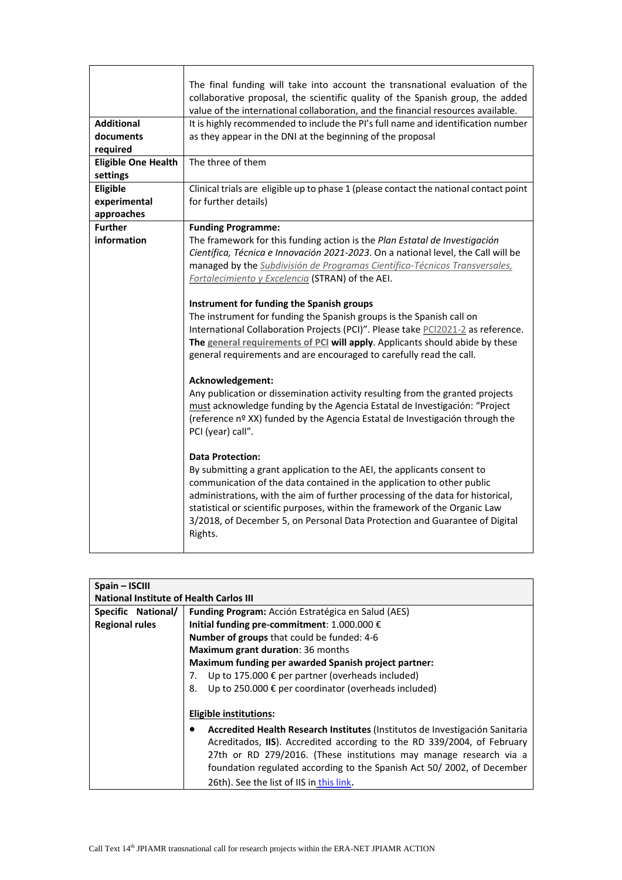| | |
|---|---|
| | The final funding will take into account the transnational evaluation of the collaborative proposal, the scientific quality of the Spanish group, the added value of the international collaboration, and the financial resources available. |
| **Additional documents required** | It is highly recommended to include the PI's full name and identification number as they appear in the DNI at the beginning of the proposal |
| **Eligible One Health settings** | The three of them |
| **Eligible experimental approaches** | Clinical trials are eligible up to phase 1 (please contact the national contact point for further details) |
| **Further information** | **Funding Programme:**<br>The framework for this funding action is the *Plan Estatal de Investigación Científica, Técnica e Innovación 2021-2023*. On a national level, the Call will be managed by the *Subdivisión de Programas Científico-Técnicos Transversales, Fortalecimiento y Excelencia* (STRAN) of the AEI.<br><br>**Instrument for funding the Spanish groups**<br>The instrument for funding the Spanish groups is the Spanish call on International Collaboration Projects (PCI)". Please take PCI2021-2 as reference. **The general requirements of PCI will apply**. Applicants should abide by these general requirements and are encouraged to carefully read the call.<br><br>**Acknowledgement:**<br>Any publication or dissemination activity resulting from the granted projects must acknowledge funding by the Agencia Estatal de Investigación: "Project (reference nº XX) funded by the Agencia Estatal de Investigación through the PCI (year) call".<br><br>**Data Protection:**<br>By submitting a grant application to the AEI, the applicants consent to communication of the data contained in the application to other public administrations, with the aim of further processing of the data for historical, statistical or scientific purposes, within the framework of the Organic Law 3/2018, of December 5, on Personal Data Protection and Guarantee of Digital Rights. |

| **Spain – ISCIII<br>National Institute of Health Carlos III** | |
|---|---|
| **Specific National/ Regional rules** | **Funding Program:** Acción Estratégica en Salud (AES)<br>**Initial funding pre-commitment**: 1.000.000 €<br>**Number of groups** that could be funded: 4-6<br>**Maximum grant duration**: 36 months<br>**Maximum funding per awarded Spanish project partner:**<br>7. Up to 175.000 € per partner (overheads included)<br>8. Up to 250.000 € per coordinator (overheads included)<br><br>**Eligible institutions:**<br>• **Accredited Health Research Institutes** (Institutos de Investigación Sanitaria Acreditados, **IIS**). Accredited according to the RD 339/2004, of February 27th or RD 279/2016. (These institutions may manage research via a foundation regulated according to the Spanish Act 50/ 2002, of December 26th). See the list of IIS in this link. |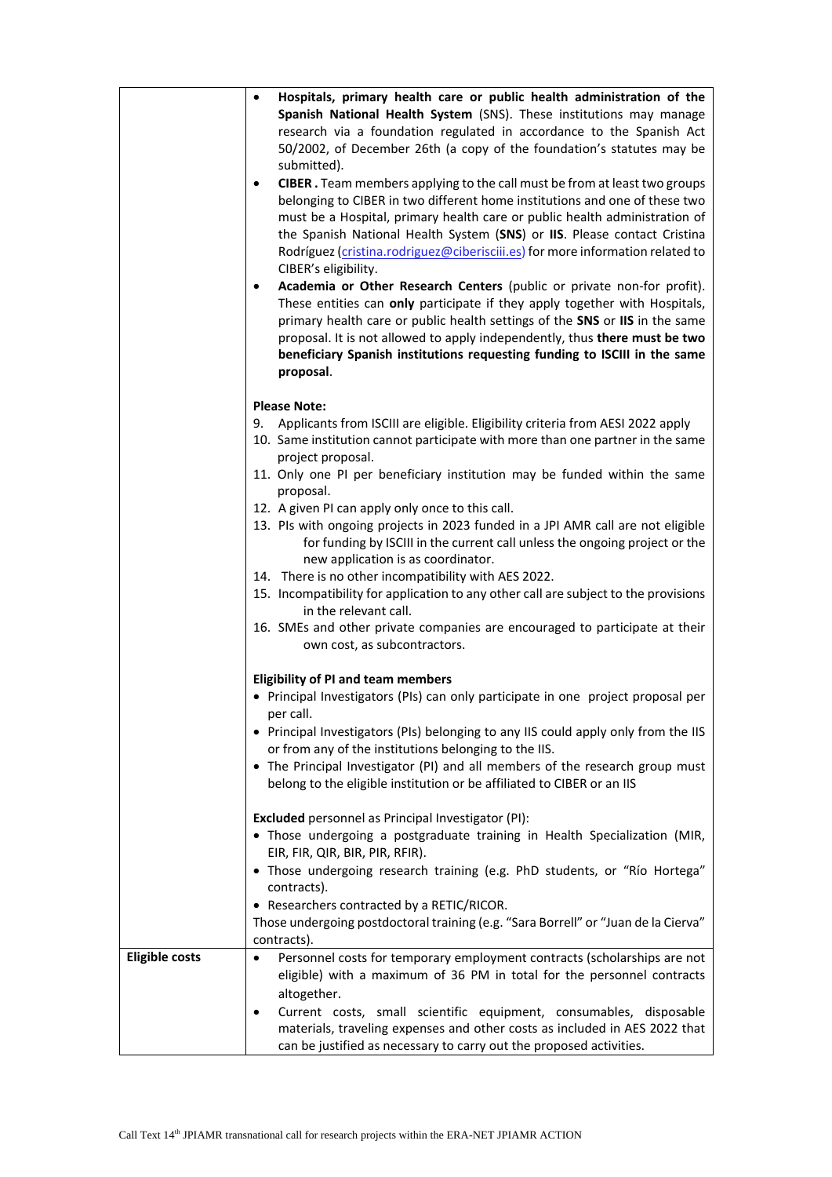| | |
|---|---|
| | • **Hospitals, primary health care or public health administration of the Spanish National Health System** (SNS). These institutions may manage research via a foundation regulated in accordance to the Spanish Act 50/2002, of December 26th (a copy of the foundation's statutes may be submitted).<br>• **CIBER .** Team members applying to the call must be from at least two groups belonging to CIBER in two different home institutions and one of these two must be a Hospital, primary health care or public health administration of the Spanish National Health System (**SNS**) or **IIS**. Please contact Cristina Rodríguez (cristina.rodriguez@ciberisciii.es) for more information related to CIBER's eligibility.<br>• **Academia or Other Research Centers** (public or private non-for profit). These entities can **only** participate if they apply together with Hospitals, primary health care or public health settings of the **SNS** or **IIS** in the same proposal. It is not allowed to apply independently, thus **there must be two beneficiary Spanish institutions requesting funding to ISCIII in the same proposal**.<br><br>**Please Note:**<br>9. Applicants from ISCIII are eligible. Eligibility criteria from AESI 2022 apply<br>10. Same institution cannot participate with more than one partner in the same project proposal.<br>11. Only one PI per beneficiary institution may be funded within the same proposal.<br>12. A given PI can apply only once to this call.<br>13. PIs with ongoing projects in 2023 funded in a JPI AMR call are not eligible for funding by ISCIII in the current call unless the ongoing project or the new application is as coordinator.<br>14. There is no other incompatibility with AES 2022.<br>15. Incompatibility for application to any other call are subject to the provisions in the relevant call.<br>16. SMEs and other private companies are encouraged to participate at their own cost, as subcontractors.<br><br>**Eligibility of PI and team members**<br>• Principal Investigators (PIs) can only participate in one project proposal per per call.<br>• Principal Investigators (PIs) belonging to any IIS could apply only from the IIS or from any of the institutions belonging to the IIS.<br>• The Principal Investigator (PI) and all members of the research group must belong to the eligible institution or be affiliated to CIBER or an IIS<br><br>**Excluded** personnel as Principal Investigator (PI):<br>• Those undergoing a postgraduate training in Health Specialization (MIR, EIR, FIR, QIR, BIR, PIR, RFIR).<br>• Those undergoing research training (e.g. PhD students, or "Río Hortega" contracts).<br>• Researchers contracted by a RETIC/RICOR.<br>Those undergoing postdoctoral training (e.g. "Sara Borrell" or "Juan de la Cierva" contracts). |
| **Eligible costs** | • Personnel costs for temporary employment contracts (scholarships are not eligible) with a maximum of 36 PM in total for the personnel contracts altogether.<br>• Current costs, small scientific equipment, consumables, disposable materials, traveling expenses and other costs as included in AES 2022 that can be justified as necessary to carry out the proposed activities. |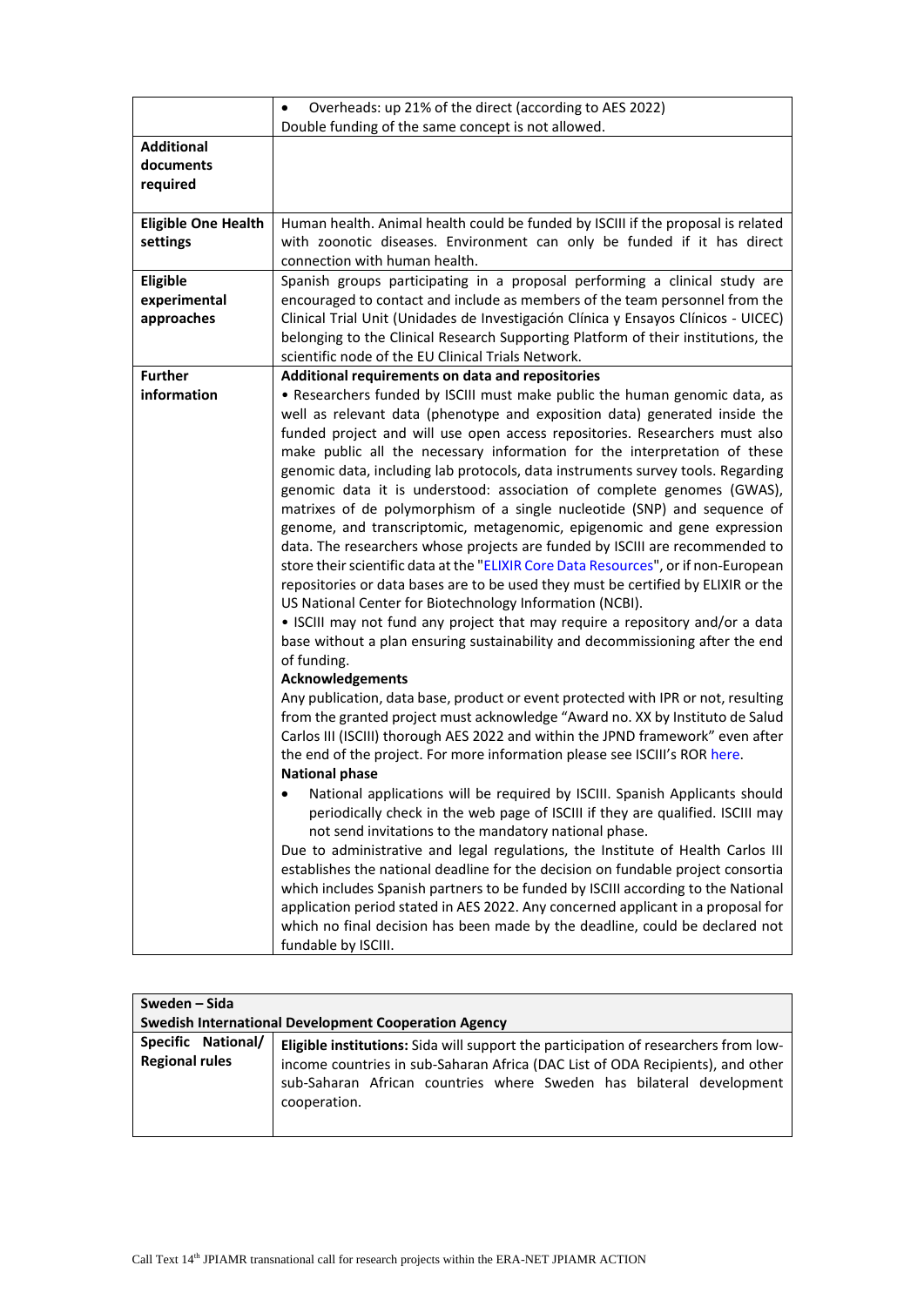| | |
|---|---|
| | • Overheads: up 21% of the direct (according to AES 2022)<br>Double funding of the same concept is not allowed. |
| **Additional documents required** | |
| **Eligible One Health settings** | Human health. Animal health could be funded by ISCIII if the proposal is related with zoonotic diseases. Environment can only be funded if it has direct connection with human health. |
| **Eligible experimental approaches** | Spanish groups participating in a proposal performing a clinical study are encouraged to contact and include as members of the team personnel from the Clinical Trial Unit (Unidades de Investigación Clínica y Ensayos Clínicos - UICEC) belonging to the Clinical Research Supporting Platform of their institutions, the scientific node of the EU Clinical Trials Network. |
| **Further information** | **Additional requirements on data and repositories**<br>• Researchers funded by ISCIII must make public the human genomic data, as well as relevant data (phenotype and exposition data) generated inside the funded project and will use open access repositories. Researchers must also make public all the necessary information for the interpretation of these genomic data, including lab protocols, data instruments survey tools. Regarding genomic data it is understood: association of complete genomes (GWAS), matrixes of de polymorphism of a single nucleotide (SNP) and sequence of genome, and transcriptomic, metagenomic, epigenomic and gene expression data. The researchers whose projects are funded by ISCIII are recommended to store their scientific data at the "ELIXIR Core Data Resources", or if non-European repositories or data bases are to be used they must be certified by ELIXIR or the US National Center for Biotechnology Information (NCBI).<br>• ISCIII may not fund any project that may require a repository and/or a data base without a plan ensuring sustainability and decommissioning after the end of funding.<br>**Acknowledgements**<br>Any publication, data base, product or event protected with IPR or not, resulting from the granted project must acknowledge "Award no. XX by Instituto de Salud Carlos III (ISCIII) thorough AES 2022 and within the JPND framework" even after the end of the project. For more information please see ISCIII's ROR here.<br>**National phase**<br>• National applications will be required by ISCIII. Spanish Applicants should periodically check in the web page of ISCIII if they are qualified. ISCIII may not send invitations to the mandatory national phase.<br>Due to administrative and legal regulations, the Institute of Health Carlos III establishes the national deadline for the decision on fundable project consortia which includes Spanish partners to be funded by ISCIII according to the National application period stated in AES 2022. Any concerned applicant in a proposal for which no final decision has been made by the deadline, could be declared not fundable by ISCIII. |

| **Sweden – Sida**<br>**Swedish International Development Cooperation Agency** | |
|---|---|
| **Specific National/ Regional rules** | **Eligible institutions:** Sida will support the participation of researchers from low-income countries in sub-Saharan Africa (DAC List of ODA Recipients), and other sub-Saharan African countries where Sweden has bilateral development cooperation. |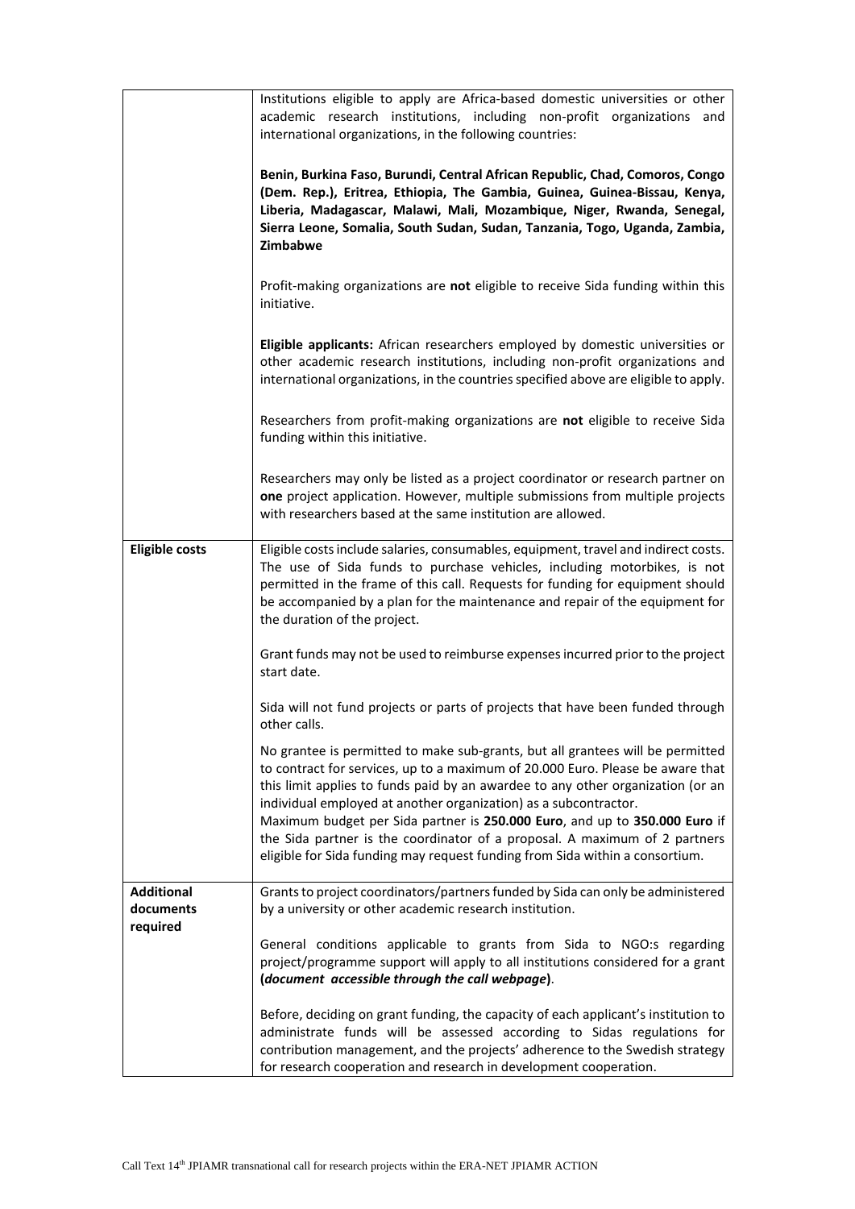| | |
|---|---|
| | Institutions eligible to apply are Africa-based domestic universities or other academic research institutions, including non-profit organizations and international organizations, in the following countries:<br><br>**Benin, Burkina Faso, Burundi, Central African Republic, Chad, Comoros, Congo (Dem. Rep.), Eritrea, Ethiopia, The Gambia, Guinea, Guinea-Bissau, Kenya, Liberia, Madagascar, Malawi, Mali, Mozambique, Niger, Rwanda, Senegal, Sierra Leone, Somalia, South Sudan, Sudan, Tanzania, Togo, Uganda, Zambia, Zimbabwe**<br><br>Profit-making organizations are **not** eligible to receive Sida funding within this initiative.<br><br>**Eligible applicants:** African researchers employed by domestic universities or other academic research institutions, including non-profit organizations and international organizations, in the countries specified above are eligible to apply.<br><br>Researchers from profit-making organizations are **not** eligible to receive Sida funding within this initiative.<br><br>Researchers may only be listed as a project coordinator or research partner on **one** project application. However, multiple submissions from multiple projects with researchers based at the same institution are allowed. |
| **Eligible costs** | Eligible costs include salaries, consumables, equipment, travel and indirect costs. The use of Sida funds to purchase vehicles, including motorbikes, is not permitted in the frame of this call. Requests for funding for equipment should be accompanied by a plan for the maintenance and repair of the equipment for the duration of the project.<br><br>Grant funds may not be used to reimburse expenses incurred prior to the project start date.<br><br>Sida will not fund projects or parts of projects that have been funded through other calls.<br><br>No grantee is permitted to make sub-grants, but all grantees will be permitted to contract for services, up to a maximum of 20.000 Euro. Please be aware that this limit applies to funds paid by an awardee to any other organization (or an individual employed at another organization) as a subcontractor.<br>Maximum budget per Sida partner is **250.000 Euro**, and up to **350.000 Euro** if the Sida partner is the coordinator of a proposal. A maximum of 2 partners eligible for Sida funding may request funding from Sida within a consortium. |
| **Additional documents required** | Grants to project coordinators/partners funded by Sida can only be administered by a university or other academic research institution.<br><br>General conditions applicable to grants from Sida to NGO:s regarding project/programme support will apply to all institutions considered for a grant **(*document accessible through the call webpage*)**.<br><br>Before, deciding on grant funding, the capacity of each applicant's institution to administrate funds will be assessed according to Sidas regulations for contribution management, and the projects' adherence to the Swedish strategy for research cooperation and research in development cooperation. |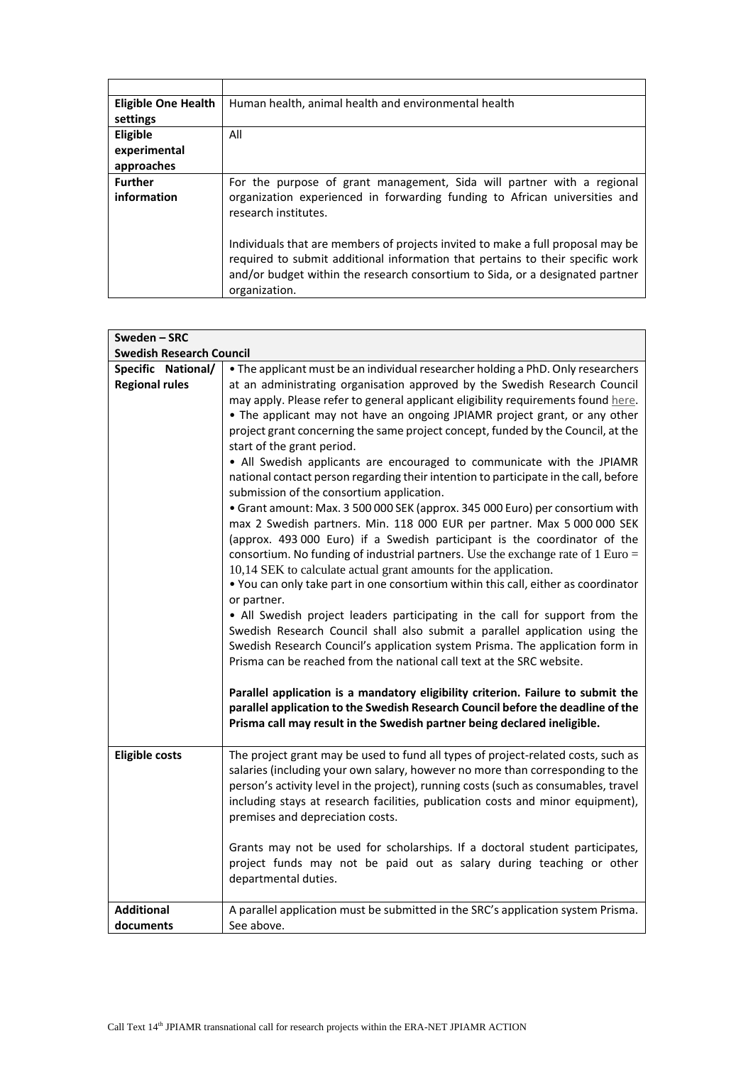| | |
|---|---|
| **Eligible One Health settings** | Human health, animal health and environmental health |
| **Eligible experimental approaches** | All |
| **Further information** | For the purpose of grant management, Sida will partner with a regional organization experienced in forwarding funding to African universities and research institutes.<br><br>Individuals that are members of projects invited to make a full proposal may be required to submit additional information that pertains to their specific work and/or budget within the research consortium to Sida, or a designated partner organization. |

| **Sweden – SRC**<br>**Swedish Research Council** | |
|---|---|
| **Specific National/ Regional rules** | • The applicant must be an individual researcher holding a PhD. Only researchers at an administrating organisation approved by the Swedish Research Council may apply. Please refer to general applicant eligibility requirements found here.<br>• The applicant may not have an ongoing JPIAMR project grant, or any other project grant concerning the same project concept, funded by the Council, at the start of the grant period.<br>• All Swedish applicants are encouraged to communicate with the JPIAMR national contact person regarding their intention to participate in the call, before submission of the consortium application.<br>• Grant amount: Max. 3 500 000 SEK (approx. 345 000 Euro) per consortium with max 2 Swedish partners. Min. 118 000 EUR per partner. Max 5 000 000 SEK (approx. 493 000 Euro) if a Swedish participant is the coordinator of the consortium. No funding of industrial partners. Use the exchange rate of 1 Euro = 10,14 SEK to calculate actual grant amounts for the application.<br>• You can only take part in one consortium within this call, either as coordinator or partner.<br>• All Swedish project leaders participating in the call for support from the Swedish Research Council shall also submit a parallel application using the Swedish Research Council's application system Prisma. The application form in Prisma can be reached from the national call text at the SRC website.<br><br>**Parallel application is a mandatory eligibility criterion. Failure to submit the parallel application to the Swedish Research Council before the deadline of the Prisma call may result in the Swedish partner being declared ineligible.** |
| **Eligible costs** | The project grant may be used to fund all types of project-related costs, such as salaries (including your own salary, however no more than corresponding to the person's activity level in the project), running costs (such as consumables, travel including stays at research facilities, publication costs and minor equipment), premises and depreciation costs.<br><br>Grants may not be used for scholarships. If a doctoral student participates, project funds may not be paid out as salary during teaching or other departmental duties. |
| **Additional documents** | A parallel application must be submitted in the SRC's application system Prisma. See above. |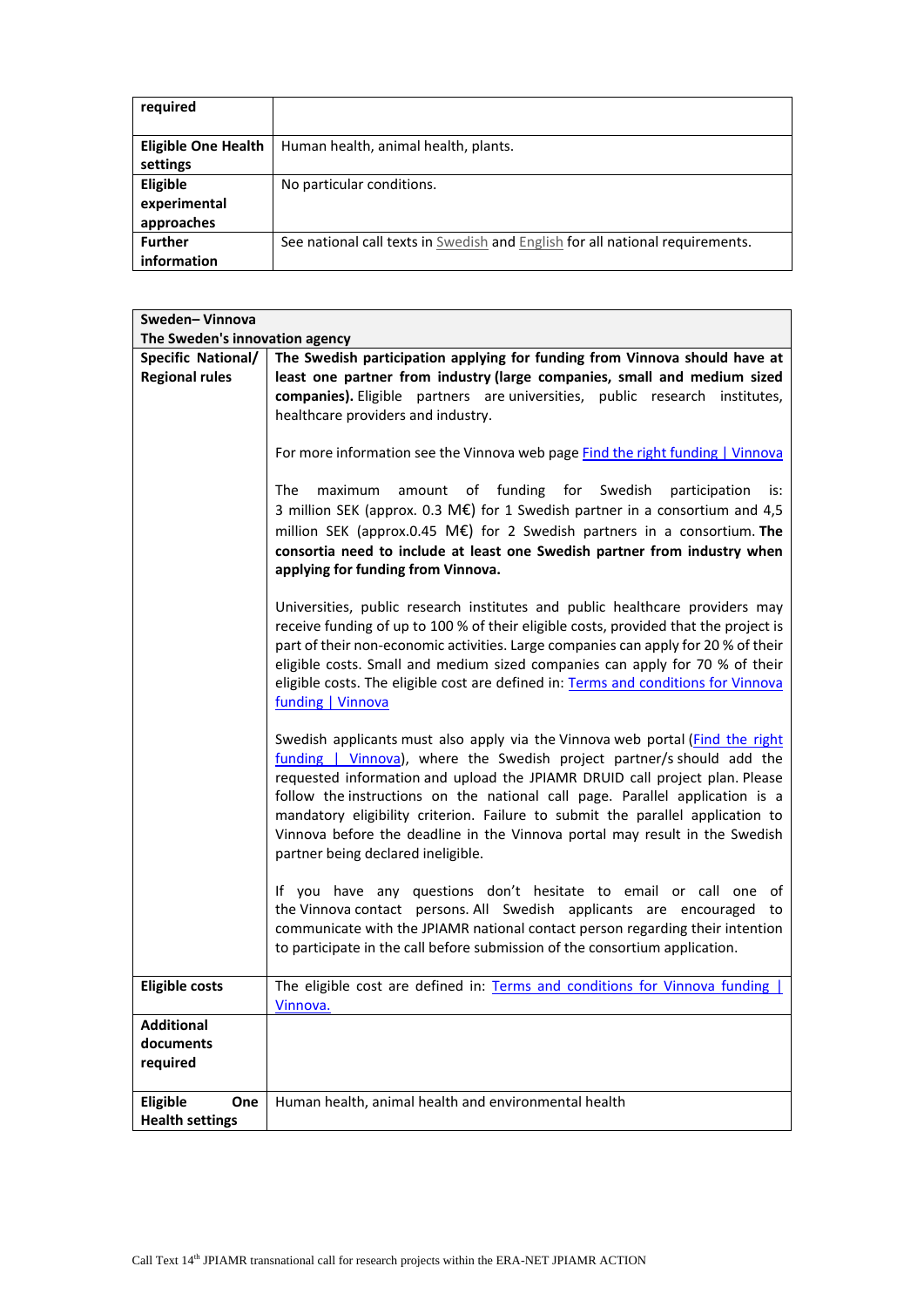| required | |
|---|---|
| **Eligible One Health settings** | Human health, animal health, plants. |
| **Eligible experimental approaches** | No particular conditions. |
| **Further information** | See national call texts in Swedish and English for all national requirements. |

| **Sweden– Vinnova The Sweden's innovation agency** | |
|---|---|
| **Specific National/ Regional rules** | **The Swedish participation applying for funding from Vinnova should have at least one partner from industry (large companies, small and medium sized companies).** Eligible partners are universities, public research institutes, healthcare providers and industry.<br><br>For more information see the Vinnova web page Find the right funding \| Vinnova<br><br>The maximum amount of funding for Swedish participation is: 3 million SEK (approx. 0.3 M€) for 1 Swedish partner in a consortium and 4,5 million SEK (approx.0.45 M€) for 2 Swedish partners in a consortium. **The consortia need to include at least one Swedish partner from industry when applying for funding from Vinnova.**<br><br>Universities, public research institutes and public healthcare providers may receive funding of up to 100 % of their eligible costs, provided that the project is part of their non-economic activities. Large companies can apply for 20 % of their eligible costs. Small and medium sized companies can apply for 70 % of their eligible costs. The eligible cost are defined in: Terms and conditions for Vinnova funding \| Vinnova<br><br>Swedish applicants must also apply via the Vinnova web portal (Find the right funding \| Vinnova), where the Swedish project partner/s should add the requested information and upload the JPIAMR DRUID call project plan. Please follow the instructions on the national call page. Parallel application is a mandatory eligibility criterion. Failure to submit the parallel application to Vinnova before the deadline in the Vinnova portal may result in the Swedish partner being declared ineligible.<br><br>If you have any questions don't hesitate to email or call one of the Vinnova contact persons. All Swedish applicants are encouraged to communicate with the JPIAMR national contact person regarding their intention to participate in the call before submission of the consortium application. |
| **Eligible costs** | The eligible cost are defined in: Terms and conditions for Vinnova funding \| Vinnova. |
| **Additional documents required** | |
| **Eligible One Health settings** | Human health, animal health and environmental health |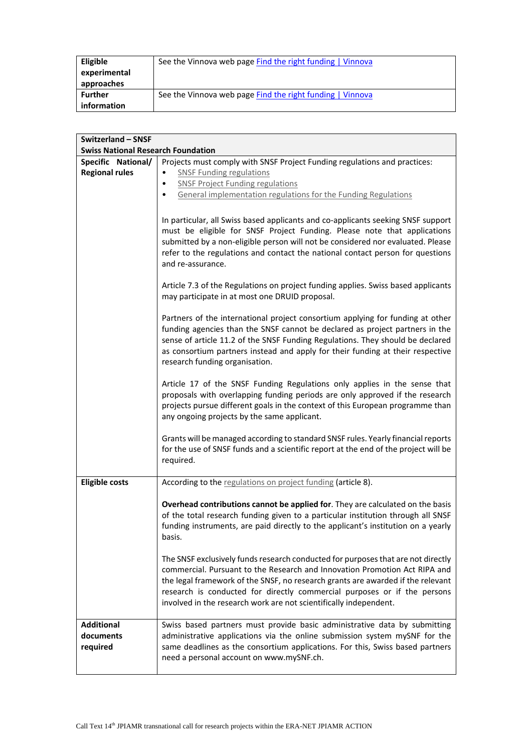| Eligible experimental approaches | See the Vinnova web page Find the right funding \| Vinnova |
|---|---|
| Further information | See the Vinnova web page Find the right funding \| Vinnova |

| Switzerland – SNSF<br>Swiss National Research Foundation | |
|---|---|
| Specific National/ Regional rules | Projects must comply with SNSF Project Funding regulations and practices:<br>• SNSF Funding regulations<br>• SNSF Project Funding regulations<br>• General implementation regulations for the Funding Regulations<br><br>In particular, all Swiss based applicants and co-applicants seeking SNSF support must be eligible for SNSF Project Funding. Please note that applications submitted by a non-eligible person will not be considered nor evaluated. Please refer to the regulations and contact the national contact person for questions and re-assurance.<br><br>Article 7.3 of the Regulations on project funding applies. Swiss based applicants may participate in at most one DRUID proposal.<br><br>Partners of the international project consortium applying for funding at other funding agencies than the SNSF cannot be declared as project partners in the sense of article 11.2 of the SNSF Funding Regulations. They should be declared as consortium partners instead and apply for their funding at their respective research funding organisation.<br><br>Article 17 of the SNSF Funding Regulations only applies in the sense that proposals with overlapping funding periods are only approved if the research projects pursue different goals in the context of this European programme than any ongoing projects by the same applicant.<br><br>Grants will be managed according to standard SNSF rules. Yearly financial reports for the use of SNSF funds and a scientific report at the end of the project will be required. |
| Eligible costs | According to the regulations on project funding (article 8).<br><br>**Overhead contributions cannot be applied for**. They are calculated on the basis of the total research funding given to a particular institution through all SNSF funding instruments, are paid directly to the applicant's institution on a yearly basis.<br><br>The SNSF exclusively funds research conducted for purposes that are not directly commercial. Pursuant to the Research and Innovation Promotion Act RIPA and the legal framework of the SNSF, no research grants are awarded if the relevant research is conducted for directly commercial purposes or if the persons involved in the research work are not scientifically independent. |
| Additional documents required | Swiss based partners must provide basic administrative data by submitting administrative applications via the online submission system mySNF for the same deadlines as the consortium applications. For this, Swiss based partners need a personal account on www.mySNF.ch. |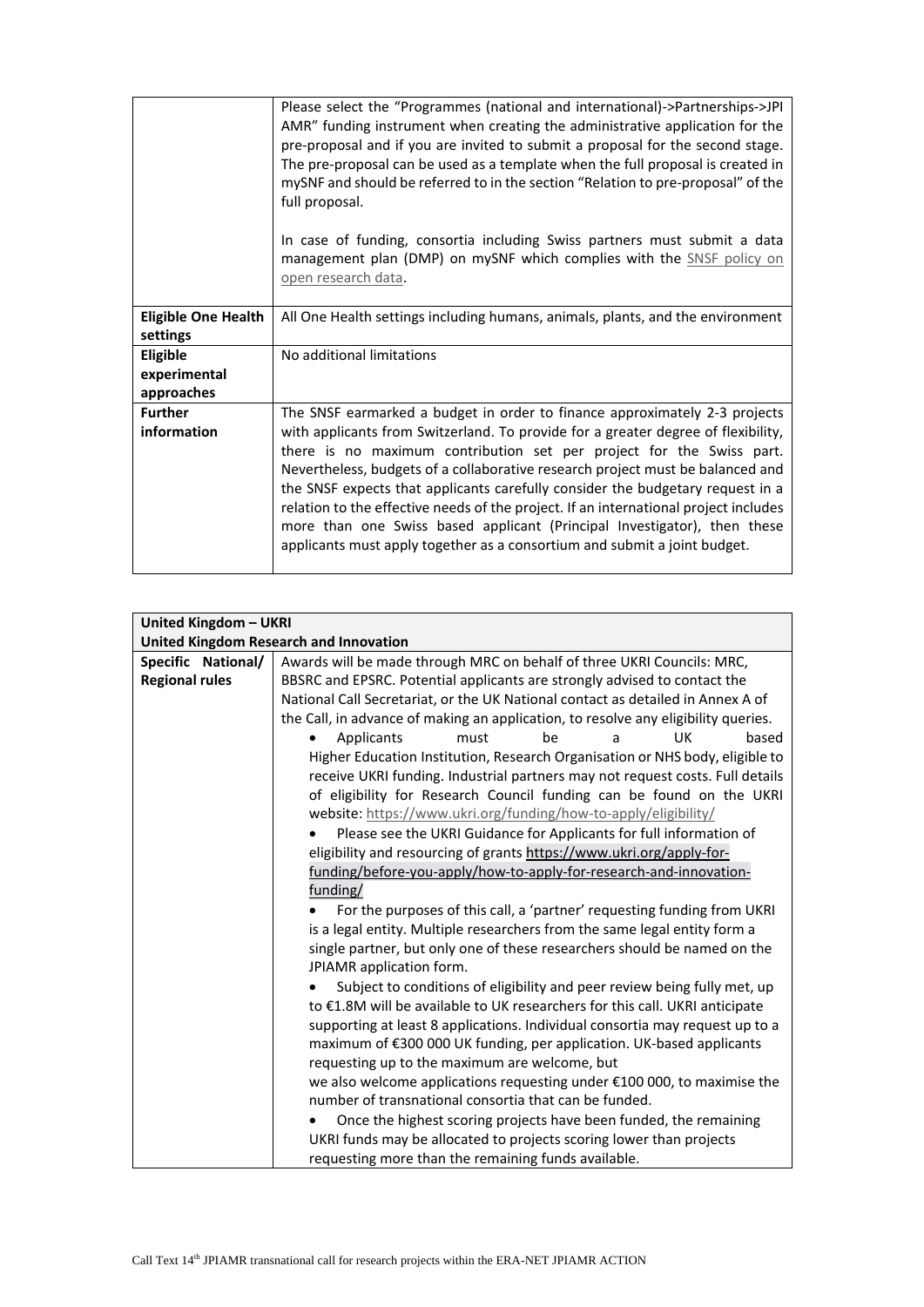| | |
|---|---|
| | Please select the "Programmes (national and international)->Partnerships->JPI AMR" funding instrument when creating the administrative application for the pre-proposal and if you are invited to submit a proposal for the second stage. The pre-proposal can be used as a template when the full proposal is created in mySNF and should be referred to in the section "Relation to pre-proposal" of the full proposal.<br><br>In case of funding, consortia including Swiss partners must submit a data management plan (DMP) on mySNF which complies with the SNSF policy on open research data. |
| **Eligible One Health settings** | All One Health settings including humans, animals, plants, and the environment |
| **Eligible experimental approaches** | No additional limitations |
| **Further information** | The SNSF earmarked a budget in order to finance approximately 2-3 projects with applicants from Switzerland. To provide for a greater degree of flexibility, there is no maximum contribution set per project for the Swiss part. Nevertheless, budgets of a collaborative research project must be balanced and the SNSF expects that applicants carefully consider the budgetary request in a relation to the effective needs of the project. If an international project includes more than one Swiss based applicant (Principal Investigator), then these applicants must apply together as a consortium and submit a joint budget. |

| **United Kingdom – UKRI**<br>**United Kingdom Research and Innovation** | |
|---|---|
| **Specific National/ Regional rules** | Awards will be made through MRC on behalf of three UKRI Councils: MRC, BBSRC and EPSRC. Potential applicants are strongly advised to contact the National Call Secretariat, or the UK National contact as detailed in Annex A of the Call, in advance of making an application, to resolve any eligibility queries.<br>• Applicants must be a UK based Higher Education Institution, Research Organisation or NHS body, eligible to receive UKRI funding. Industrial partners may not request costs. Full details of eligibility for Research Council funding can be found on the UKRI website: https://www.ukri.org/funding/how-to-apply/eligibility/<br>• Please see the UKRI Guidance for Applicants for full information of eligibility and resourcing of grants https://www.ukri.org/apply-for-funding/before-you-apply/how-to-apply-for-research-and-innovation-funding/<br>• For the purposes of this call, a 'partner' requesting funding from UKRI is a legal entity. Multiple researchers from the same legal entity form a single partner, but only one of these researchers should be named on the JPIAMR application form.<br>• Subject to conditions of eligibility and peer review being fully met, up to €1.8M will be available to UK researchers for this call. UKRI anticipate supporting at least 8 applications. Individual consortia may request up to a maximum of €300 000 UK funding, per application. UK-based applicants requesting up to the maximum are welcome, but we also welcome applications requesting under €100 000, to maximise the number of transnational consortia that can be funded.<br>• Once the highest scoring projects have been funded, the remaining UKRI funds may be allocated to projects scoring lower than projects requesting more than the remaining funds available. |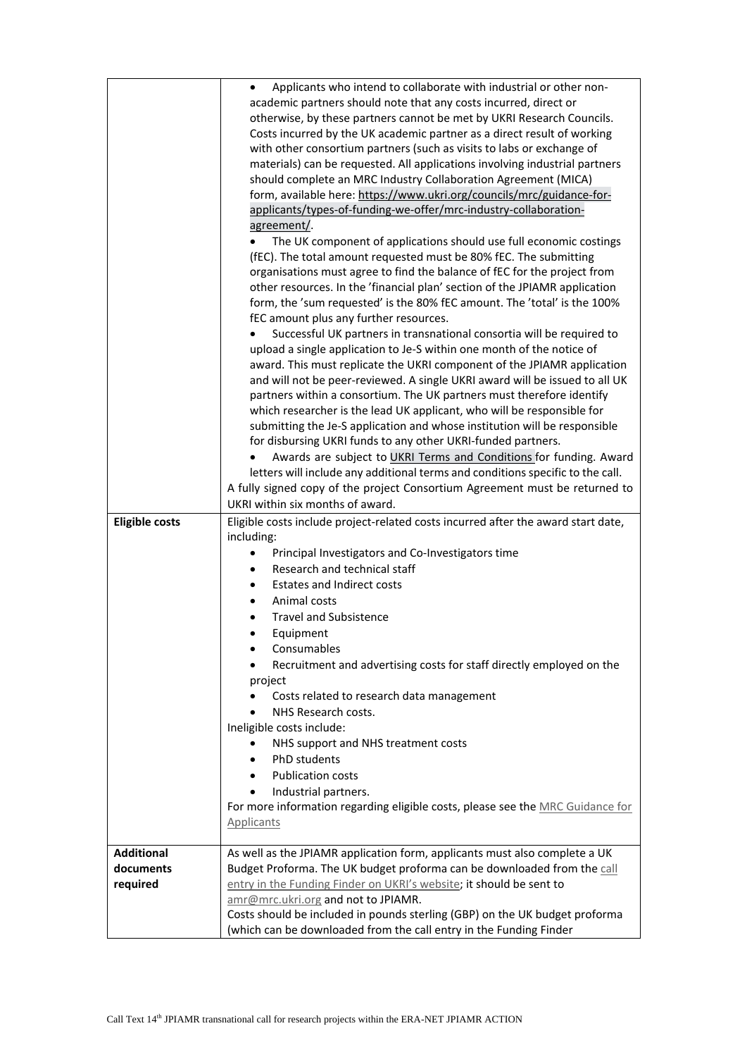| | |
|---|---|
| | • Applicants who intend to collaborate with industrial or other non-academic partners should note that any costs incurred, direct or otherwise, by these partners cannot be met by UKRI Research Councils. Costs incurred by the UK academic partner as a direct result of working with other consortium partners (such as visits to labs or exchange of materials) can be requested. All applications involving industrial partners should complete an MRC Industry Collaboration Agreement (MICA) form, available here: https://www.ukri.org/councils/mrc/guidance-for-applicants/types-of-funding-we-offer/mrc-industry-collaboration-agreement/.<br>• The UK component of applications should use full economic costings (fEC). The total amount requested must be 80% fEC. The submitting organisations must agree to find the balance of fEC for the project from other resources. In the 'financial plan' section of the JPIAMR application form, the 'sum requested' is the 80% fEC amount. The 'total' is the 100% fEC amount plus any further resources.<br>• Successful UK partners in transnational consortia will be required to upload a single application to Je-S within one month of the notice of award. This must replicate the UKRI component of the JPIAMR application and will not be peer-reviewed. A single UKRI award will be issued to all UK partners within a consortium. The UK partners must therefore identify which researcher is the lead UK applicant, who will be responsible for submitting the Je-S application and whose institution will be responsible for disbursing UKRI funds to any other UKRI-funded partners.<br>• Awards are subject to UKRI Terms and Conditions for funding. Award letters will include any additional terms and conditions specific to the call.<br>A fully signed copy of the project Consortium Agreement must be returned to UKRI within six months of award. |
| **Eligible costs** | Eligible costs include project-related costs incurred after the award start date, including:<br>• Principal Investigators and Co-Investigators time<br>• Research and technical staff<br>• Estates and Indirect costs<br>• Animal costs<br>• Travel and Subsistence<br>• Equipment<br>• Consumables<br>• Recruitment and advertising costs for staff directly employed on the project<br>• Costs related to research data management<br>• NHS Research costs.<br>Ineligible costs include:<br>• NHS support and NHS treatment costs<br>• PhD students<br>• Publication costs<br>• Industrial partners.<br>For more information regarding eligible costs, please see the MRC Guidance for Applicants |
| **Additional documents required** | As well as the JPIAMR application form, applicants must also complete a UK Budget Proforma. The UK budget proforma can be downloaded from the call entry in the Funding Finder on UKRI's website; it should be sent to amr@mrc.ukri.org and not to JPIAMR.<br>Costs should be included in pounds sterling (GBP) on the UK budget proforma (which can be downloaded from the call entry in the Funding Finder |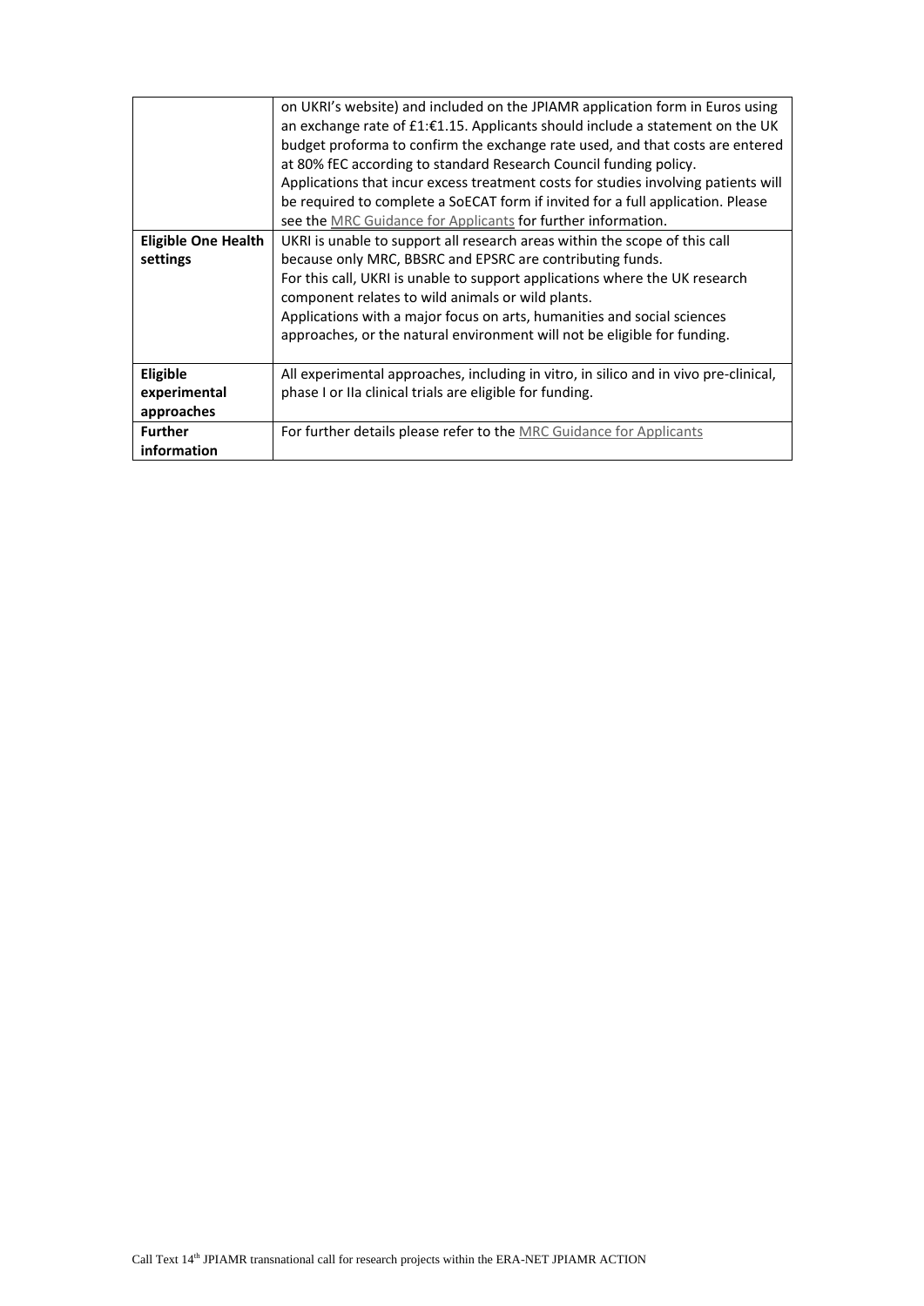| | |
|---|---|
| | on UKRI's website) and included on the JPIAMR application form in Euros using an exchange rate of £1:€1.15. Applicants should include a statement on the UK budget proforma to confirm the exchange rate used, and that costs are entered at 80% fEC according to standard Research Council funding policy. Applications that incur excess treatment costs for studies involving patients will be required to complete a SoECAT form if invited for a full application. Please see the MRC Guidance for Applicants for further information. |
| **Eligible One Health settings** | UKRI is unable to support all research areas within the scope of this call because only MRC, BBSRC and EPSRC are contributing funds. For this call, UKRI is unable to support applications where the UK research component relates to wild animals or wild plants. Applications with a major focus on arts, humanities and social sciences approaches, or the natural environment will not be eligible for funding. |
| **Eligible experimental approaches** | All experimental approaches, including in vitro, in silico and in vivo pre-clinical, phase I or IIa clinical trials are eligible for funding. |
| **Further information** | For further details please refer to the MRC Guidance for Applicants |